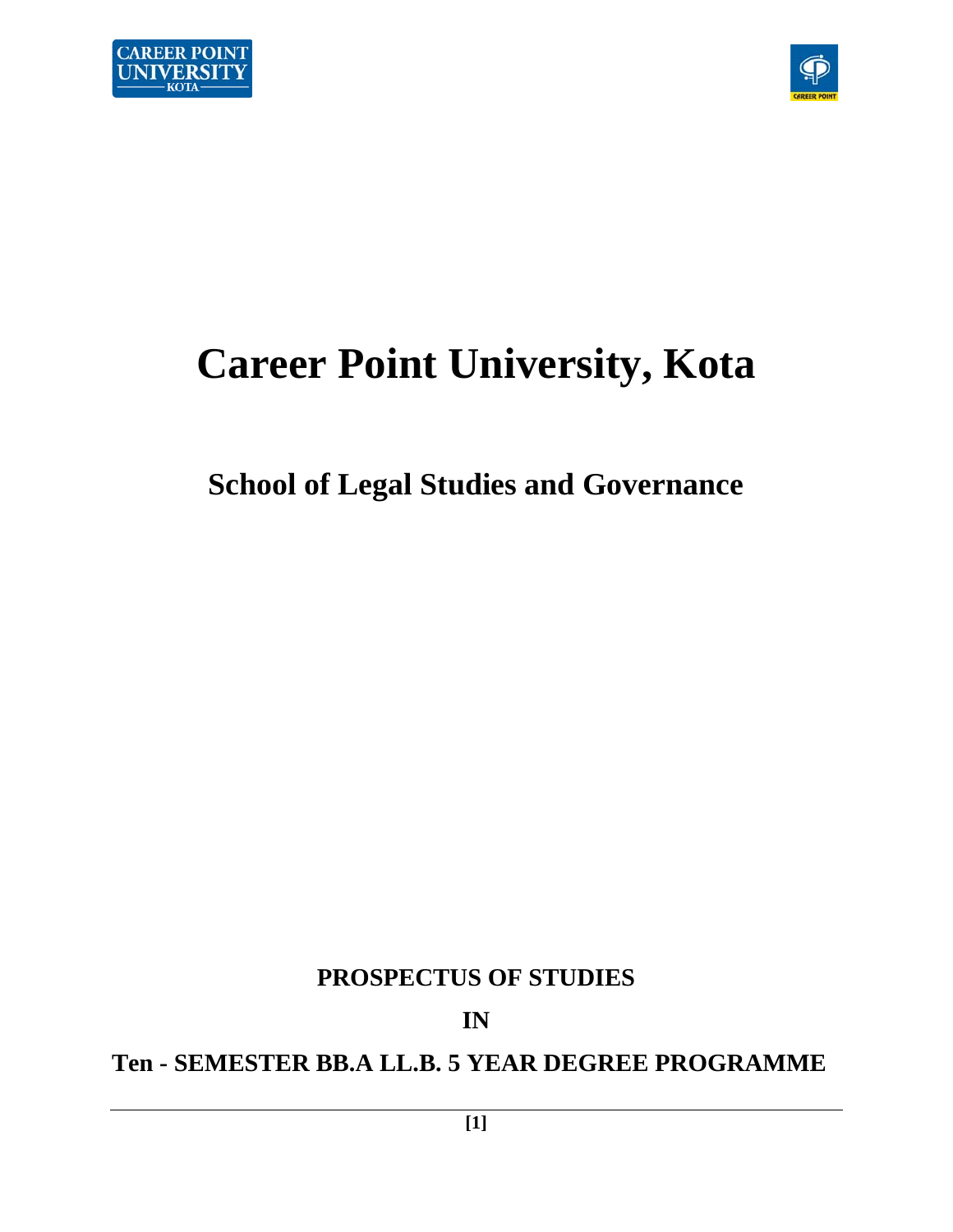# Career Point University, Kota

## School of Legal Studies and Governance

**PROSPECTUS OF STUDIES**

**IN**

**Ten - SEMESTER BB.A LL.B. 5 YEAR DEGREE PROGRAMME**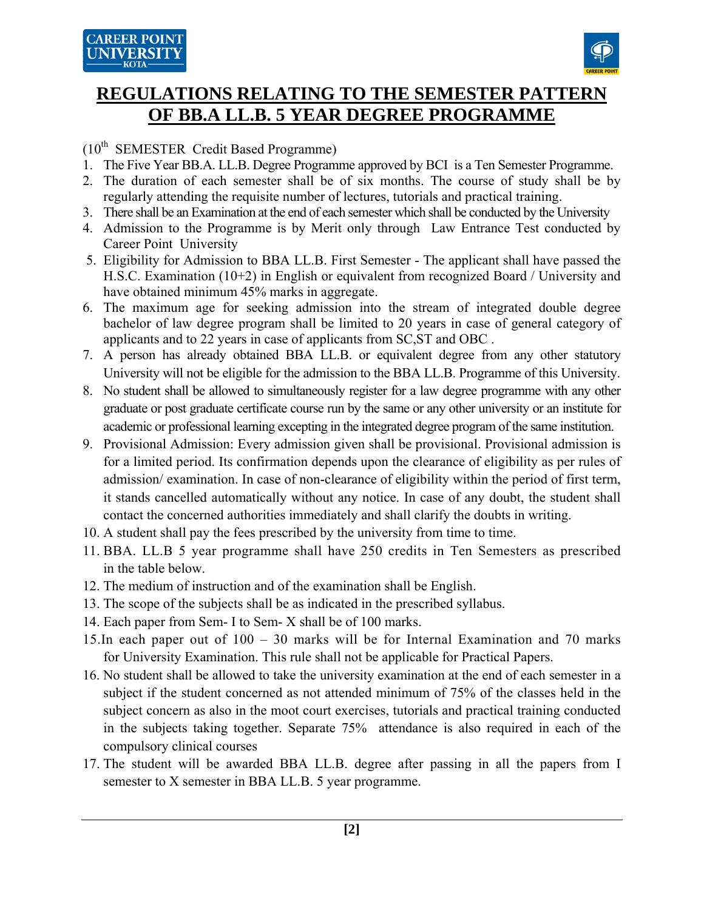# REGULATIONS RELATING TO THE SEMESTER PATTERN OF BB.A LL.B. 5 YEAR DEGREE PROGRAMME

(10th SEMESTER Credit Based Programme)

1. The Five Year BB.A. LL.B. Degree Programme approved by BCI is a Ten Semester Programme.
2. The duration of each semester shall be of six months. The course of study shall be by regularly attending the requisite number of lectures, tutorials and practical training.
3. There shall be an Examination at the end of each semester which shall be conducted by the University
4. Admission to the Programme is by Merit only through Law Entrance Test conducted by Career Point University
5. Eligibility for Admission to BBA LL.B. First Semester - The applicant shall have passed the H.S.C. Examination (10+2) in English or equivalent from recognized Board / University and have obtained minimum 45% marks in aggregate.
6. The maximum age for seeking admission into the stream of integrated double degree bachelor of law degree program shall be limited to 20 years in case of general category of applicants and to 22 years in case of applicants from SC,ST and OBC .
7. A person has already obtained BBA LL.B. or equivalent degree from any other statutory University will not be eligible for the admission to the BBA LL.B. Programme of this University.
8. No student shall be allowed to simultaneously register for a law degree programme with any other graduate or post graduate certificate course run by the same or any other university or an institute for academic or professional learning excepting in the integrated degree program of the same institution.
9. Provisional Admission: Every admission given shall be provisional. Provisional admission is for a limited period. Its confirmation depends upon the clearance of eligibility as per rules of admission/ examination. In case of non-clearance of eligibility within the period of first term, it stands cancelled automatically without any notice. In case of any doubt, the student shall contact the concerned authorities immediately and shall clarify the doubts in writing.
10. A student shall pay the fees prescribed by the university from time to time.
11. BBA. LL.B 5 year programme shall have 250 credits in Ten Semesters as prescribed in the table below.
12. The medium of instruction and of the examination shall be English.
13. The scope of the subjects shall be as indicated in the prescribed syllabus.
14. Each paper from Sem- I to Sem- X shall be of 100 marks.
15. In each paper out of 100 – 30 marks will be for Internal Examination and 70 marks for University Examination. This rule shall not be applicable for Practical Papers.
16. No student shall be allowed to take the university examination at the end of each semester in a subject if the student concerned as not attended minimum of 75% of the classes held in the subject concern as also in the moot court exercises, tutorials and practical training conducted in the subjects taking together. Separate 75% attendance is also required in each of the compulsory clinical courses
17. The student will be awarded BBA LL.B. degree after passing in all the papers from I semester to X semester in BBA LL.B. 5 year programme.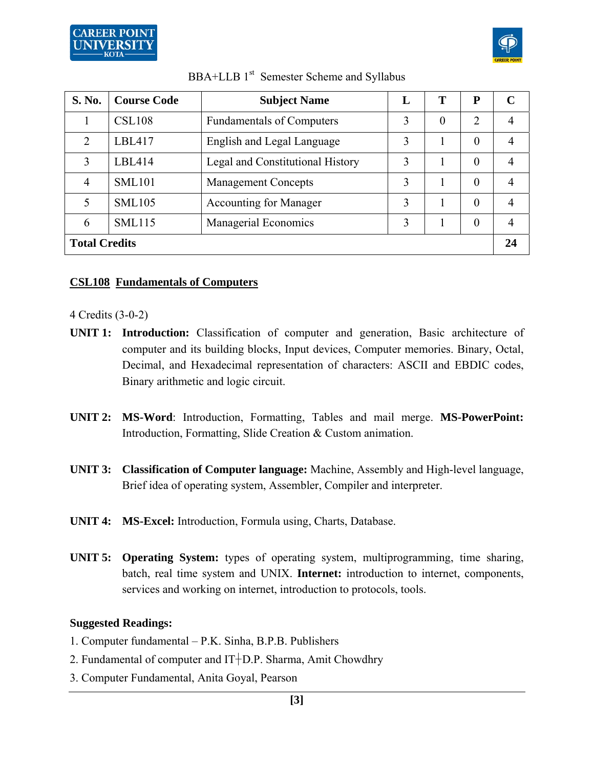BBA+LLB 1st Semester Scheme and Syllabus

| S. No. | Course Code | Subject Name | L | T | P | C |
|---|---|---|---|---|---|---|
| 1 | CSL108 | Fundamentals of Computers | 3 | 0 | 2 | 4 |
| 2 | LBL417 | English and Legal Language | 3 | 1 | 0 | 4 |
| 3 | LBL414 | Legal and Constitutional History | 3 | 1 | 0 | 4 |
| 4 | SML101 | Management Concepts | 3 | 1 | 0 | 4 |
| 5 | SML105 | Accounting for Manager | 3 | 1 | 0 | 4 |
| 6 | SML115 | Managerial Economics | 3 | 1 | 0 | 4 |
| **Total Credits** | | | | | | **24** |

## CSL108 Fundamentals of Computers

4 Credits (3-0-2)

**UNIT 1:** **Introduction:** Classification of computer and generation, Basic architecture of computer and its building blocks, Input devices, Computer memories. Binary, Octal, Decimal, and Hexadecimal representation of characters: ASCII and EBDIC codes, Binary arithmetic and logic circuit.

**UNIT 2:** **MS-Word**: Introduction, Formatting, Tables and mail merge. **MS-PowerPoint:** Introduction, Formatting, Slide Creation & Custom animation.

**UNIT 3:** **Classification of Computer language:** Machine, Assembly and High-level language, Brief idea of operating system, Assembler, Compiler and interpreter.

**UNIT 4:** **MS-Excel:** Introduction, Formula using, Charts, Database.

**UNIT 5:** **Operating System:** types of operating system, multiprogramming, time sharing, batch, real time system and UNIX. **Internet:** introduction to internet, components, services and working on internet, introduction to protocols, tools.

**Suggested Readings:**

1. Computer fundamental – P.K. Sinha, B.P.B. Publishers
2. Fundamental of computer and IT┼D.P. Sharma, Amit Chowdhry
3. Computer Fundamental, Anita Goyal, Pearson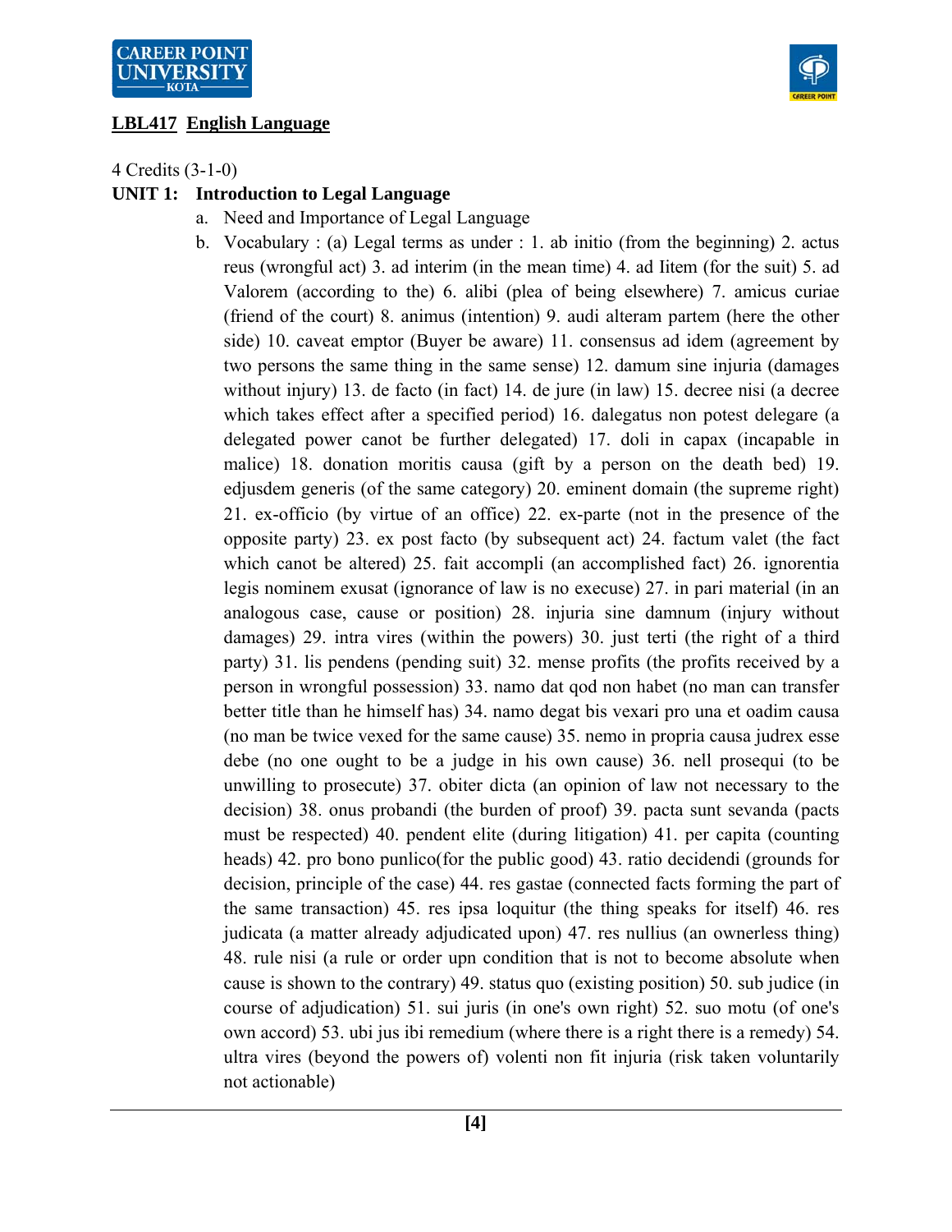**LBL417 English Language**

4 Credits (3-1-0)

**UNIT 1: Introduction to Legal Language**

a. Need and Importance of Legal Language
b. Vocabulary : (a) Legal terms as under : 1. ab initio (from the beginning) 2. actus reus (wrongful act) 3. ad interim (in the mean time) 4. ad Iitem (for the suit) 5. ad Valorem (according to the) 6. alibi (plea of being elsewhere) 7. amicus curiae (friend of the court) 8. animus (intention) 9. audi alteram partem (here the other side) 10. caveat emptor (Buyer be aware) 11. consensus ad idem (agreement by two persons the same thing in the same sense) 12. damum sine injuria (damages without injury) 13. de facto (in fact) 14. de jure (in law) 15. decree nisi (a decree which takes effect after a specified period) 16. dalegatus non potest delegare (a delegated power canot be further delegated) 17. doli in capax (incapable in malice) 18. donation moritis causa (gift by a person on the death bed) 19. edjusdem generis (of the same category) 20. eminent domain (the supreme right) 21. ex-officio (by virtue of an office) 22. ex-parte (not in the presence of the opposite party) 23. ex post facto (by subsequent act) 24. factum valet (the fact which canot be altered) 25. fait accompli (an accomplished fact) 26. ignorentia legis nominem exusat (ignorance of law is no execuse) 27. in pari material (in an analogous case, cause or position) 28. injuria sine damnum (injury without damages) 29. intra vires (within the powers) 30. just terti (the right of a third party) 31. lis pendens (pending suit) 32. mense profits (the profits received by a person in wrongful possession) 33. namo dat qod non habet (no man can transfer better title than he himself has) 34. namo degat bis vexari pro una et oadim causa (no man be twice vexed for the same cause) 35. nemo in propria causa judrex esse debe (no one ought to be a judge in his own cause) 36. nell prosequi (to be unwilling to prosecute) 37. obiter dicta (an opinion of law not necessary to the decision) 38. onus probandi (the burden of proof) 39. pacta sunt sevanda (pacts must be respected) 40. pendent elite (during litigation) 41. per capita (counting heads) 42. pro bono punlico(for the public good) 43. ratio decidendi (grounds for decision, principle of the case) 44. res gastae (connected facts forming the part of the same transaction) 45. res ipsa loquitur (the thing speaks for itself) 46. res judicata (a matter already adjudicated upon) 47. res nullius (an ownerless thing) 48. rule nisi (a rule or order upn condition that is not to become absolute when cause is shown to the contrary) 49. status quo (existing position) 50. sub judice (in course of adjudication) 51. sui juris (in one's own right) 52. suo motu (of one's own accord) 53. ubi jus ibi remedium (where there is a right there is a remedy) 54. ultra vires (beyond the powers of) volenti non fit injuria (risk taken voluntarily not actionable)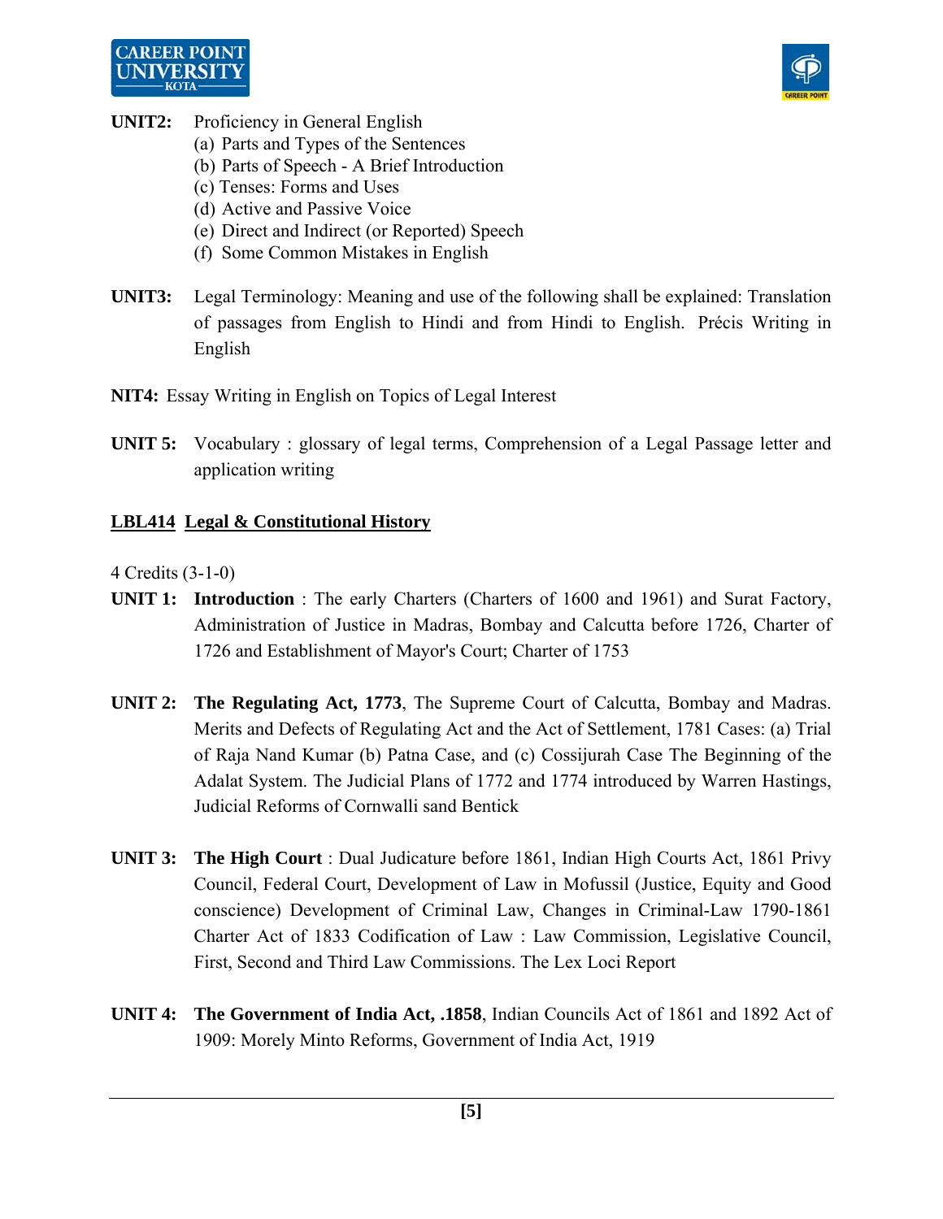**UNIT2:** Proficiency in General English

(a) Parts and Types of the Sentences
(b) Parts of Speech - A Brief Introduction
(c) Tenses: Forms and Uses
(d) Active and Passive Voice
(e) Direct and Indirect (or Reported) Speech
(f) Some Common Mistakes in English

**UNIT3:** Legal Terminology: Meaning and use of the following shall be explained: Translation of passages from English to Hindi and from Hindi to English. Précis Writing in English

**NIT4:** Essay Writing in English on Topics of Legal Interest

**UNIT 5:** Vocabulary : glossary of legal terms, Comprehension of a Legal Passage letter and application writing

## **<u>LBL414 Legal & Constitutional History</u>**

4 Credits (3-1-0)

**UNIT 1:** **Introduction** : The early Charters (Charters of 1600 and 1961) and Surat Factory, Administration of Justice in Madras, Bombay and Calcutta before 1726, Charter of 1726 and Establishment of Mayor's Court; Charter of 1753

**UNIT 2:** **The Regulating Act, 1773**, The Supreme Court of Calcutta, Bombay and Madras. Merits and Defects of Regulating Act and the Act of Settlement, 1781 Cases: (a) Trial of Raja Nand Kumar (b) Patna Case, and (c) Cossijurah Case The Beginning of the Adalat System. The Judicial Plans of 1772 and 1774 introduced by Warren Hastings, Judicial Reforms of Cornwalli sand Bentick

**UNIT 3:** **The High Court** : Dual Judicature before 1861, Indian High Courts Act, 1861 Privy Council, Federal Court, Development of Law in Mofussil (Justice, Equity and Good conscience) Development of Criminal Law, Changes in Criminal-Law 1790-1861 Charter Act of 1833 Codification of Law : Law Commission, Legislative Council, First, Second and Third Law Commissions. The Lex Loci Report

**UNIT 4:** **The Government of India Act, .1858**, Indian Councils Act of 1861 and 1892 Act of 1909: Morely Minto Reforms, Government of India Act, 1919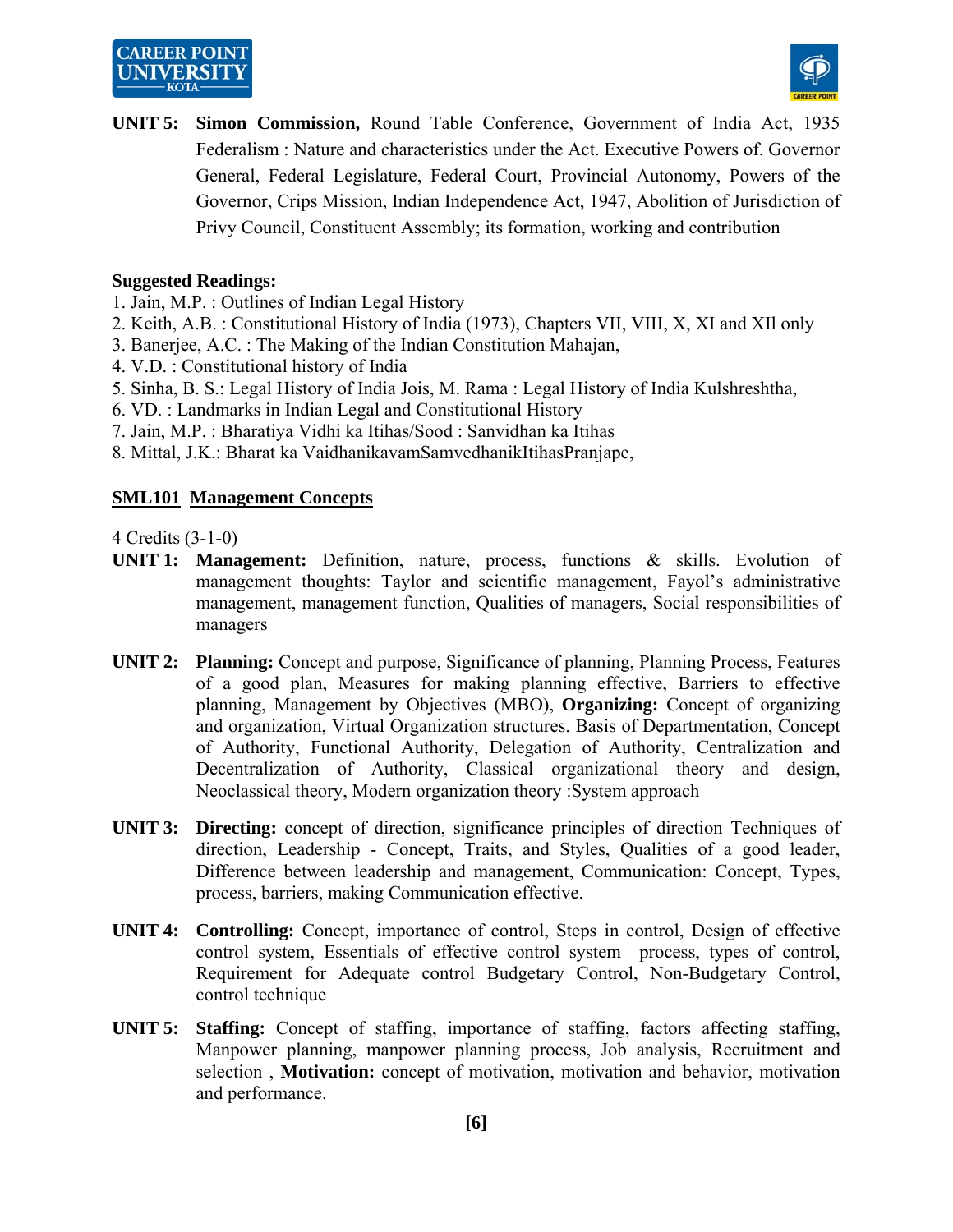**UNIT 5:** **Simon Commission,** Round Table Conference, Government of India Act, 1935 Federalism : Nature and characteristics under the Act. Executive Powers of. Governor General, Federal Legislature, Federal Court, Provincial Autonomy, Powers of the Governor, Crips Mission, Indian Independence Act, 1947, Abolition of Jurisdiction of Privy Council, Constituent Assembly; its formation, working and contribution

**Suggested Readings:**

1. Jain, M.P. : Outlines of Indian Legal History
2. Keith, A.B. : Constitutional History of India (1973), Chapters VII, VIII, X, XI and XIl only
3. Banerjee, A.C. : The Making of the Indian Constitution Mahajan,
4. V.D. : Constitutional history of India
5. Sinha, B. S.: Legal History of India Jois, M. Rama : Legal History of India Kulshreshtha,
6. VD. : Landmarks in Indian Legal and Constitutional History
7. Jain, M.P. : Bharatiya Vidhi ka Itihas/Sood : Sanvidhan ka Itihas
8. Mittal, J.K.: Bharat ka VaidhanikavamSamvedhanikItihasPranjape,

## SML101 Management Concepts

4 Credits (3-1-0)

**UNIT 1:** **Management:** Definition, nature, process, functions & skills. Evolution of management thoughts: Taylor and scientific management, Fayol's administrative management, management function, Qualities of managers, Social responsibilities of managers

**UNIT 2:** **Planning:** Concept and purpose, Significance of planning, Planning Process, Features of a good plan, Measures for making planning effective, Barriers to effective planning, Management by Objectives (MBO), **Organizing:** Concept of organizing and organization, Virtual Organization structures. Basis of Departmentation, Concept of Authority, Functional Authority, Delegation of Authority, Centralization and Decentralization of Authority, Classical organizational theory and design, Neoclassical theory, Modern organization theory :System approach

**UNIT 3:** **Directing:** concept of direction, significance principles of direction Techniques of direction, Leadership - Concept, Traits, and Styles, Qualities of a good leader, Difference between leadership and management, Communication: Concept, Types, process, barriers, making Communication effective.

**UNIT 4:** **Controlling:** Concept, importance of control, Steps in control, Design of effective control system, Essentials of effective control system process, types of control, Requirement for Adequate control Budgetary Control, Non-Budgetary Control, control technique

**UNIT 5:** **Staffing:** Concept of staffing, importance of staffing, factors affecting staffing, Manpower planning, manpower planning process, Job analysis, Recruitment and selection , **Motivation:** concept of motivation, motivation and behavior, motivation and performance.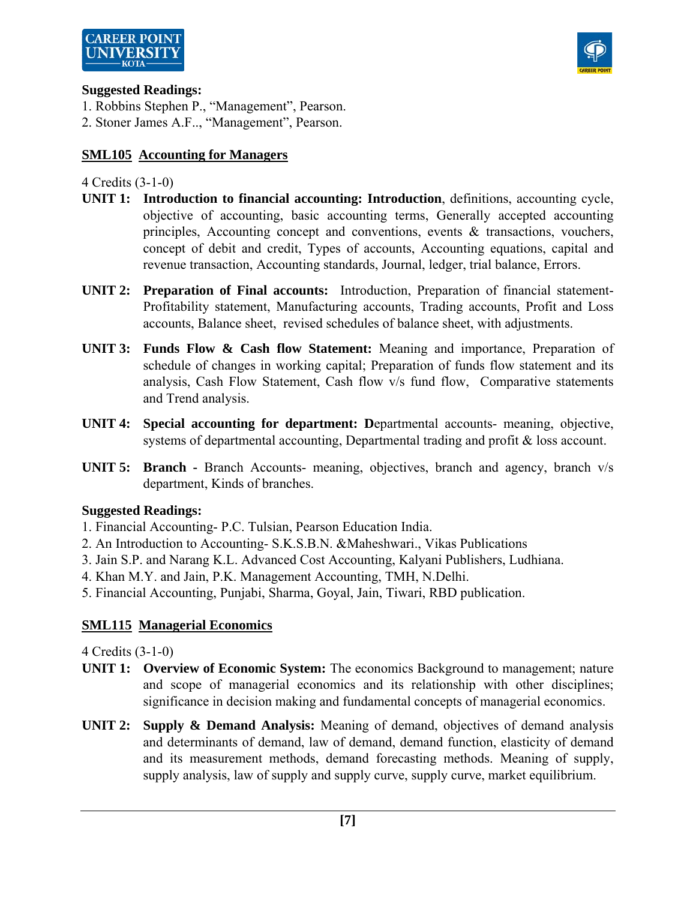**Suggested Readings:**

1. Robbins Stephen P., "Management", Pearson.
2. Stoner James A.F.., "Management", Pearson.

## SML105 Accounting for Managers

4 Credits (3-1-0)

**UNIT 1: Introduction to financial accounting: Introduction**, definitions, accounting cycle, objective of accounting, basic accounting terms, Generally accepted accounting principles, Accounting concept and conventions, events & transactions, vouchers, concept of debit and credit, Types of accounts, Accounting equations, capital and revenue transaction, Accounting standards, Journal, ledger, trial balance, Errors.

**UNIT 2: Preparation of Final accounts:** Introduction, Preparation of financial statement-Profitability statement, Manufacturing accounts, Trading accounts, Profit and Loss accounts, Balance sheet, revised schedules of balance sheet, with adjustments.

**UNIT 3: Funds Flow & Cash flow Statement:** Meaning and importance, Preparation of schedule of changes in working capital; Preparation of funds flow statement and its analysis, Cash Flow Statement, Cash flow v/s fund flow, Comparative statements and Trend analysis.

**UNIT 4: Special accounting for department: D**epartmental accounts- meaning, objective, systems of departmental accounting, Departmental trading and profit & loss account.

**UNIT 5: Branch -** Branch Accounts- meaning, objectives, branch and agency, branch v/s department, Kinds of branches.

**Suggested Readings:**

1. Financial Accounting- P.C. Tulsian, Pearson Education India.
2. An Introduction to Accounting- S.K.S.B.N. &Maheshwari., Vikas Publications
3. Jain S.P. and Narang K.L. Advanced Cost Accounting, Kalyani Publishers, Ludhiana.
4. Khan M.Y. and Jain, P.K. Management Accounting, TMH, N.Delhi.
5. Financial Accounting, Punjabi, Sharma, Goyal, Jain, Tiwari, RBD publication.

## SML115 Managerial Economics

4 Credits (3-1-0)

**UNIT 1: Overview of Economic System:** The economics Background to management; nature and scope of managerial economics and its relationship with other disciplines; significance in decision making and fundamental concepts of managerial economics.

**UNIT 2: Supply & Demand Analysis:** Meaning of demand, objectives of demand analysis and determinants of demand, law of demand, demand function, elasticity of demand and its measurement methods, demand forecasting methods. Meaning of supply, supply analysis, law of supply and supply curve, supply curve, market equilibrium.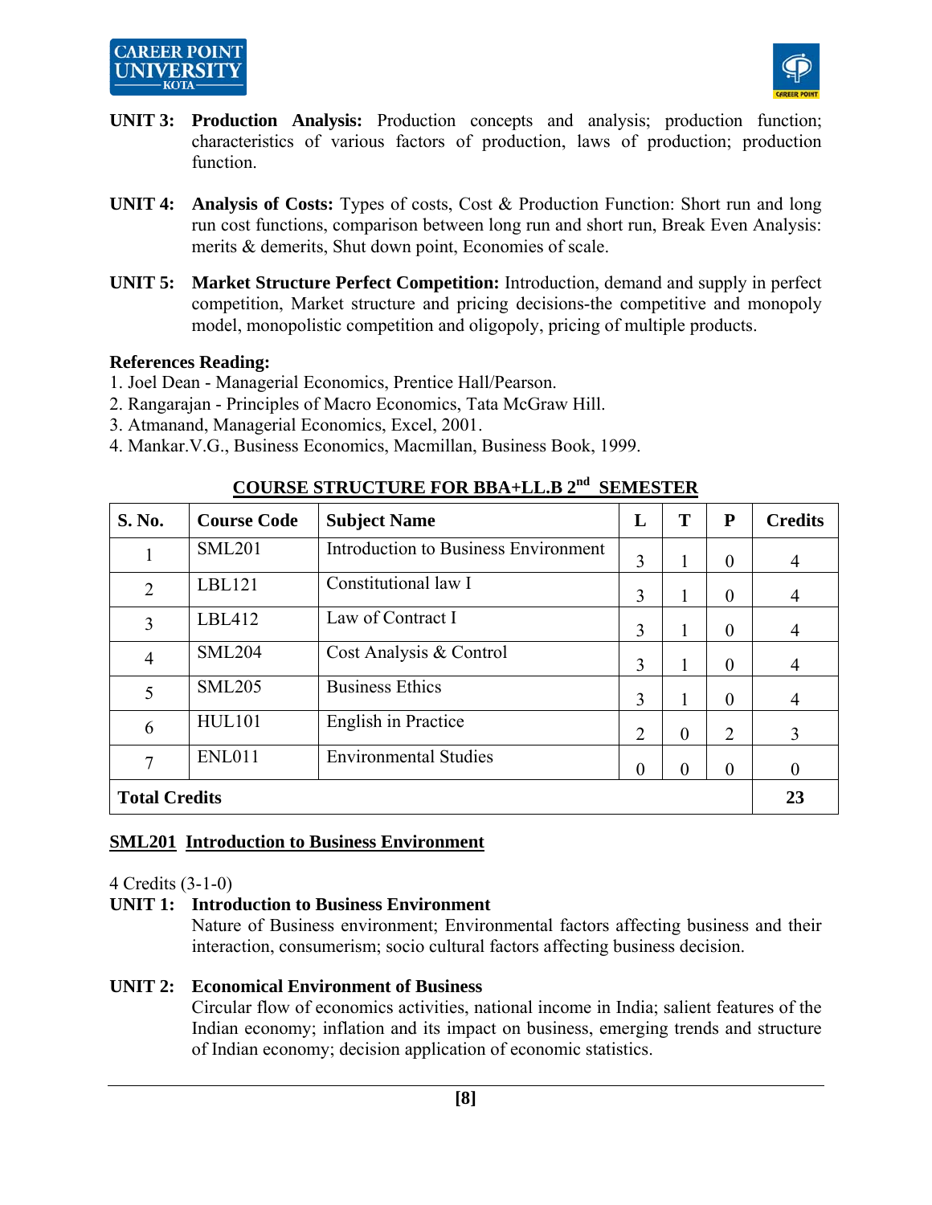**UNIT 3:** **Production Analysis:** Production concepts and analysis; production function; characteristics of various factors of production, laws of production; production function.

**UNIT 4:** **Analysis of Costs:** Types of costs, Cost & Production Function: Short run and long run cost functions, comparison between long run and short run, Break Even Analysis: merits & demerits, Shut down point, Economies of scale.

**UNIT 5:** **Market Structure Perfect Competition:** Introduction, demand and supply in perfect competition, Market structure and pricing decisions-the competitive and monopoly model, monopolistic competition and oligopoly, pricing of multiple products.

**References Reading:**

1. Joel Dean - Managerial Economics, Prentice Hall/Pearson.
2. Rangarajan - Principles of Macro Economics, Tata McGraw Hill.
3. Atmanand, Managerial Economics, Excel, 2001.
4. Mankar.V.G., Business Economics, Macmillan, Business Book, 1999.

## COURSE STRUCTURE FOR BBA+LL.B 2nd SEMESTER

| S. No. | Course Code | Subject Name | L | T | P | Credits |
|---|---|---|---|---|---|---|
| 1 | SML201 | Introduction to Business Environment | 3 | 1 | 0 | 4 |
| 2 | LBL121 | Constitutional law I | 3 | 1 | 0 | 4 |
| 3 | LBL412 | Law of Contract I | 3 | 1 | 0 | 4 |
| 4 | SML204 | Cost Analysis & Control | 3 | 1 | 0 | 4 |
| 5 | SML205 | Business Ethics | 3 | 1 | 0 | 4 |
| 6 | HUL101 | English in Practice | 2 | 0 | 2 | 3 |
| 7 | ENL011 | Environmental Studies | 0 | 0 | 0 | 0 |
| **Total Credits** | | | | | | **23** |

### SML201 Introduction to Business Environment

4 Credits (3-1-0)

**UNIT 1:** **Introduction to Business Environment**

Nature of Business environment; Environmental factors affecting business and their interaction, consumerism; socio cultural factors affecting business decision.

**UNIT 2:** **Economical Environment of Business**

Circular flow of economics activities, national income in India; salient features of the Indian economy; inflation and its impact on business, emerging trends and structure of Indian economy; decision application of economic statistics.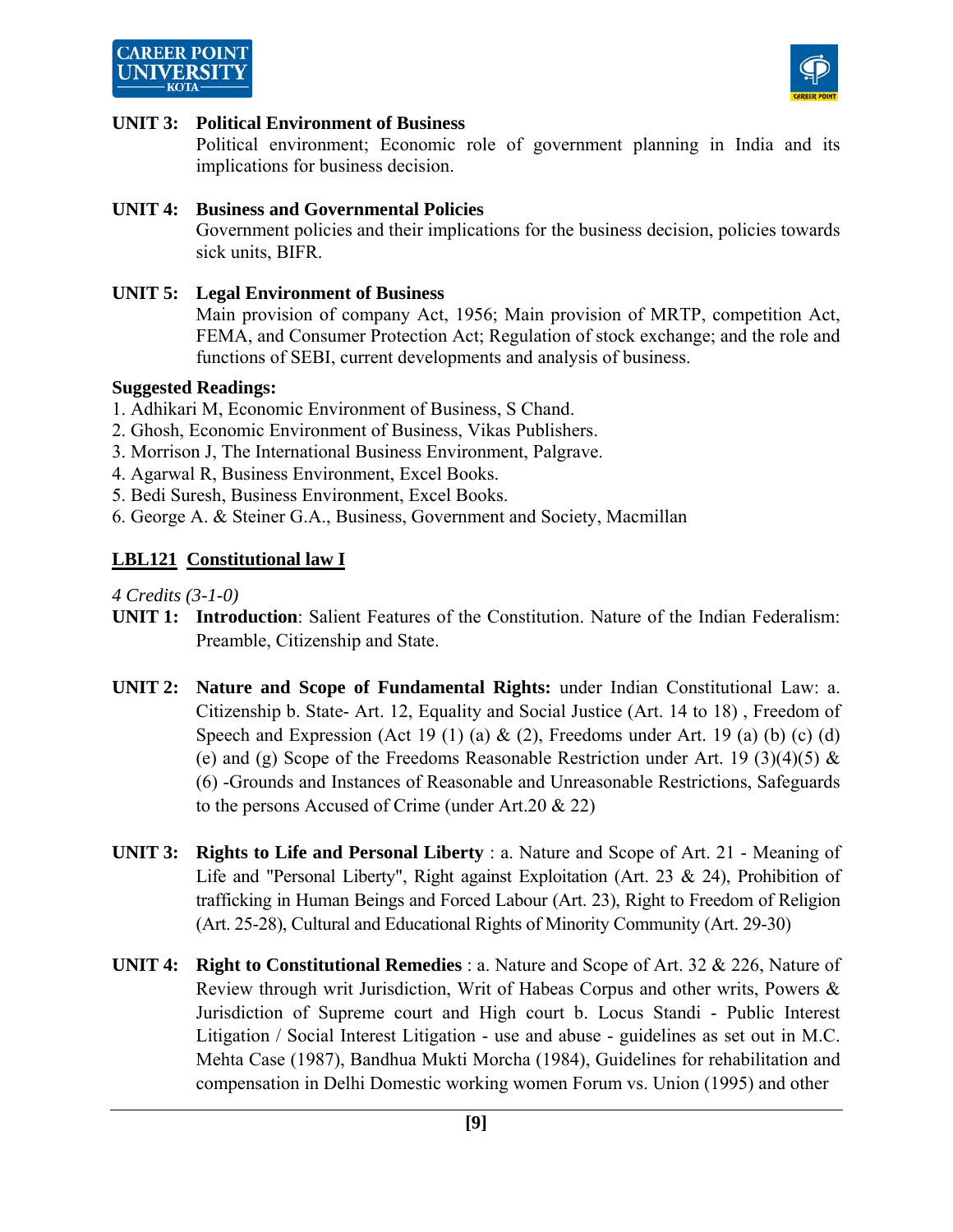**UNIT 3: Political Environment of Business**
Political environment; Economic role of government planning in India and its implications for business decision.

**UNIT 4: Business and Governmental Policies**
Government policies and their implications for the business decision, policies towards sick units, BIFR.

**UNIT 5: Legal Environment of Business**
Main provision of company Act, 1956; Main provision of MRTP, competition Act, FEMA, and Consumer Protection Act; Regulation of stock exchange; and the role and functions of SEBI, current developments and analysis of business.

**Suggested Readings:**

1. Adhikari M, Economic Environment of Business, S Chand.
2. Ghosh, Economic Environment of Business, Vikas Publishers.
3. Morrison J, The International Business Environment, Palgrave.
4. Agarwal R, Business Environment, Excel Books.
5. Bedi Suresh, Business Environment, Excel Books.
6. George A. & Steiner G.A., Business, Government and Society, Macmillan

## LBL121 Constitutional law I

*4 Credits (3-1-0)*

**UNIT 1: Introduction**: Salient Features of the Constitution. Nature of the Indian Federalism: Preamble, Citizenship and State.

**UNIT 2: Nature and Scope of Fundamental Rights:** under Indian Constitutional Law: a. Citizenship b. State- Art. 12, Equality and Social Justice (Art. 14 to 18) , Freedom of Speech and Expression (Act 19 (1) (a) & (2), Freedoms under Art. 19 (a) (b) (c) (d) (e) and (g) Scope of the Freedoms Reasonable Restriction under Art. 19 (3)(4)(5) & (6) -Grounds and Instances of Reasonable and Unreasonable Restrictions, Safeguards to the persons Accused of Crime (under Art.20 & 22)

**UNIT 3: Rights to Life and Personal Liberty** : a. Nature and Scope of Art. 21 - Meaning of Life and "Personal Liberty", Right against Exploitation (Art. 23 & 24), Prohibition of trafficking in Human Beings and Forced Labour (Art. 23), Right to Freedom of Religion (Art. 25-28), Cultural and Educational Rights of Minority Community (Art. 29-30)

**UNIT 4: Right to Constitutional Remedies** : a. Nature and Scope of Art. 32 & 226, Nature of Review through writ Jurisdiction, Writ of Habeas Corpus and other writs, Powers & Jurisdiction of Supreme court and High court b. Locus Standi - Public Interest Litigation / Social Interest Litigation - use and abuse - guidelines as set out in M.C. Mehta Case (1987), Bandhua Mukti Morcha (1984), Guidelines for rehabilitation and compensation in Delhi Domestic working women Forum vs. Union (1995) and other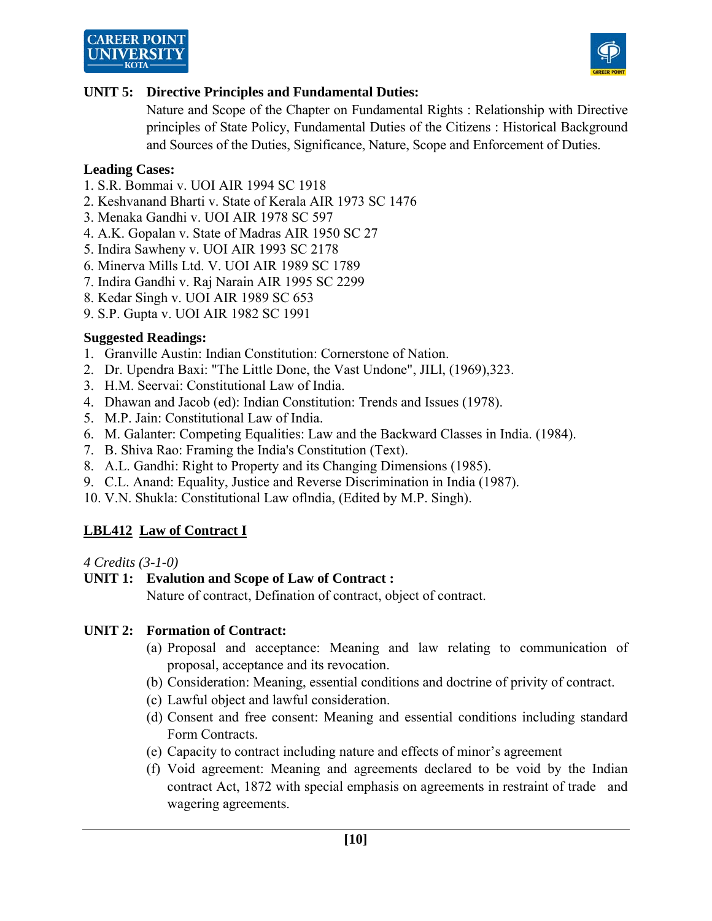**UNIT 5: Directive Principles and Fundamental Duties:**

Nature and Scope of the Chapter on Fundamental Rights : Relationship with Directive principles of State Policy, Fundamental Duties of the Citizens : Historical Background and Sources of the Duties, Significance, Nature, Scope and Enforcement of Duties.

**Leading Cases:**

1. S.R. Bommai v. UOI AIR 1994 SC 1918
2. Keshvanand Bharti v. State of Kerala AIR 1973 SC 1476
3. Menaka Gandhi v. UOI AIR 1978 SC 597
4. A.K. Gopalan v. State of Madras AIR 1950 SC 27
5. Indira Sawheny v. UOI AIR 1993 SC 2178
6. Minerva Mills Ltd. V. UOI AIR 1989 SC 1789
7. Indira Gandhi v. Raj Narain AIR 1995 SC 2299
8. Kedar Singh v. UOI AIR 1989 SC 653
9. S.P. Gupta v. UOI AIR 1982 SC 1991

**Suggested Readings:**

1. Granville Austin: Indian Constitution: Cornerstone of Nation.
2. Dr. Upendra Baxi: "The Little Done, the Vast Undone", JILl, (1969),323.
3. H.M. Seervai: Constitutional Law of India.
4. Dhawan and Jacob (ed): Indian Constitution: Trends and Issues (1978).
5. M.P. Jain: Constitutional Law of India.
6. M. Galanter: Competing Equalities: Law and the Backward Classes in India. (1984).
7. B. Shiva Rao: Framing the India's Constitution (Text).
8. A.L. Gandhi: Right to Property and its Changing Dimensions (1985).
9. C.L. Anand: Equality, Justice and Reverse Discrimination in India (1987).
10. V.N. Shukla: Constitutional Law oflndia, (Edited by M.P. Singh).

## LBL412 Law of Contract I

*4 Credits (3-1-0)*

**UNIT 1: Evalution and Scope of Law of Contract :**

Nature of contract, Defination of contract, object of contract.

**UNIT 2: Formation of Contract:**

(a) Proposal and acceptance: Meaning and law relating to communication of proposal, acceptance and its revocation.
(b) Consideration: Meaning, essential conditions and doctrine of privity of contract.
(c) Lawful object and lawful consideration.
(d) Consent and free consent: Meaning and essential conditions including standard Form Contracts.
(e) Capacity to contract including nature and effects of minor's agreement
(f) Void agreement: Meaning and agreements declared to be void by the Indian contract Act, 1872 with special emphasis on agreements in restraint of trade and wagering agreements.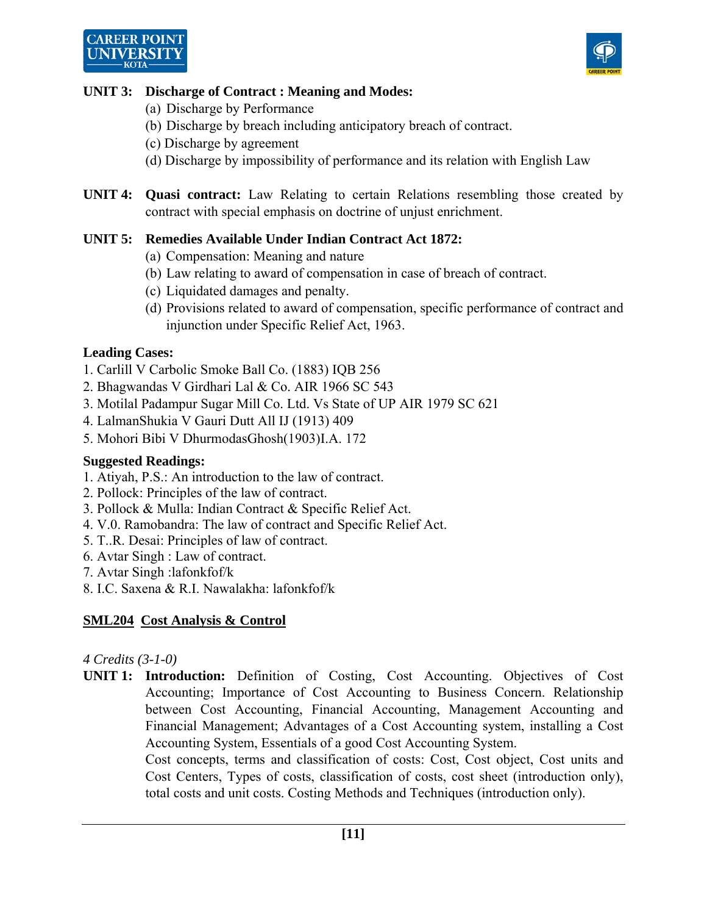**UNIT 3: Discharge of Contract : Meaning and Modes:**

(a) Discharge by Performance
(b) Discharge by breach including anticipatory breach of contract.
(c) Discharge by agreement
(d) Discharge by impossibility of performance and its relation with English Law

**UNIT 4: Quasi contract:** Law Relating to certain Relations resembling those created by contract with special emphasis on doctrine of unjust enrichment.

**UNIT 5: Remedies Available Under Indian Contract Act 1872:**

(a) Compensation: Meaning and nature
(b) Law relating to award of compensation in case of breach of contract.
(c) Liquidated damages and penalty.
(d) Provisions related to award of compensation, specific performance of contract and injunction under Specific Relief Act, 1963.

**Leading Cases:**

1. Carlill V Carbolic Smoke Ball Co. (1883) IQB 256
2. Bhagwandas V Girdhari Lal & Co. AIR 1966 SC 543
3. Motilal Padampur Sugar Mill Co. Ltd. Vs State of UP AIR 1979 SC 621
4. LalmanShukia V Gauri Dutt All IJ (1913) 409
5. Mohori Bibi V DhurmodasGhosh(1903)I.A. 172

**Suggested Readings:**

1. Atiyah, P.S.: An introduction to the law of contract.
2. Pollock: Principles of the law of contract.
3. Pollock & Mulla: Indian Contract & Specific Relief Act.
4. V.0. Ramobandra: The law of contract and Specific Relief Act.
5. T..R. Desai: Principles of law of contract.
6. Avtar Singh : Law of contract.
7. Avtar Singh :lafonkfof/k
8. I.C. Saxena & R.I. Nawalakha: lafonkfof/k

## SML204 Cost Analysis & Control

*4 Credits (3-1-0)*

**UNIT 1: Introduction:** Definition of Costing, Cost Accounting. Objectives of Cost Accounting; Importance of Cost Accounting to Business Concern. Relationship between Cost Accounting, Financial Accounting, Management Accounting and Financial Management; Advantages of a Cost Accounting system, installing a Cost Accounting System, Essentials of a good Cost Accounting System.

Cost concepts, terms and classification of costs: Cost, Cost object, Cost units and Cost Centers, Types of costs, classification of costs, cost sheet (introduction only), total costs and unit costs. Costing Methods and Techniques (introduction only).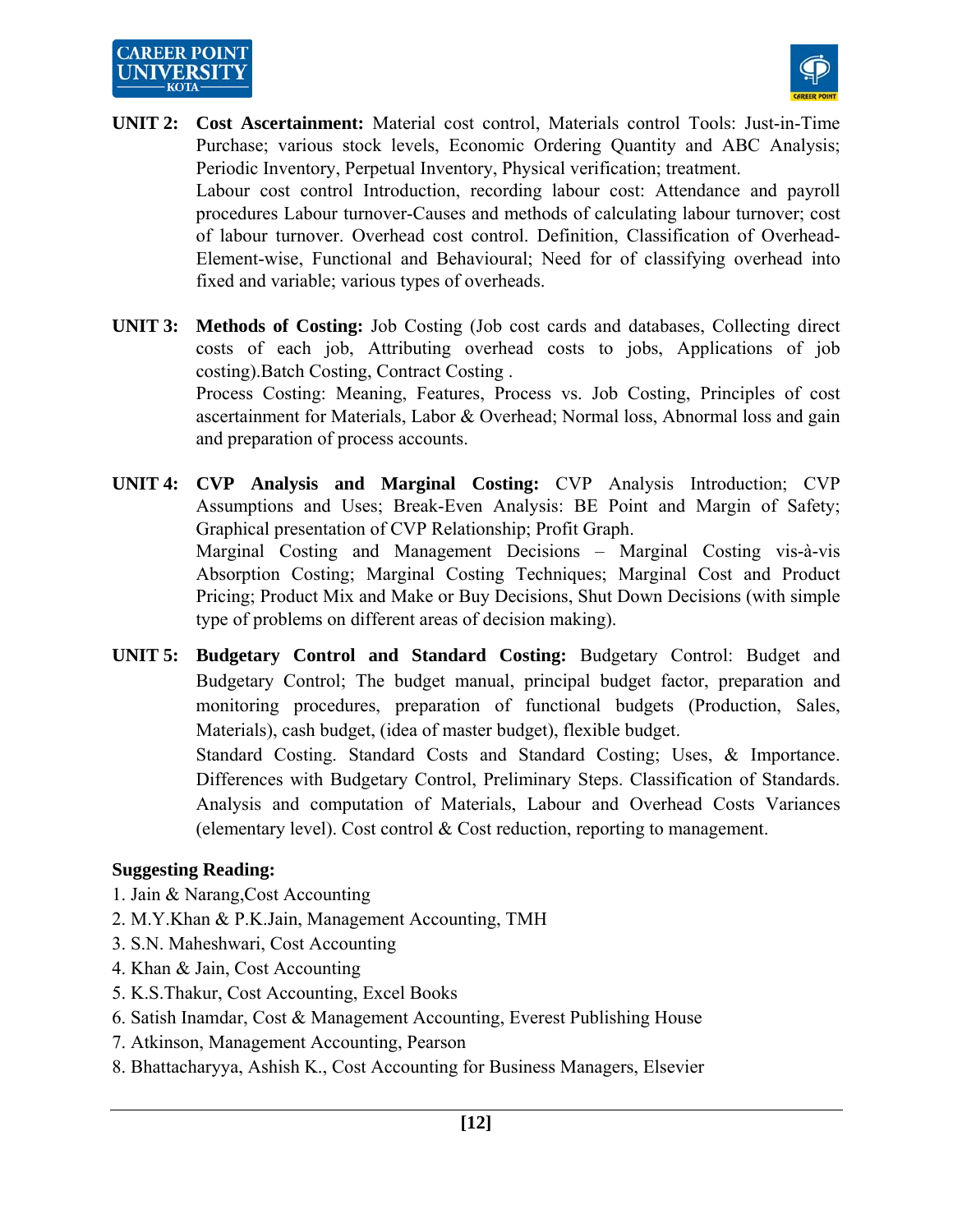**UNIT 2:** **Cost Ascertainment:** Material cost control, Materials control Tools: Just-in-Time Purchase; various stock levels, Economic Ordering Quantity and ABC Analysis; Periodic Inventory, Perpetual Inventory, Physical verification; treatment.

Labour cost control Introduction, recording labour cost: Attendance and payroll procedures Labour turnover-Causes and methods of calculating labour turnover; cost of labour turnover. Overhead cost control. Definition, Classification of Overhead-Element-wise, Functional and Behavioural; Need for of classifying overhead into fixed and variable; various types of overheads.

**UNIT 3:** **Methods of Costing:** Job Costing (Job cost cards and databases, Collecting direct costs of each job, Attributing overhead costs to jobs, Applications of job costing).Batch Costing, Contract Costing .

Process Costing: Meaning, Features, Process vs. Job Costing, Principles of cost ascertainment for Materials, Labor & Overhead; Normal loss, Abnormal loss and gain and preparation of process accounts.

**UNIT 4:** **CVP Analysis and Marginal Costing:** CVP Analysis Introduction; CVP Assumptions and Uses; Break-Even Analysis: BE Point and Margin of Safety; Graphical presentation of CVP Relationship; Profit Graph.

Marginal Costing and Management Decisions – Marginal Costing vis-à-vis Absorption Costing; Marginal Costing Techniques; Marginal Cost and Product Pricing; Product Mix and Make or Buy Decisions, Shut Down Decisions (with simple type of problems on different areas of decision making).

**UNIT 5:** **Budgetary Control and Standard Costing:** Budgetary Control: Budget and Budgetary Control; The budget manual, principal budget factor, preparation and monitoring procedures, preparation of functional budgets (Production, Sales, Materials), cash budget, (idea of master budget), flexible budget.

Standard Costing. Standard Costs and Standard Costing; Uses, & Importance. Differences with Budgetary Control, Preliminary Steps. Classification of Standards. Analysis and computation of Materials, Labour and Overhead Costs Variances (elementary level). Cost control & Cost reduction, reporting to management.

**Suggesting Reading:**

1. Jain & Narang,Cost Accounting
2. M.Y.Khan & P.K.Jain, Management Accounting, TMH
3. S.N. Maheshwari, Cost Accounting
4. Khan & Jain, Cost Accounting
5. K.S.Thakur, Cost Accounting, Excel Books
6. Satish Inamdar, Cost & Management Accounting, Everest Publishing House
7. Atkinson, Management Accounting, Pearson
8. Bhattacharyya, Ashish K., Cost Accounting for Business Managers, Elsevier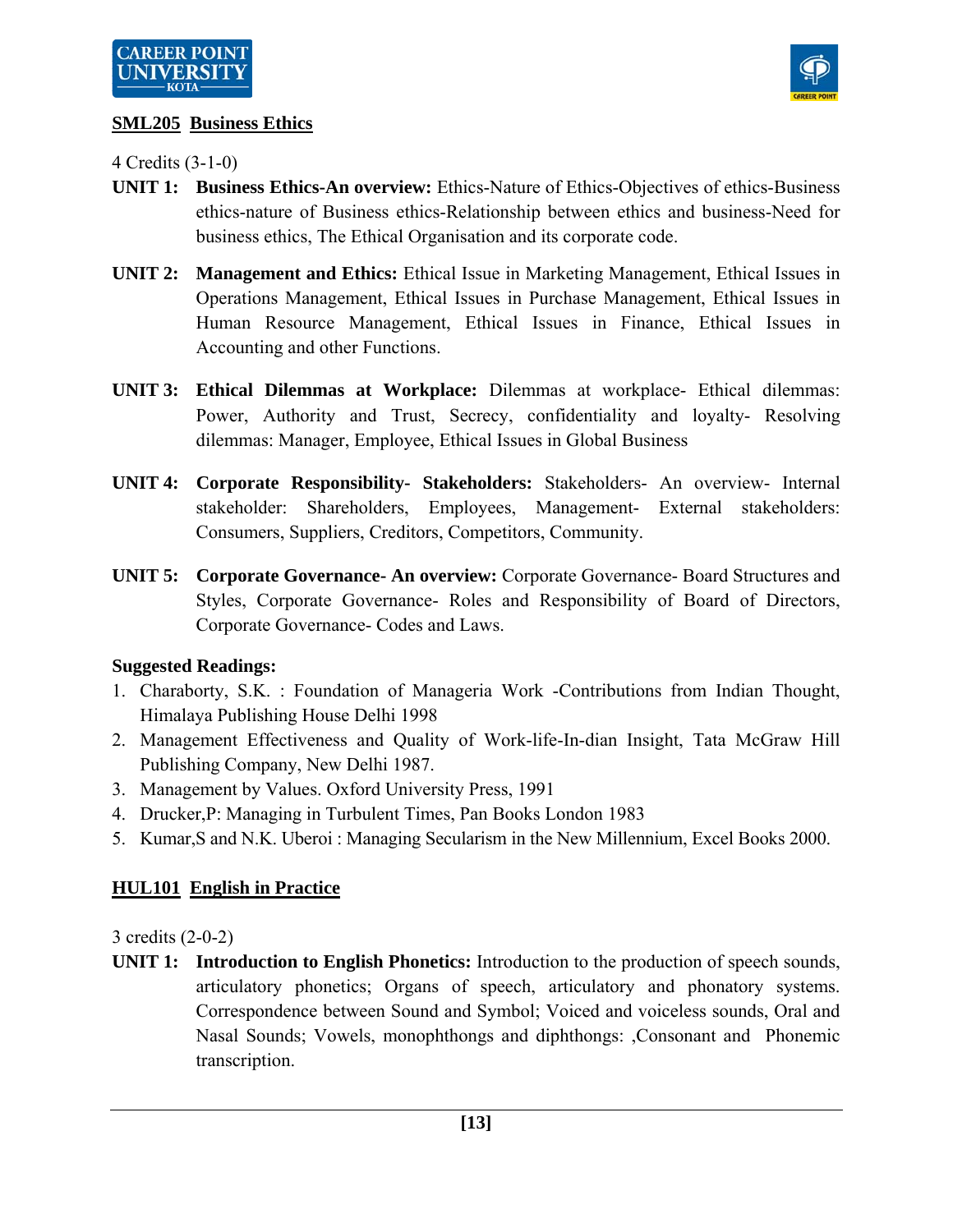## SML205 Business Ethics

4 Credits (3-1-0)

**UNIT 1: Business Ethics-An overview:** Ethics-Nature of Ethics-Objectives of ethics-Business ethics-nature of Business ethics-Relationship between ethics and business-Need for business ethics, The Ethical Organisation and its corporate code.

**UNIT 2: Management and Ethics:** Ethical Issue in Marketing Management, Ethical Issues in Operations Management, Ethical Issues in Purchase Management, Ethical Issues in Human Resource Management, Ethical Issues in Finance, Ethical Issues in Accounting and other Functions.

**UNIT 3: Ethical Dilemmas at Workplace:** Dilemmas at workplace- Ethical dilemmas: Power, Authority and Trust, Secrecy, confidentiality and loyalty- Resolving dilemmas: Manager, Employee, Ethical Issues in Global Business

**UNIT 4: Corporate Responsibility- Stakeholders:** Stakeholders- An overview- Internal stakeholder: Shareholders, Employees, Management- External stakeholders: Consumers, Suppliers, Creditors, Competitors, Community.

**UNIT 5: Corporate Governance- An overview:** Corporate Governance- Board Structures and Styles, Corporate Governance- Roles and Responsibility of Board of Directors, Corporate Governance- Codes and Laws.

**Suggested Readings:**

1. Charaborty, S.K. : Foundation of Manageria Work -Contributions from Indian Thought, Himalaya Publishing House Delhi 1998
2. Management Effectiveness and Quality of Work-life-In-dian Insight, Tata McGraw Hill Publishing Company, New Delhi 1987.
3. Management by Values. Oxford University Press, 1991
4. Drucker,P: Managing in Turbulent Times, Pan Books London 1983
5. Kumar,S and N.K. Uberoi : Managing Secularism in the New Millennium, Excel Books 2000.

## HUL101 English in Practice

3 credits (2-0-2)

**UNIT 1: Introduction to English Phonetics:** Introduction to the production of speech sounds, articulatory phonetics; Organs of speech, articulatory and phonatory systems. Correspondence between Sound and Symbol; Voiced and voiceless sounds, Oral and Nasal Sounds; Vowels, monophthongs and diphthongs: ,Consonant and Phonemic transcription.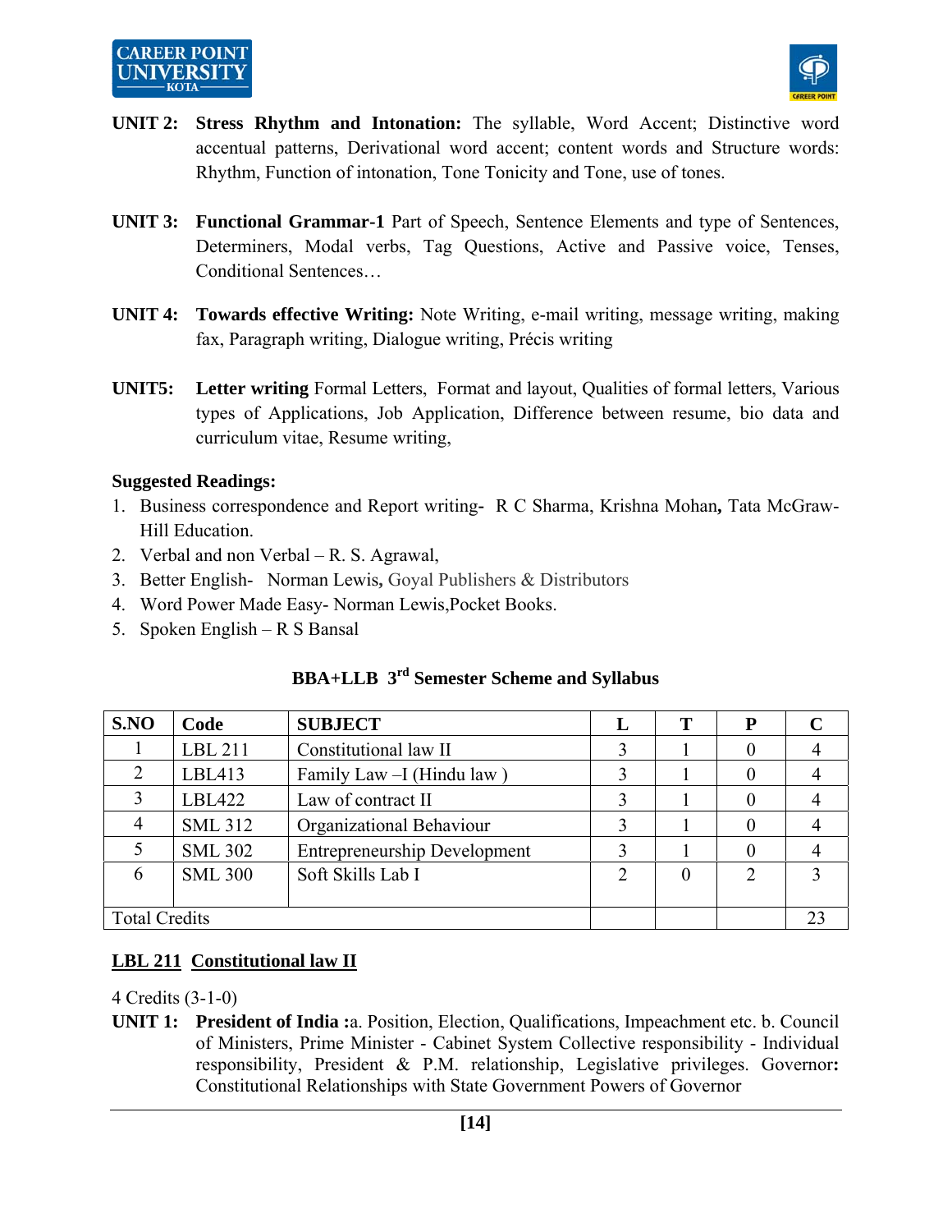**UNIT 2: Stress Rhythm and Intonation:** The syllable, Word Accent; Distinctive word accentual patterns, Derivational word accent; content words and Structure words: Rhythm, Function of intonation, Tone Tonicity and Tone, use of tones.

**UNIT 3: Functional Grammar-1** Part of Speech, Sentence Elements and type of Sentences, Determiners, Modal verbs, Tag Questions, Active and Passive voice, Tenses, Conditional Sentences…

**UNIT 4: Towards effective Writing:** Note Writing, e-mail writing, message writing, making fax, Paragraph writing, Dialogue writing, Précis writing

**UNIT5: Letter writing** Formal Letters, Format and layout, Qualities of formal letters, Various types of Applications, Job Application, Difference between resume, bio data and curriculum vitae, Resume writing,

**Suggested Readings:**

1. Business correspondence and Report writing- R C Sharma, Krishna Mohan**,** Tata McGraw-Hill Education.
2. Verbal and non Verbal – R. S. Agrawal,
3. Better English- Norman Lewis**,** Goyal Publishers & Distributors
4. Word Power Made Easy- Norman Lewis,Pocket Books.
5. Spoken English – R S Bansal

## BBA+LLB 3rd Semester Scheme and Syllabus

| S.NO | Code | SUBJECT | L | T | P | C |
|---|---|---|---|---|---|---|
| 1 | LBL 211 | Constitutional law II | 3 | 1 | 0 | 4 |
| 2 | LBL413 | Family Law –I (Hindu law ) | 3 | 1 | 0 | 4 |
| 3 | LBL422 | Law of contract II | 3 | 1 | 0 | 4 |
| 4 | SML 312 | Organizational Behaviour | 3 | 1 | 0 | 4 |
| 5 | SML 302 | Entrepreneurship Development | 3 | 1 | 0 | 4 |
| 6 | SML 300 | Soft Skills Lab I | 2 | 0 | 2 | 3 |
| Total Credits | | | | | | 23 |

### LBL 211 Constitutional law II

4 Credits (3-1-0)

**UNIT 1: President of India :**a. Position, Election, Qualifications, Impeachment etc. b. Council of Ministers, Prime Minister - Cabinet System Collective responsibility - Individual responsibility, President & P.M. relationship, Legislative privileges. Governor**:** Constitutional Relationships with State Government Powers of Governor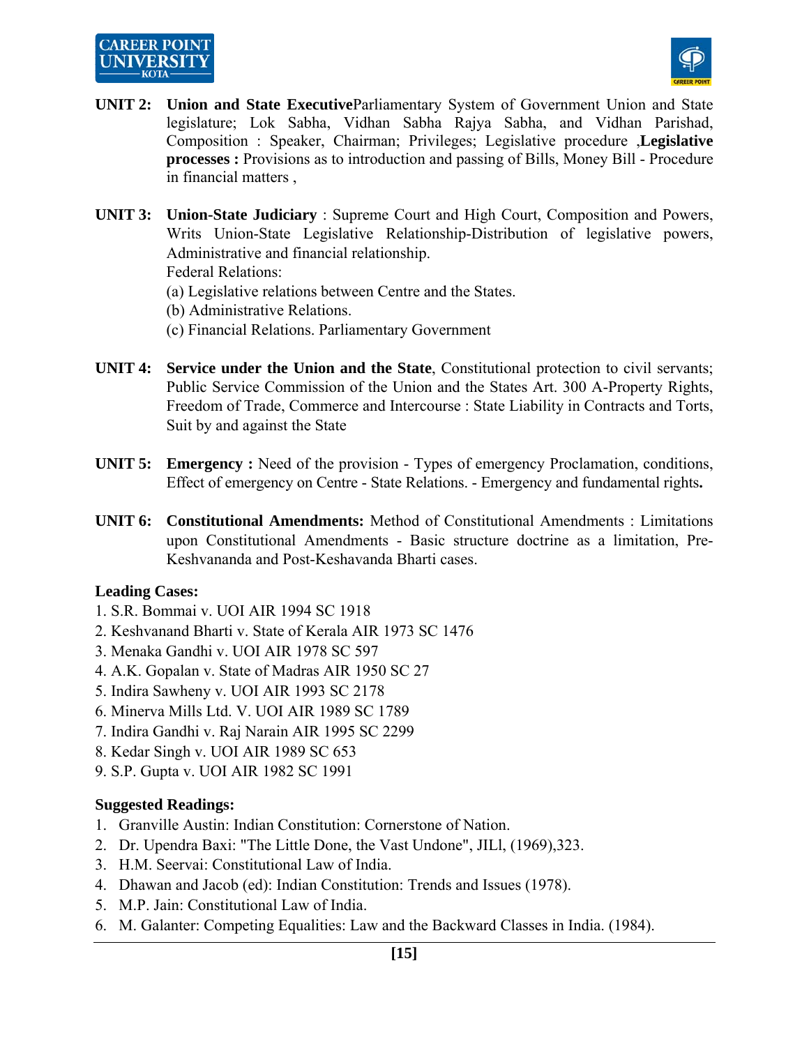**UNIT 2:** **Union and State Executive**Parliamentary System of Government Union and State legislature; Lok Sabha, Vidhan Sabha Rajya Sabha, and Vidhan Parishad, Composition : Speaker, Chairman; Privileges; Legislative procedure ,**Legislative processes :** Provisions as to introduction and passing of Bills, Money Bill - Procedure in financial matters ,

**UNIT 3:** **Union-State Judiciary** : Supreme Court and High Court, Composition and Powers, Writs Union-State Legislative Relationship-Distribution of legislative powers, Administrative and financial relationship.

Federal Relations:

(a) Legislative relations between Centre and the States.

(b) Administrative Relations.

(c) Financial Relations. Parliamentary Government

**UNIT 4:** **Service under the Union and the State**, Constitutional protection to civil servants; Public Service Commission of the Union and the States Art. 300 A-Property Rights, Freedom of Trade, Commerce and Intercourse : State Liability in Contracts and Torts, Suit by and against the State

**UNIT 5:** **Emergency :** Need of the provision - Types of emergency Proclamation, conditions, Effect of emergency on Centre - State Relations. - Emergency and fundamental rights**.**

**UNIT 6:** **Constitutional Amendments:** Method of Constitutional Amendments : Limitations upon Constitutional Amendments - Basic structure doctrine as a limitation, Pre-Keshvananda and Post-Keshavanda Bharti cases.

**Leading Cases:**

1. S.R. Bommai v. UOI AIR 1994 SC 1918
2. Keshvanand Bharti v. State of Kerala AIR 1973 SC 1476
3. Menaka Gandhi v. UOI AIR 1978 SC 597
4. A.K. Gopalan v. State of Madras AIR 1950 SC 27
5. Indira Sawheny v. UOI AIR 1993 SC 2178
6. Minerva Mills Ltd. V. UOI AIR 1989 SC 1789
7. Indira Gandhi v. Raj Narain AIR 1995 SC 2299
8. Kedar Singh v. UOI AIR 1989 SC 653
9. S.P. Gupta v. UOI AIR 1982 SC 1991

**Suggested Readings:**

1. Granville Austin: Indian Constitution: Cornerstone of Nation.
2. Dr. Upendra Baxi: "The Little Done, the Vast Undone", JILl, (1969),323.
3. H.M. Seervai: Constitutional Law of India.
4. Dhawan and Jacob (ed): Indian Constitution: Trends and Issues (1978).
5. M.P. Jain: Constitutional Law of India.
6. M. Galanter: Competing Equalities: Law and the Backward Classes in India. (1984).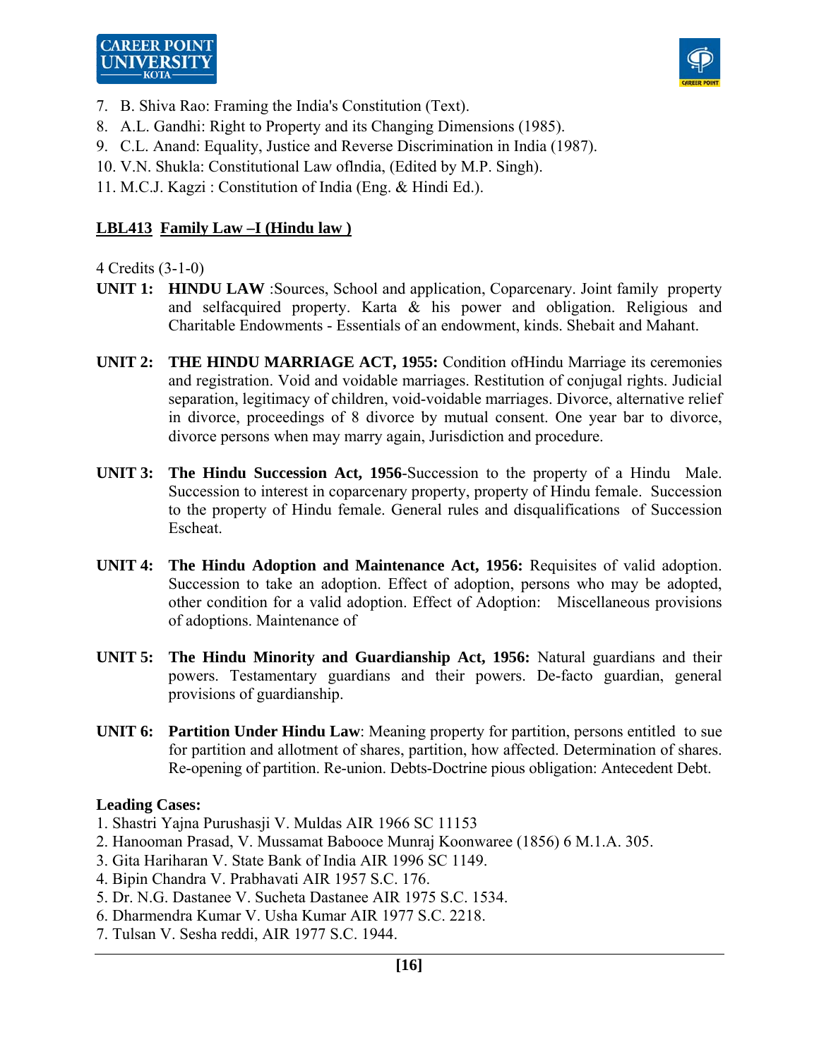7. B. Shiva Rao: Framing the India's Constitution (Text).
8. A.L. Gandhi: Right to Property and its Changing Dimensions (1985).
9. C.L. Anand: Equality, Justice and Reverse Discrimination in India (1987).
10. V.N. Shukla: Constitutional Law oflndia, (Edited by M.P. Singh).
11. M.C.J. Kagzi : Constitution of India (Eng. & Hindi Ed.).

## **LBL413 Family Law –I (Hindu law )**

4 Credits (3-1-0)

**UNIT 1: HINDU LAW** :Sources, School and application, Coparcenary. Joint family property and selfacquired property. Karta & his power and obligation. Religious and Charitable Endowments - Essentials of an endowment, kinds. Shebait and Mahant.

**UNIT 2: THE HINDU MARRIAGE ACT, 1955:** Condition ofHindu Marriage its ceremonies and registration. Void and voidable marriages. Restitution of conjugal rights. Judicial separation, legitimacy of children, void-voidable marriages. Divorce, alternative relief in divorce, proceedings of 8 divorce by mutual consent. One year bar to divorce, divorce persons when may marry again, Jurisdiction and procedure.

**UNIT 3: The Hindu Succession Act, 1956**-Succession to the property of a Hindu Male. Succession to interest in coparcenary property, property of Hindu female. Succession to the property of Hindu female. General rules and disqualifications of Succession Escheat.

**UNIT 4: The Hindu Adoption and Maintenance Act, 1956:** Requisites of valid adoption. Succession to take an adoption. Effect of adoption, persons who may be adopted, other condition for a valid adoption. Effect of Adoption: Miscellaneous provisions of adoptions. Maintenance of

**UNIT 5: The Hindu Minority and Guardianship Act, 1956:** Natural guardians and their powers. Testamentary guardians and their powers. De-facto guardian, general provisions of guardianship.

**UNIT 6: Partition Under Hindu Law**: Meaning property for partition, persons entitled to sue for partition and allotment of shares, partition, how affected. Determination of shares. Re-opening of partition. Re-union. Debts-Doctrine pious obligation: Antecedent Debt.

**Leading Cases:**

1. Shastri Yajna Purushasji V. Muldas AIR 1966 SC 11153
2. Hanooman Prasad, V. Mussamat Babooce Munraj Koonwaree (1856) 6 M.1.A. 305.
3. Gita Hariharan V. State Bank of India AIR 1996 SC 1149.
4. Bipin Chandra V. Prabhavati AIR 1957 S.C. 176.
5. Dr. N.G. Dastanee V. Sucheta Dastanee AIR 1975 S.C. 1534.
6. Dharmendra Kumar V. Usha Kumar AIR 1977 S.C. 2218.
7. Tulsan V. Sesha reddi, AIR 1977 S.C. 1944.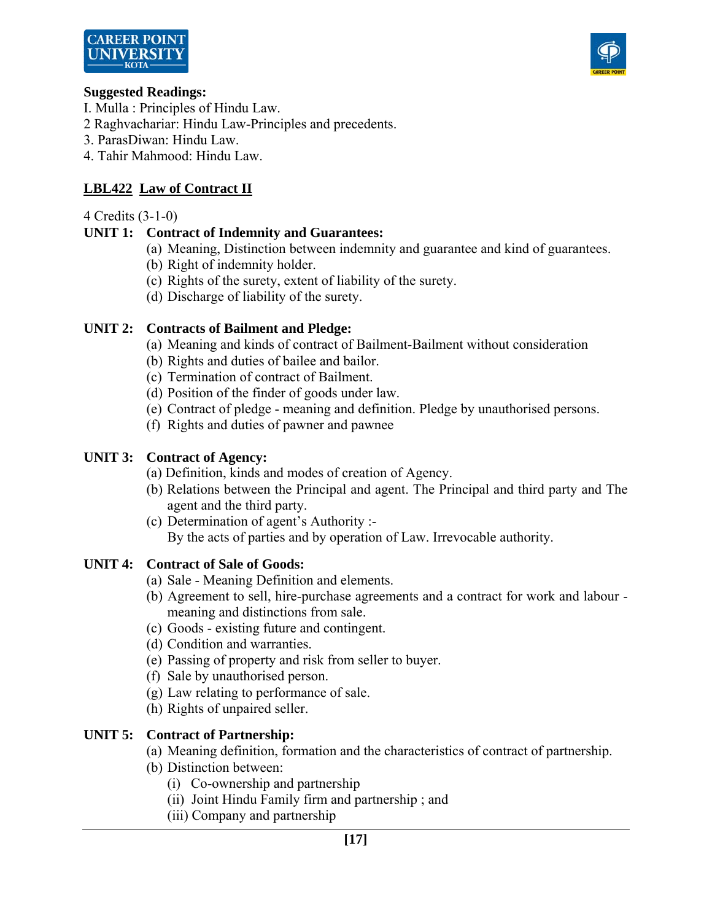**Suggested Readings:**

I. Mulla : Principles of Hindu Law.
2 Raghvachariar: Hindu Law-Principles and precedents.
3. ParasDiwan: Hindu Law.
4. Tahir Mahmood: Hindu Law.

## LBL422 Law of Contract II

4 Credits (3-1-0)

**UNIT 1: Contract of Indemnity and Guarantees:**

- (a) Meaning, Distinction between indemnity and guarantee and kind of guarantees.
- (b) Right of indemnity holder.
- (c) Rights of the surety, extent of liability of the surety.
- (d) Discharge of liability of the surety.

**UNIT 2: Contracts of Bailment and Pledge:**

- (a) Meaning and kinds of contract of Bailment-Bailment without consideration
- (b) Rights and duties of bailee and bailor.
- (c) Termination of contract of Bailment.
- (d) Position of the finder of goods under law.
- (e) Contract of pledge - meaning and definition. Pledge by unauthorised persons.
- (f) Rights and duties of pawner and pawnee

**UNIT 3: Contract of Agency:**

- (a) Definition, kinds and modes of creation of Agency.
- (b) Relations between the Principal and agent. The Principal and third party and The agent and the third party.
- (c) Determination of agent's Authority :-
  By the acts of parties and by operation of Law. Irrevocable authority.

**UNIT 4: Contract of Sale of Goods:**

- (a) Sale - Meaning Definition and elements.
- (b) Agreement to sell, hire-purchase agreements and a contract for work and labour - meaning and distinctions from sale.
- (c) Goods - existing future and contingent.
- (d) Condition and warranties.
- (e) Passing of property and risk from seller to buyer.
- (f) Sale by unauthorised person.
- (g) Law relating to performance of sale.
- (h) Rights of unpaired seller.

**UNIT 5: Contract of Partnership:**

- (a) Meaning definition, formation and the characteristics of contract of partnership.
- (b) Distinction between:
  - (i) Co-ownership and partnership
  - (ii) Joint Hindu Family firm and partnership ; and
  - (iii) Company and partnership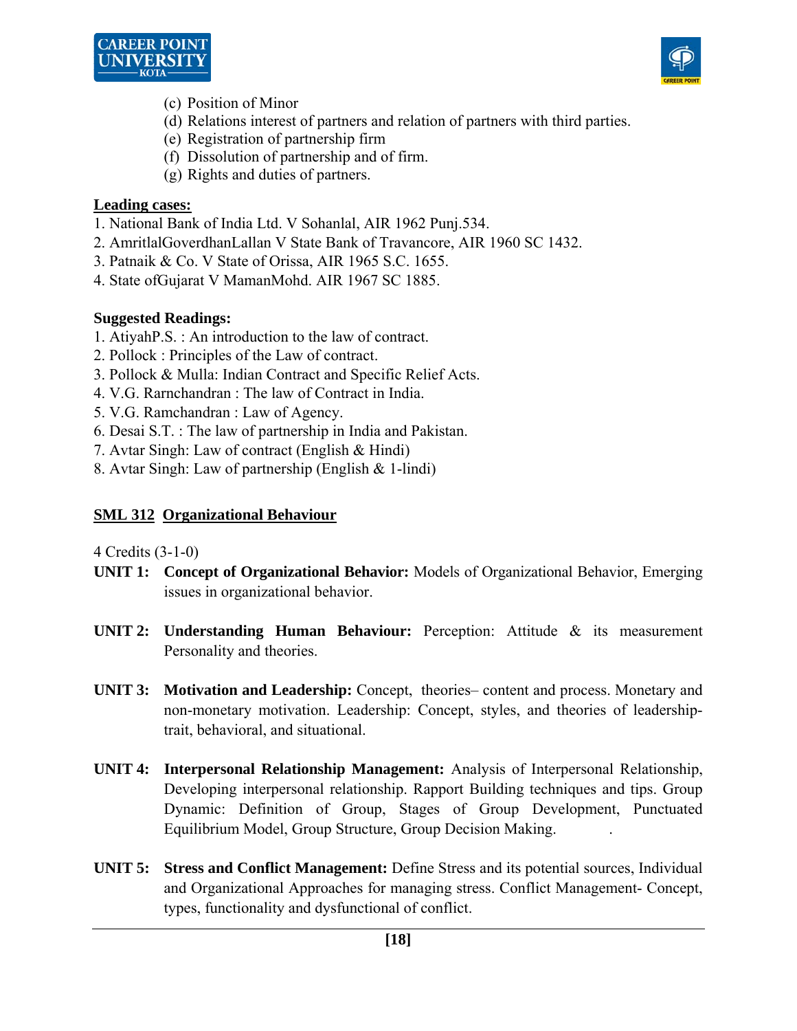(c) Position of Minor
(d) Relations interest of partners and relation of partners with third parties.
(e) Registration of partnership firm
(f) Dissolution of partnership and of firm.
(g) Rights and duties of partners.

**Leading cases:**

1. National Bank of India Ltd. V Sohanlal, AIR 1962 Punj.534.
2. AmritlalGoverdhanLallan V State Bank of Travancore, AIR 1960 SC 1432.
3. Patnaik & Co. V State of Orissa, AIR 1965 S.C. 1655.
4. State ofGujarat V MamanMohd. AIR 1967 SC 1885.

**Suggested Readings:**

1. AtiyahP.S. : An introduction to the law of contract.
2. Pollock : Principles of the Law of contract.
3. Pollock & Mulla: Indian Contract and Specific Relief Acts.
4. V.G. Rarnchandran : The law of Contract in India.
5. V.G. Ramchandran : Law of Agency.
6. Desai S.T. : The law of partnership in India and Pakistan.
7. Avtar Singh: Law of contract (English & Hindi)
8. Avtar Singh: Law of partnership (English & 1-lindi)

## SML 312 Organizational Behaviour

4 Credits (3-1-0)

**UNIT 1: Concept of Organizational Behavior:** Models of Organizational Behavior, Emerging issues in organizational behavior.

**UNIT 2: Understanding Human Behaviour:** Perception: Attitude & its measurement Personality and theories.

**UNIT 3: Motivation and Leadership:** Concept, theories– content and process. Monetary and non-monetary motivation. Leadership: Concept, styles, and theories of leadership- trait, behavioral, and situational.

**UNIT 4: Interpersonal Relationship Management:** Analysis of Interpersonal Relationship, Developing interpersonal relationship. Rapport Building techniques and tips. Group Dynamic: Definition of Group, Stages of Group Development, Punctuated Equilibrium Model, Group Structure, Group Decision Making.

**UNIT 5: Stress and Conflict Management:** Define Stress and its potential sources, Individual and Organizational Approaches for managing stress. Conflict Management- Concept, types, functionality and dysfunctional of conflict.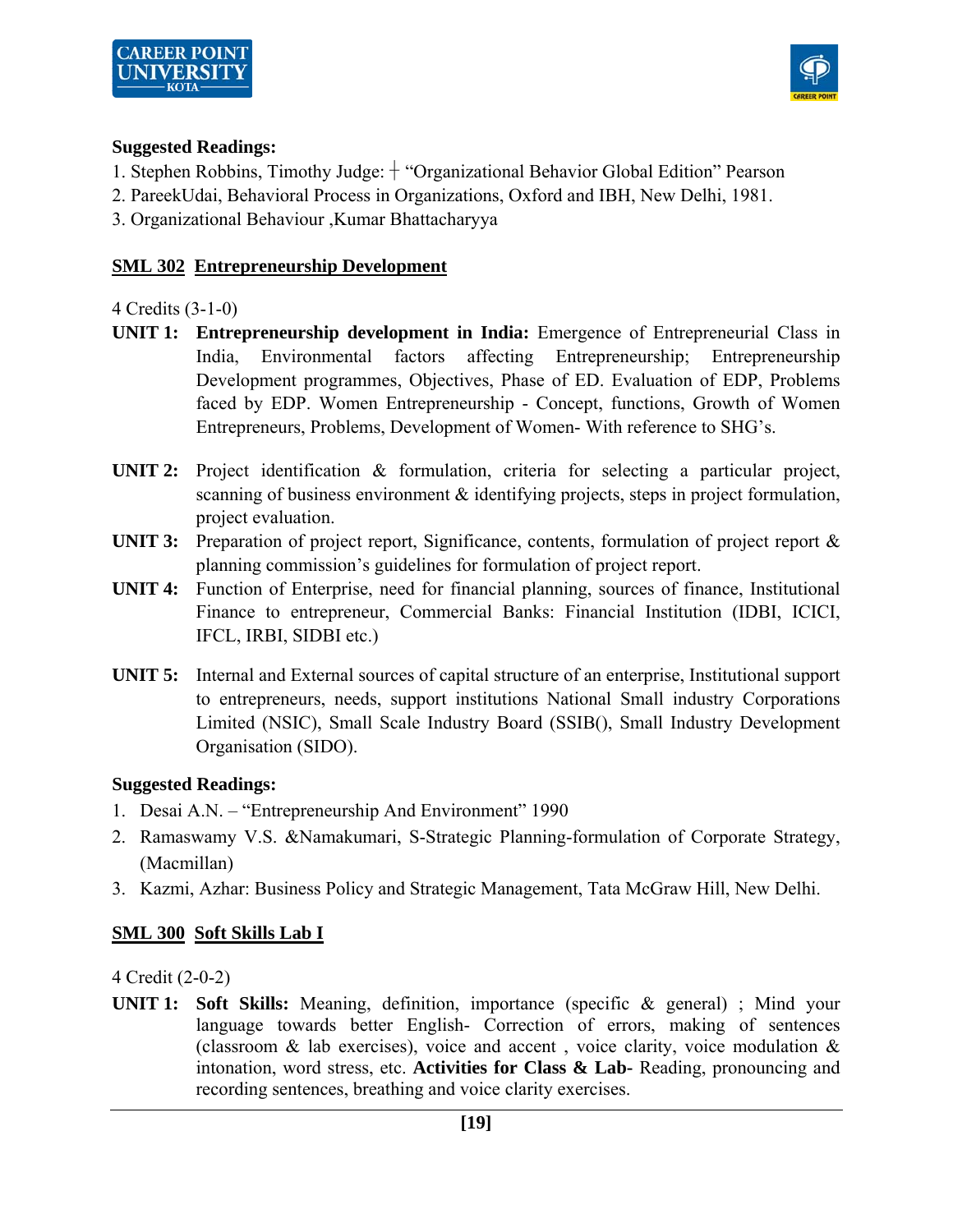**Suggested Readings:**

1. Stephen Robbins, Timothy Judge: ┼ “Organizational Behavior Global Edition” Pearson
2. PareekUdai, Behavioral Process in Organizations, Oxford and IBH, New Delhi, 1981.
3. Organizational Behaviour ,Kumar Bhattacharyya

## SML 302 Entrepreneurship Development

4 Credits (3-1-0)

**UNIT 1:** **Entrepreneurship development in India:** Emergence of Entrepreneurial Class in India, Environmental factors affecting Entrepreneurship; Entrepreneurship Development programmes, Objectives, Phase of ED. Evaluation of EDP, Problems faced by EDP. Women Entrepreneurship - Concept, functions, Growth of Women Entrepreneurs, Problems, Development of Women- With reference to SHG’s.

**UNIT 2:** Project identification & formulation, criteria for selecting a particular project, scanning of business environment & identifying projects, steps in project formulation, project evaluation.

**UNIT 3:** Preparation of project report, Significance, contents, formulation of project report & planning commission’s guidelines for formulation of project report.

**UNIT 4:** Function of Enterprise, need for financial planning, sources of finance, Institutional Finance to entrepreneur, Commercial Banks: Financial Institution (IDBI, ICICI, IFCL, IRBI, SIDBI etc.)

**UNIT 5:** Internal and External sources of capital structure of an enterprise, Institutional support to entrepreneurs, needs, support institutions National Small industry Corporations Limited (NSIC), Small Scale Industry Board (SSIB(), Small Industry Development Organisation (SIDO).

**Suggested Readings:**

1. Desai A.N. – “Entrepreneurship And Environment” 1990
2. Ramaswamy V.S. &Namakumari, S-Strategic Planning-formulation of Corporate Strategy, (Macmillan)
3. Kazmi, Azhar: Business Policy and Strategic Management, Tata McGraw Hill, New Delhi.

## SML 300 Soft Skills Lab I

4 Credit (2-0-2)

**UNIT 1:** **Soft Skills:** Meaning, definition, importance (specific & general) ; Mind your language towards better English- Correction of errors, making of sentences (classroom & lab exercises), voice and accent , voice clarity, voice modulation & intonation, word stress, etc. **Activities for Class & Lab-** Reading, pronouncing and recording sentences, breathing and voice clarity exercises.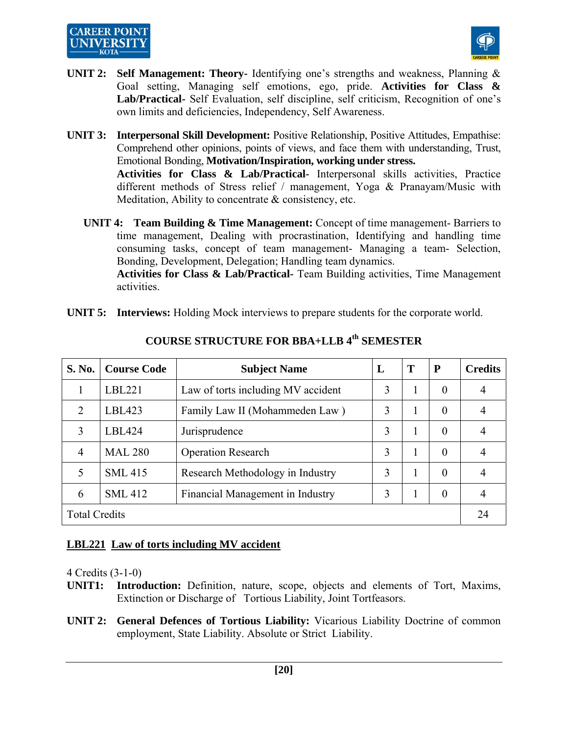**UNIT 2:** **Self Management: Theory-** Identifying one's strengths and weakness, Planning & Goal setting, Managing self emotions, ego, pride. **Activities for Class & Lab/Practical-** Self Evaluation, self discipline, self criticism, Recognition of one's own limits and deficiencies, Independency, Self Awareness.

**UNIT 3:** **Interpersonal Skill Development:** Positive Relationship, Positive Attitudes, Empathise: Comprehend other opinions, points of views, and face them with understanding, Trust, Emotional Bonding, **Motivation/Inspiration, working under stress.**
**Activities for Class & Lab/Practical-** Interpersonal skills activities, Practice different methods of Stress relief / management, Yoga & Pranayam/Music with Meditation, Ability to concentrate & consistency, etc.

**UNIT 4:** **Team Building & Time Management:** Concept of time management- Barriers to time management, Dealing with procrastination, Identifying and handling time consuming tasks, concept of team management- Managing a team- Selection, Bonding, Development, Delegation; Handling team dynamics.
**Activities for Class & Lab/Practical-** Team Building activities, Time Management activities.

**UNIT 5:** **Interviews:** Holding Mock interviews to prepare students for the corporate world.

## COURSE STRUCTURE FOR BBA+LLB 4th SEMESTER

| S. No. | Course Code | Subject Name | L | T | P | Credits |
|---|---|---|---|---|---|---|
| 1 | LBL221 | Law of torts including MV accident | 3 | 1 | 0 | 4 |
| 2 | LBL423 | Family Law II (Mohammeden Law ) | 3 | 1 | 0 | 4 |
| 3 | LBL424 | Jurisprudence | 3 | 1 | 0 | 4 |
| 4 | MAL 280 | Operation Research | 3 | 1 | 0 | 4 |
| 5 | SML 415 | Research Methodology in Industry | 3 | 1 | 0 | 4 |
| 6 | SML 412 | Financial Management in Industry | 3 | 1 | 0 | 4 |
| Total Credits | | | | | | 24 |

### LBL221 Law of torts including MV accident

4 Credits (3-1-0)

**UNIT1:** **Introduction:** Definition, nature, scope, objects and elements of Tort, Maxims, Extinction or Discharge of Tortious Liability, Joint Tortfeasors.

**UNIT 2:** **General Defences of Tortious Liability:** Vicarious Liability Doctrine of common employment, State Liability. Absolute or Strict Liability.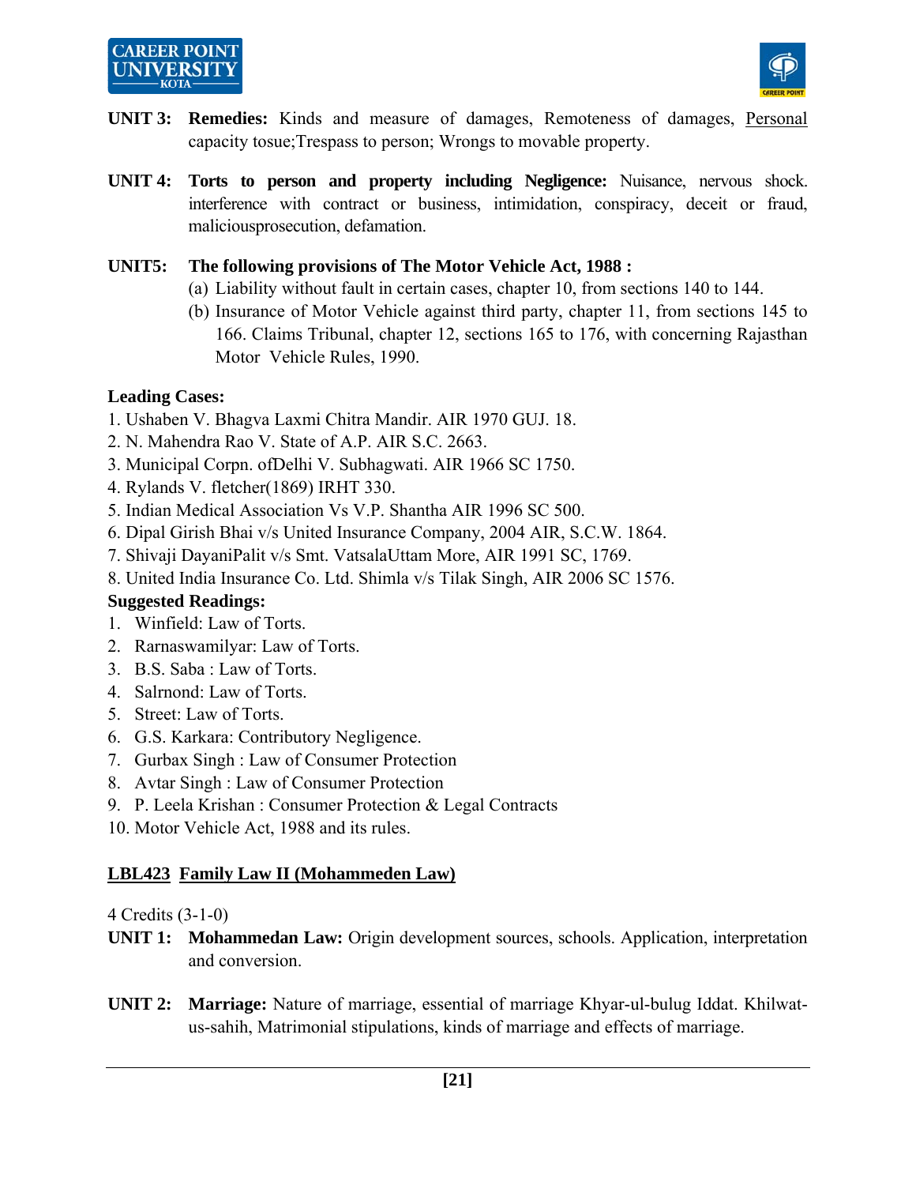**UNIT 3:** **Remedies:** Kinds and measure of damages, Remoteness of damages, Personal capacity tosue;Trespass to person; Wrongs to movable property.

**UNIT 4:** **Torts to person and property including Negligence:** Nuisance, nervous shock. interference with contract or business, intimidation, conspiracy, deceit or fraud, maliciousprosecution, defamation.

**UNIT5:** **The following provisions of The Motor Vehicle Act, 1988 :**

(a) Liability without fault in certain cases, chapter 10, from sections 140 to 144.

(b) Insurance of Motor Vehicle against third party, chapter 11, from sections 145 to 166. Claims Tribunal, chapter 12, sections 165 to 176, with concerning Rajasthan Motor Vehicle Rules, 1990.

**Leading Cases:**

1. Ushaben V. Bhagva Laxmi Chitra Mandir. AIR 1970 GUJ. 18.
2. N. Mahendra Rao V. State of A.P. AIR S.C. 2663.
3. Municipal Corpn. ofDelhi V. Subhagwati. AIR 1966 SC 1750.
4. Rylands V. fletcher(1869) IRHT 330.
5. Indian Medical Association Vs V.P. Shantha AIR 1996 SC 500.
6. Dipal Girish Bhai v/s United Insurance Company, 2004 AIR, S.C.W. 1864.
7. Shivaji DayaniPalit v/s Smt. VatsalaUttam More, AIR 1991 SC, 1769.
8. United India Insurance Co. Ltd. Shimla v/s Tilak Singh, AIR 2006 SC 1576.

**Suggested Readings:**

1. Winfield: Law of Torts.
2. Rarnaswamilyar: Law of Torts.
3. B.S. Saba : Law of Torts.
4. Salrnond: Law of Torts.
5. Street: Law of Torts.
6. G.S. Karkara: Contributory Negligence.
7. Gurbax Singh : Law of Consumer Protection
8. Avtar Singh : Law of Consumer Protection
9. P. Leela Krishan : Consumer Protection & Legal Contracts
10. Motor Vehicle Act, 1988 and its rules.

## LBL423 Family Law II (Mohammeden Law)

4 Credits (3-1-0)

**UNIT 1:** **Mohammedan Law:** Origin development sources, schools. Application, interpretation and conversion.

**UNIT 2:** **Marriage:** Nature of marriage, essential of marriage Khyar-ul-bulug Iddat. Khilwat-us-sahih, Matrimonial stipulations, kinds of marriage and effects of marriage.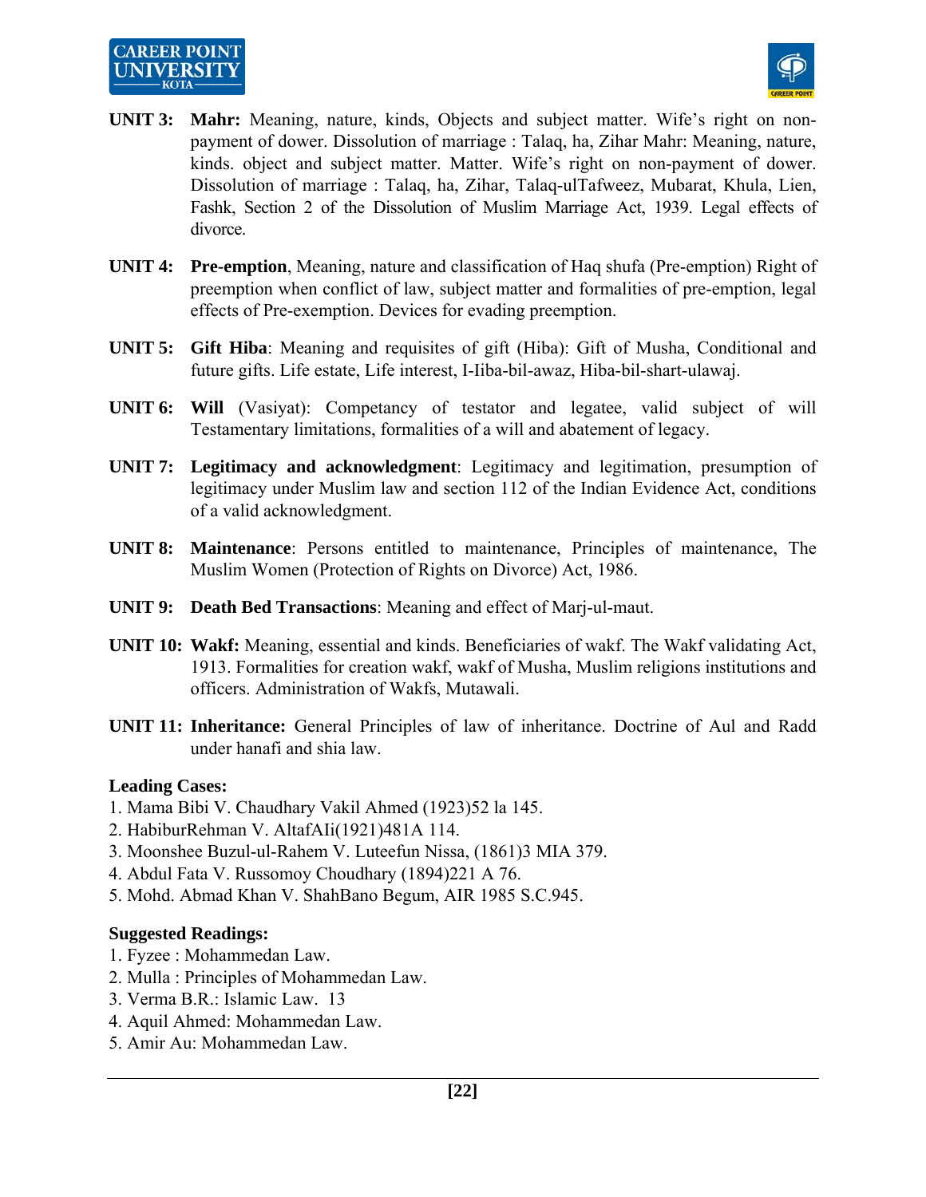**UNIT 3:** **Mahr:** Meaning, nature, kinds, Objects and subject matter. Wife's right on non-payment of dower. Dissolution of marriage : Talaq, ha, Zihar Mahr: Meaning, nature, kinds. object and subject matter. Matter. Wife's right on non-payment of dower. Dissolution of marriage : Talaq, ha, Zihar, Talaq-ulTafweez, Mubarat, Khula, Lien, Fashk, Section 2 of the Dissolution of Muslim Marriage Act, 1939. Legal effects of divorce.

**UNIT 4:** **Pre-emption**, Meaning, nature and classification of Haq shufa (Pre-emption) Right of preemption when conflict of law, subject matter and formalities of pre-emption, legal effects of Pre-exemption. Devices for evading preemption.

**UNIT 5:** **Gift Hiba**: Meaning and requisites of gift (Hiba): Gift of Musha, Conditional and future gifts. Life estate, Life interest, I-Iiba-bil-awaz, Hiba-bil-shart-ulawaj.

**UNIT 6:** **Will** (Vasiyat): Competancy of testator and legatee, valid subject of will Testamentary limitations, formalities of a will and abatement of legacy.

**UNIT 7:** **Legitimacy and acknowledgment**: Legitimacy and legitimation, presumption of legitimacy under Muslim law and section 112 of the Indian Evidence Act, conditions of a valid acknowledgment.

**UNIT 8:** **Maintenance**: Persons entitled to maintenance, Principles of maintenance, The Muslim Women (Protection of Rights on Divorce) Act, 1986.

**UNIT 9:** **Death Bed Transactions**: Meaning and effect of Marj-ul-maut.

**UNIT 10:** **Wakf:** Meaning, essential and kinds. Beneficiaries of wakf. The Wakf validating Act, 1913. Formalities for creation wakf, wakf of Musha, Muslim religions institutions and officers. Administration of Wakfs, Mutawali.

**UNIT 11:** **Inheritance:** General Principles of law of inheritance. Doctrine of Aul and Radd under hanafi and shia law.

**Leading Cases:**

1. Mama Bibi V. Chaudhary Vakil Ahmed (1923)52 la 145.
2. HabiburRehman V. AltafAIi(1921)481A 114.
3. Moonshee Buzul-ul-Rahem V. Luteefun Nissa, (1861)3 MIA 379.
4. Abdul Fata V. Russomoy Choudhary (1894)221 A 76.
5. Mohd. Abmad Khan V. ShahBano Begum, AIR 1985 S.C.945.

**Suggested Readings:**

1. Fyzee : Mohammedan Law.
2. Mulla : Principles of Mohammedan Law.
3. Verma B.R.: Islamic Law. 13
4. Aquil Ahmed: Mohammedan Law.
5. Amir Au: Mohammedan Law.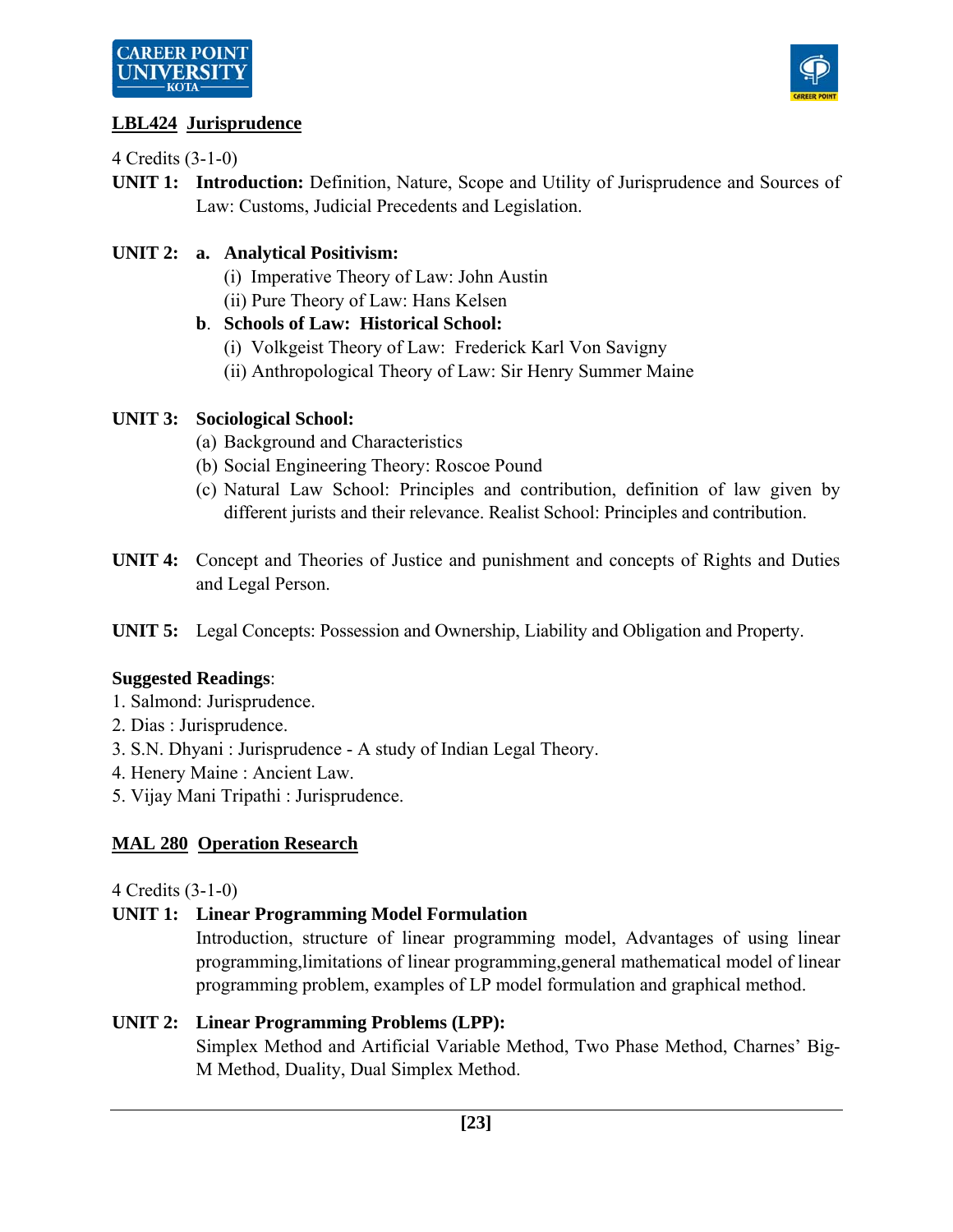## LBL424 Jurisprudence

4 Credits (3-1-0)

**UNIT 1:** **Introduction:** Definition, Nature, Scope and Utility of Jurisprudence and Sources of Law: Customs, Judicial Precedents and Legislation.

**UNIT 2:** **a. Analytical Positivism:**

(i) Imperative Theory of Law: John Austin

(ii) Pure Theory of Law: Hans Kelsen

**b. Schools of Law: Historical School:**

(i) Volkgeist Theory of Law: Frederick Karl Von Savigny

(ii) Anthropological Theory of Law: Sir Henry Summer Maine

**UNIT 3:** **Sociological School:**

(a) Background and Characteristics

(b) Social Engineering Theory: Roscoe Pound

(c) Natural Law School: Principles and contribution, definition of law given by different jurists and their relevance. Realist School: Principles and contribution.

**UNIT 4:** Concept and Theories of Justice and punishment and concepts of Rights and Duties and Legal Person.

**UNIT 5:** Legal Concepts: Possession and Ownership, Liability and Obligation and Property.

**Suggested Readings**:

1. Salmond: Jurisprudence.
2. Dias : Jurisprudence.
3. S.N. Dhyani : Jurisprudence - A study of Indian Legal Theory.
4. Henery Maine : Ancient Law.
5. Vijay Mani Tripathi : Jurisprudence.

## MAL 280 Operation Research

4 Credits (3-1-0)

**UNIT 1:** **Linear Programming Model Formulation**

Introduction, structure of linear programming model, Advantages of using linear programming,limitations of linear programming,general mathematical model of linear programming problem, examples of LP model formulation and graphical method.

**UNIT 2:** **Linear Programming Problems (LPP):**

Simplex Method and Artificial Variable Method, Two Phase Method, Charnes' Big-M Method, Duality, Dual Simplex Method.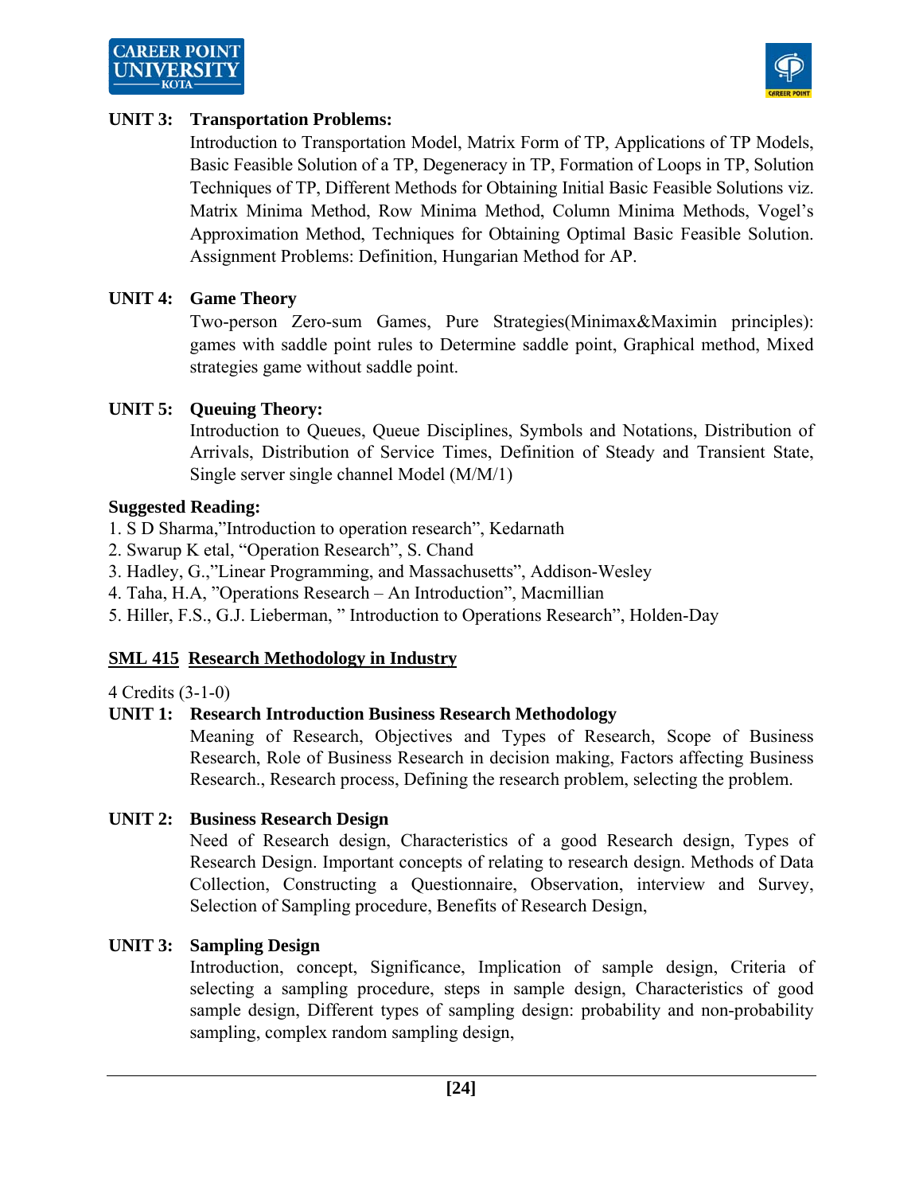**UNIT 3: Transportation Problems:**

Introduction to Transportation Model, Matrix Form of TP, Applications of TP Models, Basic Feasible Solution of a TP, Degeneracy in TP, Formation of Loops in TP, Solution Techniques of TP, Different Methods for Obtaining Initial Basic Feasible Solutions viz. Matrix Minima Method, Row Minima Method, Column Minima Methods, Vogel's Approximation Method, Techniques for Obtaining Optimal Basic Feasible Solution. Assignment Problems: Definition, Hungarian Method for AP.

**UNIT 4: Game Theory**

Two-person Zero-sum Games, Pure Strategies(Minimax&Maximin principles): games with saddle point rules to Determine saddle point, Graphical method, Mixed strategies game without saddle point.

**UNIT 5: Queuing Theory:**

Introduction to Queues, Queue Disciplines, Symbols and Notations, Distribution of Arrivals, Distribution of Service Times, Definition of Steady and Transient State, Single server single channel Model (M/M/1)

**Suggested Reading:**

1. S D Sharma,"Introduction to operation research", Kedarnath
2. Swarup K etal, "Operation Research", S. Chand
3. Hadley, G.,"Linear Programming, and Massachusetts", Addison-Wesley
4. Taha, H.A, "Operations Research – An Introduction", Macmillian
5. Hiller, F.S., G.J. Lieberman, " Introduction to Operations Research", Holden-Day

## SML 415 Research Methodology in Industry

4 Credits (3-1-0)

**UNIT 1: Research Introduction Business Research Methodology**

Meaning of Research, Objectives and Types of Research, Scope of Business Research, Role of Business Research in decision making, Factors affecting Business Research., Research process, Defining the research problem, selecting the problem.

**UNIT 2: Business Research Design**

Need of Research design, Characteristics of a good Research design, Types of Research Design. Important concepts of relating to research design. Methods of Data Collection, Constructing a Questionnaire, Observation, interview and Survey, Selection of Sampling procedure, Benefits of Research Design,

**UNIT 3: Sampling Design**

Introduction, concept, Significance, Implication of sample design, Criteria of selecting a sampling procedure, steps in sample design, Characteristics of good sample design, Different types of sampling design: probability and non-probability sampling, complex random sampling design,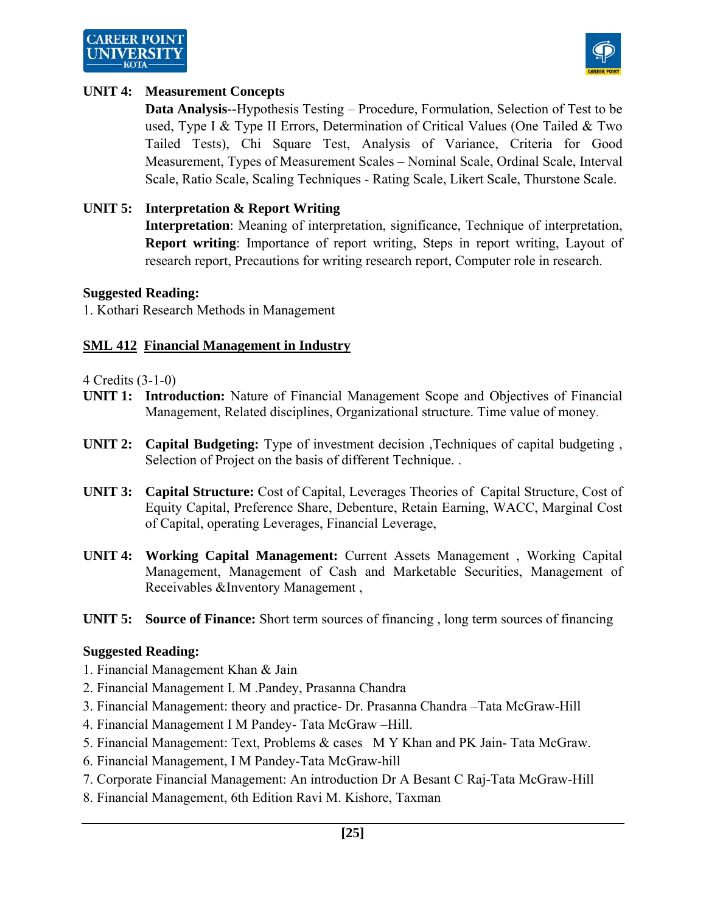**UNIT 4: Measurement Concepts**

**Data Analysis--**Hypothesis Testing – Procedure, Formulation, Selection of Test to be used, Type I & Type II Errors, Determination of Critical Values (One Tailed & Two Tailed Tests), Chi Square Test, Analysis of Variance, Criteria for Good Measurement, Types of Measurement Scales – Nominal Scale, Ordinal Scale, Interval Scale, Ratio Scale, Scaling Techniques - Rating Scale, Likert Scale, Thurstone Scale.

**UNIT 5: Interpretation & Report Writing**

**Interpretation**: Meaning of interpretation, significance, Technique of interpretation, **Report writing**: Importance of report writing, Steps in report writing, Layout of research report, Precautions for writing research report, Computer role in research.

**Suggested Reading:**

1. Kothari Research Methods in Management

## SML 412 Financial Management in Industry

4 Credits (3-1-0)

**UNIT 1: Introduction:** Nature of Financial Management Scope and Objectives of Financial Management, Related disciplines, Organizational structure. Time value of money.

**UNIT 2: Capital Budgeting:** Type of investment decision ,Techniques of capital budgeting , Selection of Project on the basis of different Technique. .

**UNIT 3: Capital Structure:** Cost of Capital, Leverages Theories of Capital Structure, Cost of Equity Capital, Preference Share, Debenture, Retain Earning, WACC, Marginal Cost of Capital, operating Leverages, Financial Leverage,

**UNIT 4: Working Capital Management:** Current Assets Management , Working Capital Management, Management of Cash and Marketable Securities, Management of Receivables &Inventory Management ,

**UNIT 5: Source of Finance:** Short term sources of financing , long term sources of financing

**Suggested Reading:**

1. Financial Management Khan & Jain
2. Financial Management I. M .Pandey, Prasanna Chandra
3. Financial Management: theory and practice- Dr. Prasanna Chandra –Tata McGraw-Hill
4. Financial Management I M Pandey- Tata McGraw –Hill.
5. Financial Management: Text, Problems & cases M Y Khan and PK Jain- Tata McGraw.
6. Financial Management, I M Pandey-Tata McGraw-hill
7. Corporate Financial Management: An introduction Dr A Besant C Raj-Tata McGraw-Hill
8. Financial Management, 6th Edition Ravi M. Kishore, Taxman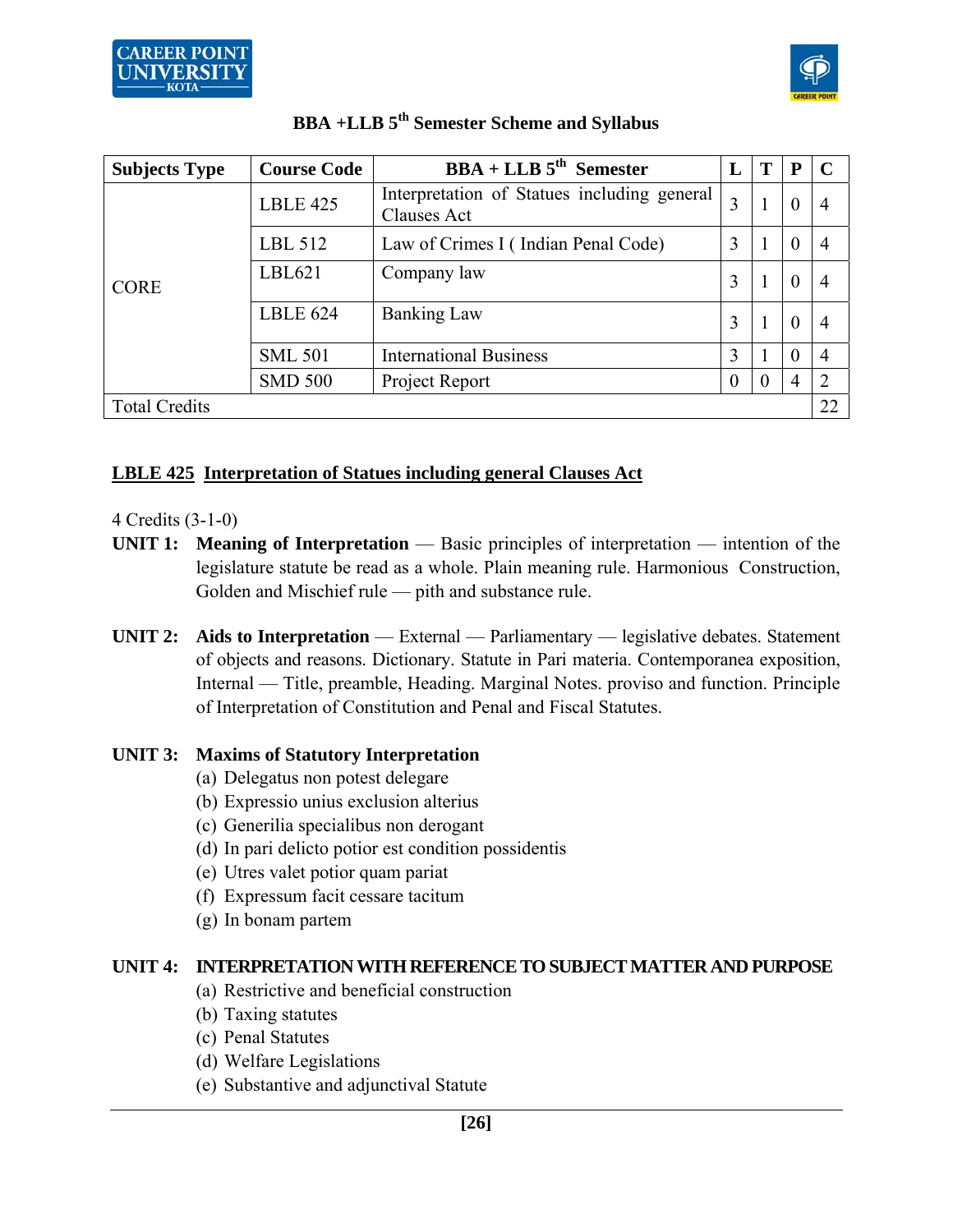## BBA +LLB 5th Semester Scheme and Syllabus

| Subjects Type | Course Code | BBA + LLB 5th Semester | L | T | P | C |
|---|---|---|---|---|---|---|
| CORE | LBLE 425 | Interpretation of Statues including general Clauses Act | 3 | 1 | 0 | 4 |
| | LBL 512 | Law of Crimes I ( Indian Penal Code) | 3 | 1 | 0 | 4 |
| | LBL621 | Company law | 3 | 1 | 0 | 4 |
| | LBLE 624 | Banking Law | 3 | 1 | 0 | 4 |
| | SML 501 | International Business | 3 | 1 | 0 | 4 |
| | SMD 500 | Project Report | 0 | 0 | 4 | 2 |
| Total Credits | | | | | | 22 |

### LBLE 425 Interpretation of Statues including general Clauses Act

4 Credits (3-1-0)

**UNIT 1:** **Meaning of Interpretation** — Basic principles of interpretation — intention of the legislature statute be read as a whole. Plain meaning rule. Harmonious Construction, Golden and Mischief rule — pith and substance rule.

**UNIT 2:** **Aids to Interpretation** — External — Parliamentary — legislative debates. Statement of objects and reasons. Dictionary. Statute in Pari materia. Contemporanea exposition, Internal — Title, preamble, Heading. Marginal Notes. proviso and function. Principle of Interpretation of Constitution and Penal and Fiscal Statutes.

**UNIT 3:** **Maxims of Statutory Interpretation**

(a) Delegatus non potest delegare
(b) Expressio unius exclusion alterius
(c) Generilia specialibus non derogant
(d) In pari delicto potior est condition possidentis
(e) Utres valet potior quam pariat
(f) Expressum facit cessare tacitum
(g) In bonam partem

**UNIT 4:** **INTERPRETATION WITH REFERENCE TO SUBJECT MATTER AND PURPOSE**

(a) Restrictive and beneficial construction
(b) Taxing statutes
(c) Penal Statutes
(d) Welfare Legislations
(e) Substantive and adjunctival Statute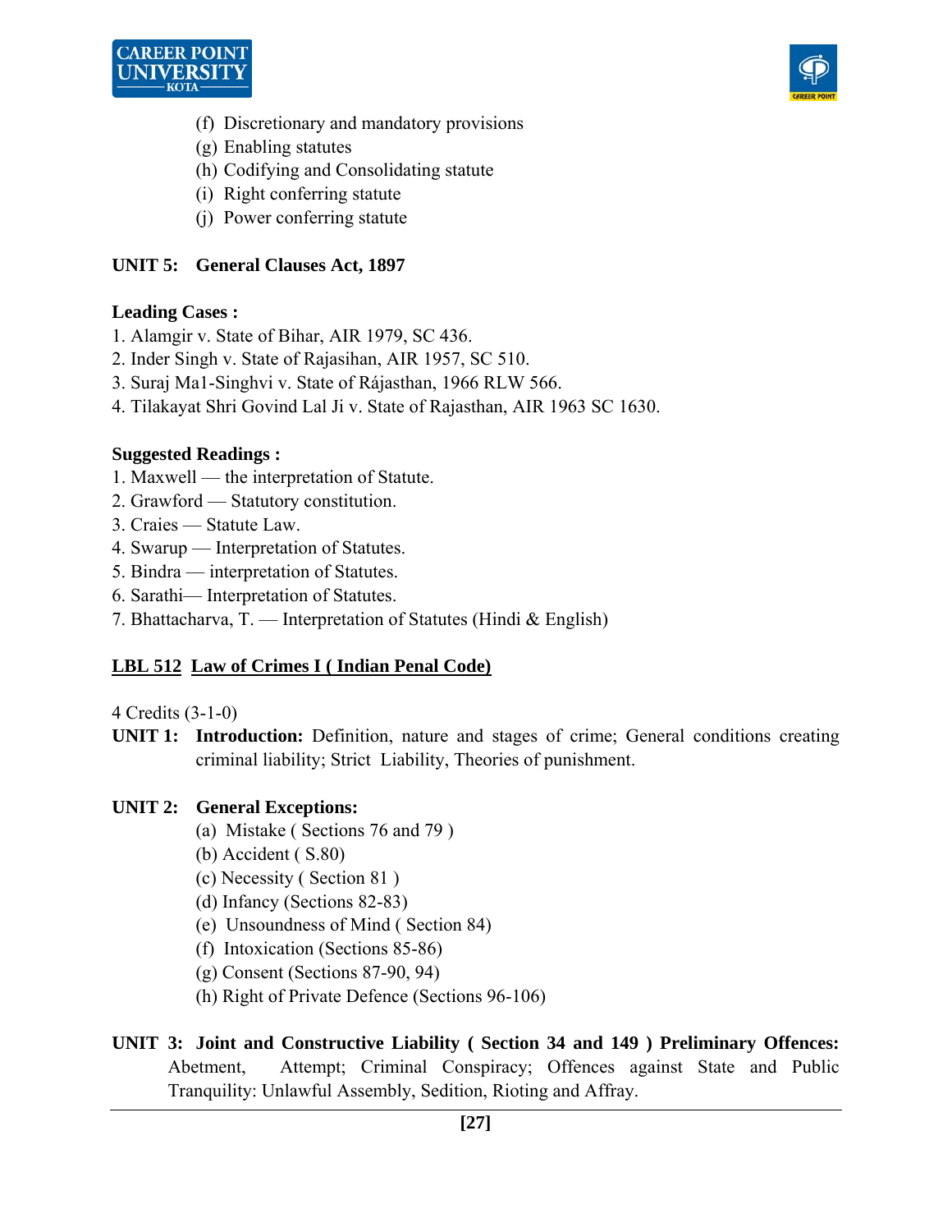(f) Discretionary and mandatory provisions
(g) Enabling statutes
(h) Codifying and Consolidating statute
(i) Right conferring statute
(j) Power conferring statute

**UNIT 5: General Clauses Act, 1897**

**Leading Cases :**

1. Alamgir v. State of Bihar, AIR 1979, SC 436.
2. Inder Singh v. State of Rajasihan, AIR 1957, SC 510.
3. Suraj Ma1-Singhvi v. State of Rájasthan, 1966 RLW 566.
4. Tilakayat Shri Govind Lal Ji v. State of Rajasthan, AIR 1963 SC 1630.

**Suggested Readings :**

1. Maxwell — the interpretation of Statute.
2. Grawford — Statutory constitution.
3. Craies — Statute Law.
4. Swarup — Interpretation of Statutes.
5. Bindra — interpretation of Statutes.
6. Sarathi— Interpretation of Statutes.
7. Bhattacharva, T. — Interpretation of Statutes (Hindi & English)

## LBL 512 Law of Crimes I ( Indian Penal Code)

4 Credits (3-1-0)

**UNIT 1:** **Introduction:** Definition, nature and stages of crime; General conditions creating criminal liability; Strict Liability, Theories of punishment.

**UNIT 2: General Exceptions:**

(a) Mistake ( Sections 76 and 79 )
(b) Accident ( S.80)
(c) Necessity ( Section 81 )
(d) Infancy (Sections 82-83)
(e) Unsoundness of Mind ( Section 84)
(f) Intoxication (Sections 85-86)
(g) Consent (Sections 87-90, 94)
(h) Right of Private Defence (Sections 96-106)

**UNIT 3: Joint and Constructive Liability ( Section 34 and 149 ) Preliminary Offences:** Abetment, Attempt; Criminal Conspiracy; Offences against State and Public Tranquility: Unlawful Assembly, Sedition, Rioting and Affray.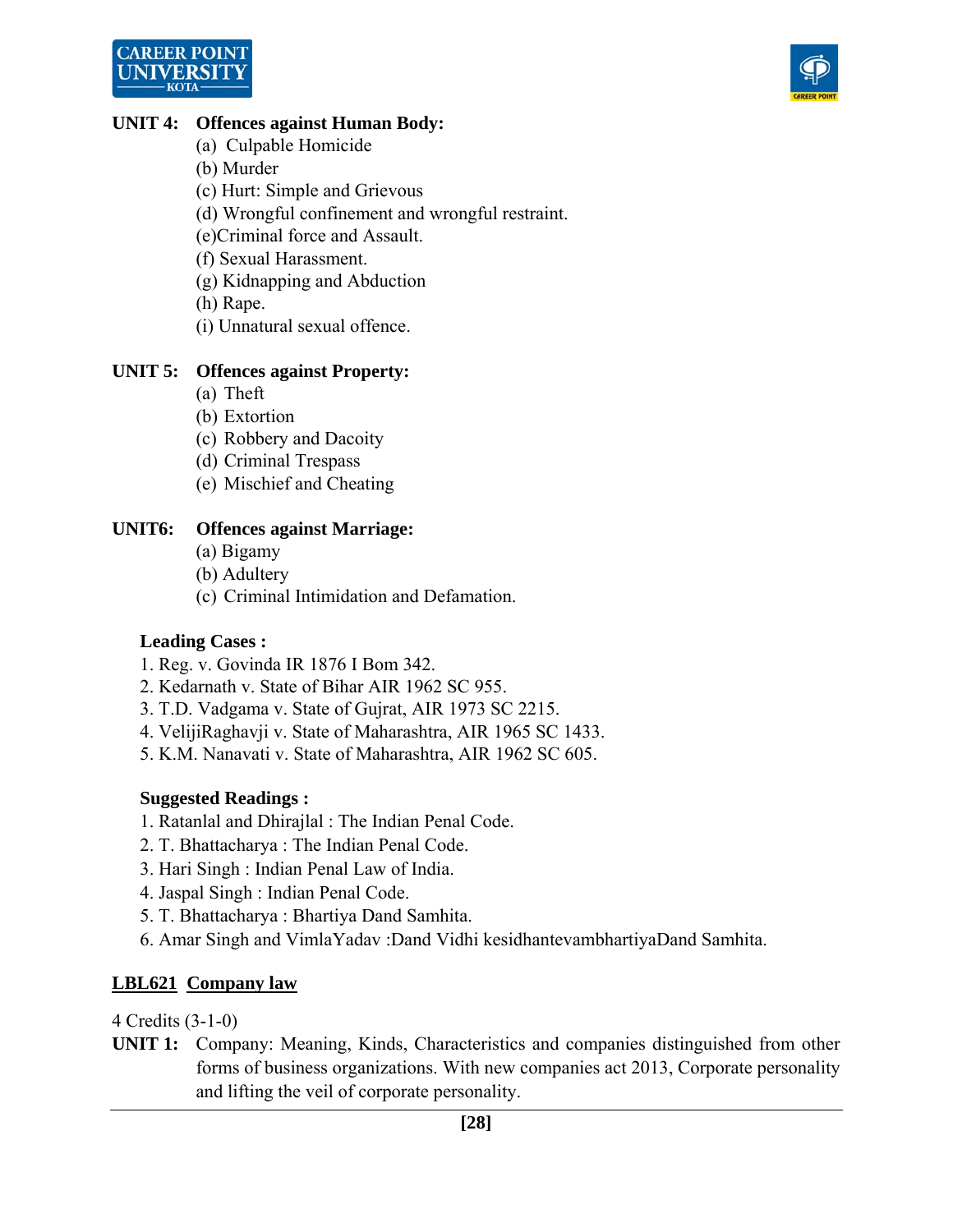**UNIT 4: Offences against Human Body:**

(a) Culpable Homicide
(b) Murder
(c) Hurt: Simple and Grievous
(d) Wrongful confinement and wrongful restraint.
(e)Criminal force and Assault.
(f) Sexual Harassment.
(g) Kidnapping and Abduction
(h) Rape.
(i) Unnatural sexual offence.

**UNIT 5: Offences against Property:**

(a) Theft
(b) Extortion
(c) Robbery and Dacoity
(d) Criminal Trespass
(e) Mischief and Cheating

**UNIT6: Offences against Marriage:**

(a) Bigamy
(b) Adultery
(c) Criminal Intimidation and Defamation.

**Leading Cases :**

1. Reg. v. Govinda IR 1876 I Bom 342.
2. Kedarnath v. State of Bihar AIR 1962 SC 955.
3. T.D. Vadgama v. State of Gujrat, AIR 1973 SC 2215.
4. VelijiRaghavji v. State of Maharashtra, AIR 1965 SC 1433.
5. K.M. Nanavati v. State of Maharashtra, AIR 1962 SC 605.

**Suggested Readings :**

1. Ratanlal and Dhirajlal : The Indian Penal Code.
2. T. Bhattacharya : The Indian Penal Code.
3. Hari Singh : Indian Penal Law of India.
4. Jaspal Singh : Indian Penal Code.
5. T. Bhattacharya : Bhartiya Dand Samhita.
6. Amar Singh and VimlaYadav :Dand Vidhi kesidhantevambhartiyaDand Samhita.

## <u>LBL621 Company law</u>

4 Credits (3-1-0)

**UNIT 1:** Company: Meaning, Kinds, Characteristics and companies distinguished from other forms of business organizations. With new companies act 2013, Corporate personality and lifting the veil of corporate personality.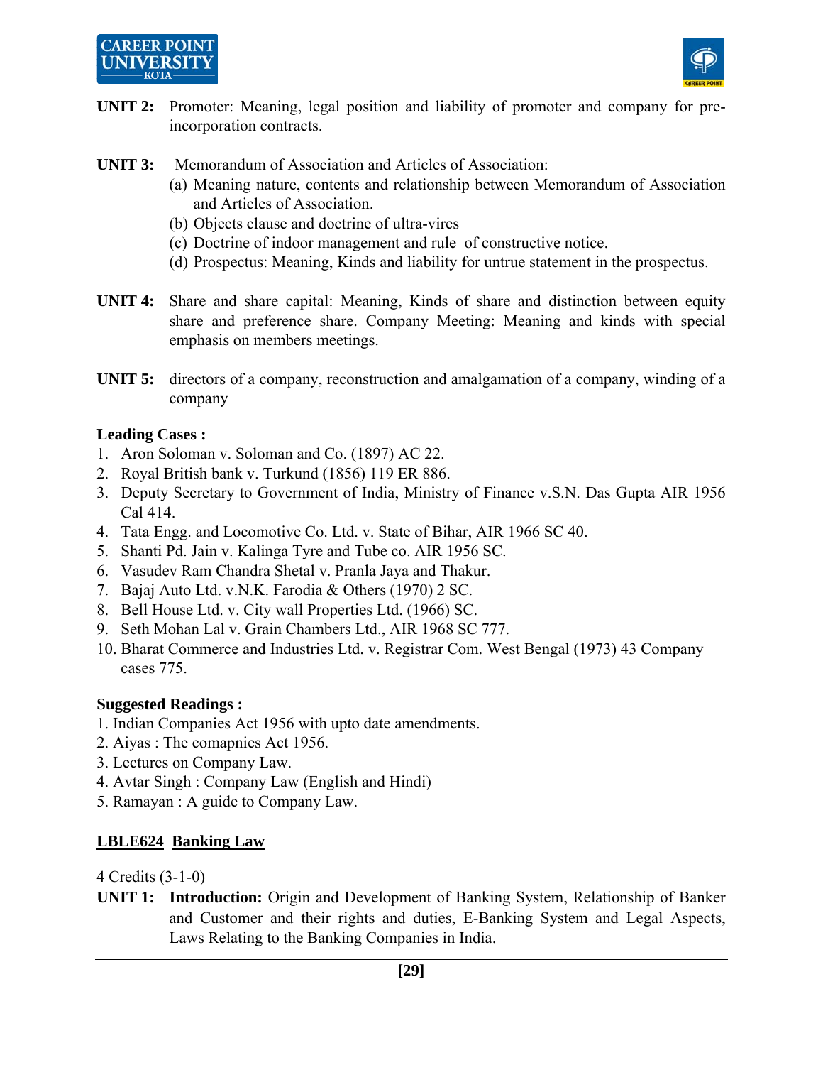**UNIT 2:** Promoter: Meaning, legal position and liability of promoter and company for pre-incorporation contracts.

**UNIT 3:** Memorandum of Association and Articles of Association:

(a) Meaning nature, contents and relationship between Memorandum of Association and Articles of Association.
(b) Objects clause and doctrine of ultra-vires
(c) Doctrine of indoor management and rule of constructive notice.
(d) Prospectus: Meaning, Kinds and liability for untrue statement in the prospectus.

**UNIT 4:** Share and share capital: Meaning, Kinds of share and distinction between equity share and preference share. Company Meeting: Meaning and kinds with special emphasis on members meetings.

**UNIT 5:** directors of a company, reconstruction and amalgamation of a company, winding of a company

**Leading Cases :**

1. Aron Soloman v. Soloman and Co. (1897) AC 22.
2. Royal British bank v. Turkund (1856) 119 ER 886.
3. Deputy Secretary to Government of India, Ministry of Finance v.S.N. Das Gupta AIR 1956 Cal 414.
4. Tata Engg. and Locomotive Co. Ltd. v. State of Bihar, AIR 1966 SC 40.
5. Shanti Pd. Jain v. Kalinga Tyre and Tube co. AIR 1956 SC.
6. Vasudev Ram Chandra Shetal v. Pranla Jaya and Thakur.
7. Bajaj Auto Ltd. v.N.K. Farodia & Others (1970) 2 SC.
8. Bell House Ltd. v. City wall Properties Ltd. (1966) SC.
9. Seth Mohan Lal v. Grain Chambers Ltd., AIR 1968 SC 777.
10. Bharat Commerce and Industries Ltd. v. Registrar Com. West Bengal (1973) 43 Company cases 775.

**Suggested Readings :**

1. Indian Companies Act 1956 with upto date amendments.
2. Aiyas : The comapnies Act 1956.
3. Lectures on Company Law.
4. Avtar Singh : Company Law (English and Hindi)
5. Ramayan : A guide to Company Law.

## LBLE624 Banking Law

4 Credits (3-1-0)

**UNIT 1:** **Introduction:** Origin and Development of Banking System, Relationship of Banker and Customer and their rights and duties, E-Banking System and Legal Aspects, Laws Relating to the Banking Companies in India.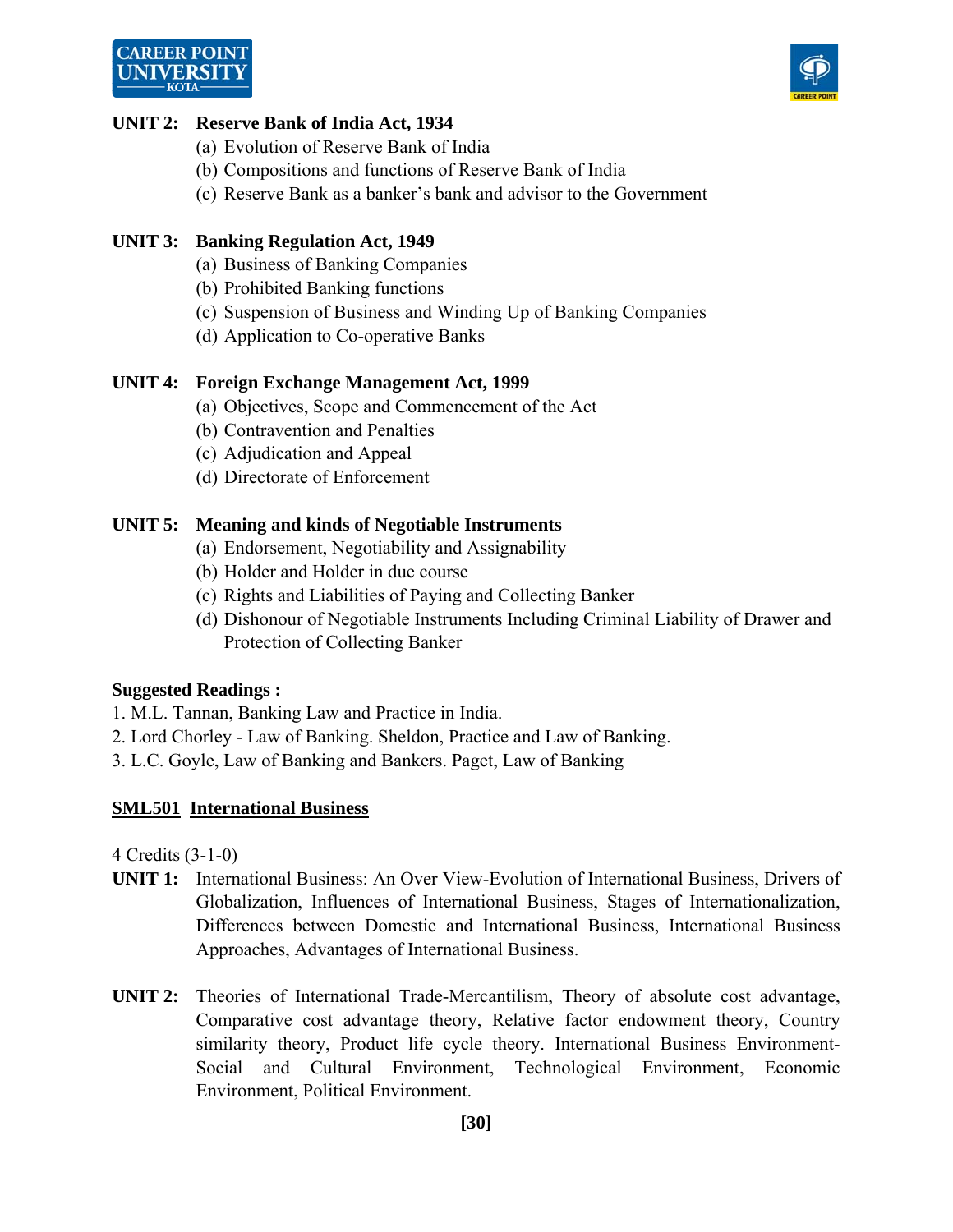**UNIT 2: Reserve Bank of India Act, 1934**

(a) Evolution of Reserve Bank of India
(b) Compositions and functions of Reserve Bank of India
(c) Reserve Bank as a banker's bank and advisor to the Government

**UNIT 3: Banking Regulation Act, 1949**

(a) Business of Banking Companies
(b) Prohibited Banking functions
(c) Suspension of Business and Winding Up of Banking Companies
(d) Application to Co-operative Banks

**UNIT 4: Foreign Exchange Management Act, 1999**

(a) Objectives, Scope and Commencement of the Act
(b) Contravention and Penalties
(c) Adjudication and Appeal
(d) Directorate of Enforcement

**UNIT 5: Meaning and kinds of Negotiable Instruments**

(a) Endorsement, Negotiability and Assignability
(b) Holder and Holder in due course
(c) Rights and Liabilities of Paying and Collecting Banker
(d) Dishonour of Negotiable Instruments Including Criminal Liability of Drawer and Protection of Collecting Banker

**Suggested Readings :**

1. M.L. Tannan, Banking Law and Practice in India.
2. Lord Chorley - Law of Banking. Sheldon, Practice and Law of Banking.
3. L.C. Goyle, Law of Banking and Bankers. Paget, Law of Banking

## SML501 International Business

4 Credits (3-1-0)

**UNIT 1:** International Business: An Over View-Evolution of International Business, Drivers of Globalization, Influences of International Business, Stages of Internationalization, Differences between Domestic and International Business, International Business Approaches, Advantages of International Business.

**UNIT 2:** Theories of International Trade-Mercantilism, Theory of absolute cost advantage, Comparative cost advantage theory, Relative factor endowment theory, Country similarity theory, Product life cycle theory. International Business Environment-Social and Cultural Environment, Technological Environment, Economic Environment, Political Environment.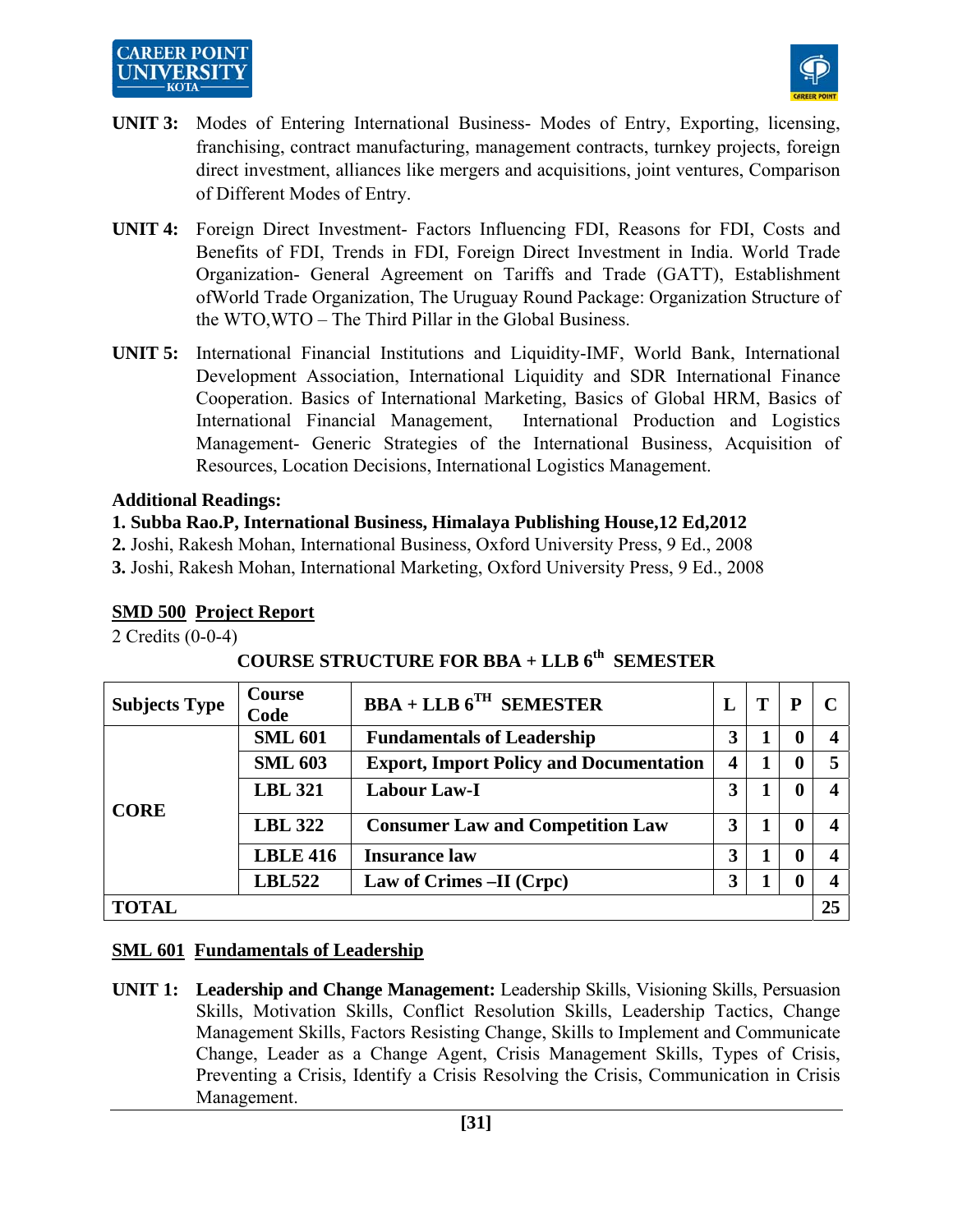**UNIT 3:** Modes of Entering International Business- Modes of Entry, Exporting, licensing, franchising, contract manufacturing, management contracts, turnkey projects, foreign direct investment, alliances like mergers and acquisitions, joint ventures, Comparison of Different Modes of Entry.

**UNIT 4:** Foreign Direct Investment- Factors Influencing FDI, Reasons for FDI, Costs and Benefits of FDI, Trends in FDI, Foreign Direct Investment in India. World Trade Organization- General Agreement on Tariffs and Trade (GATT), Establishment ofWorld Trade Organization, The Uruguay Round Package: Organization Structure of the WTO,WTO – The Third Pillar in the Global Business.

**UNIT 5:** International Financial Institutions and Liquidity-IMF, World Bank, International Development Association, International Liquidity and SDR International Finance Cooperation. Basics of International Marketing, Basics of Global HRM, Basics of International Financial Management, International Production and Logistics Management- Generic Strategies of the International Business, Acquisition of Resources, Location Decisions, International Logistics Management.

**Additional Readings:**

**1. Subba Rao.P, International Business, Himalaya Publishing House,12 Ed,2012**

**2.** Joshi, Rakesh Mohan, International Business, Oxford University Press, 9 Ed., 2008

**3.** Joshi, Rakesh Mohan, International Marketing, Oxford University Press, 9 Ed., 2008

## SMD 500 Project Report

2 Credits (0-0-4)

### COURSE STRUCTURE FOR BBA + LLB 6th SEMESTER

| Subjects Type | Course Code | BBA + LLB 6TH SEMESTER | L | T | P | C |
|---|---|---|---|---|---|---|
| CORE | SML 601 | Fundamentals of Leadership | 3 | 1 | 0 | 4 |
| | SML 603 | Export, Import Policy and Documentation | 4 | 1 | 0 | 5 |
| | LBL 321 | Labour Law-I | 3 | 1 | 0 | 4 |
| | LBL 322 | Consumer Law and Competition Law | 3 | 1 | 0 | 4 |
| | LBLE 416 | Insurance law | 3 | 1 | 0 | 4 |
| | LBL522 | Law of Crimes –II (Crpc) | 3 | 1 | 0 | 4 |
| TOTAL | | | | | | 25 |

## SML 601 Fundamentals of Leadership

**UNIT 1:** **Leadership and Change Management:** Leadership Skills, Visioning Skills, Persuasion Skills, Motivation Skills, Conflict Resolution Skills, Leadership Tactics, Change Management Skills, Factors Resisting Change, Skills to Implement and Communicate Change, Leader as a Change Agent, Crisis Management Skills, Types of Crisis, Preventing a Crisis, Identify a Crisis Resolving the Crisis, Communication in Crisis Management.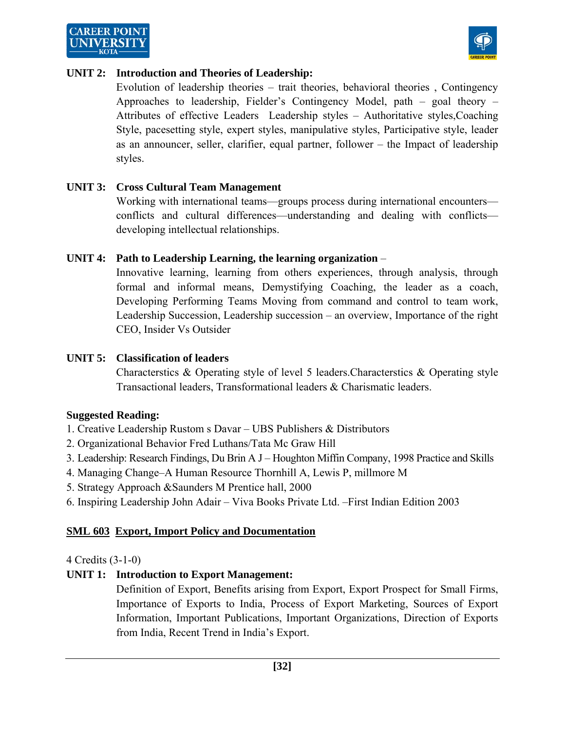**UNIT 2: Introduction and Theories of Leadership:**

Evolution of leadership theories – trait theories, behavioral theories , Contingency Approaches to leadership, Fielder's Contingency Model, path – goal theory – Attributes of effective Leaders Leadership styles – Authoritative styles,Coaching Style, pacesetting style, expert styles, manipulative styles, Participative style, leader as an announcer, seller, clarifier, equal partner, follower – the Impact of leadership styles.

**UNIT 3: Cross Cultural Team Management**

Working with international teams—groups process during international encounters—conflicts and cultural differences—understanding and dealing with conflicts—developing intellectual relationships.

**UNIT 4: Path to Leadership Learning, the learning organization** –

Innovative learning, learning from others experiences, through analysis, through formal and informal means, Demystifying Coaching, the leader as a coach, Developing Performing Teams Moving from command and control to team work, Leadership Succession, Leadership succession – an overview, Importance of the right CEO, Insider Vs Outsider

**UNIT 5: Classification of leaders**

Characterstics & Operating style of level 5 leaders.Characterstics & Operating style Transactional leaders, Transformational leaders & Charismatic leaders.

**Suggested Reading:**

1. Creative Leadership Rustom s Davar – UBS Publishers & Distributors
2. Organizational Behavior Fred Luthans/Tata Mc Graw Hill
3. Leadership: Research Findings, Du Brin A J – Houghton Miffin Company, 1998 Practice and Skills
4. Managing Change–A Human Resource Thornhill A, Lewis P, millmore M
5. Strategy Approach &Saunders M Prentice hall, 2000
6. Inspiring Leadership John Adair – Viva Books Private Ltd. –First Indian Edition 2003

## SML 603 Export, Import Policy and Documentation

4 Credits (3-1-0)

**UNIT 1: Introduction to Export Management:**

Definition of Export, Benefits arising from Export, Export Prospect for Small Firms, Importance of Exports to India, Process of Export Marketing, Sources of Export Information, Important Publications, Important Organizations, Direction of Exports from India, Recent Trend in India's Export.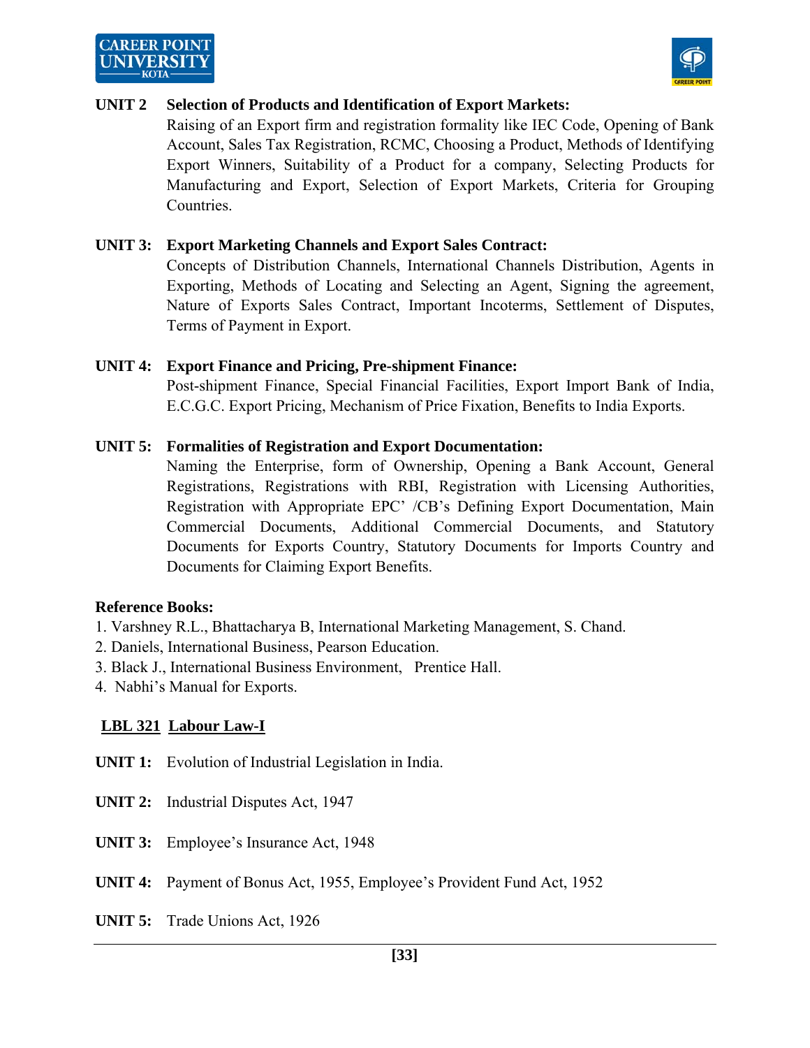**UNIT 2 Selection of Products and Identification of Export Markets:**
Raising of an Export firm and registration formality like IEC Code, Opening of Bank Account, Sales Tax Registration, RCMC, Choosing a Product, Methods of Identifying Export Winners, Suitability of a Product for a company, Selecting Products for Manufacturing and Export, Selection of Export Markets, Criteria for Grouping Countries.

**UNIT 3: Export Marketing Channels and Export Sales Contract:**
Concepts of Distribution Channels, International Channels Distribution, Agents in Exporting, Methods of Locating and Selecting an Agent, Signing the agreement, Nature of Exports Sales Contract, Important Incoterms, Settlement of Disputes, Terms of Payment in Export.

**UNIT 4: Export Finance and Pricing, Pre-shipment Finance:**
Post-shipment Finance, Special Financial Facilities, Export Import Bank of India, E.C.G.C. Export Pricing, Mechanism of Price Fixation, Benefits to India Exports.

**UNIT 5: Formalities of Registration and Export Documentation:**
Naming the Enterprise, form of Ownership, Opening a Bank Account, General Registrations, Registrations with RBI, Registration with Licensing Authorities, Registration with Appropriate EPC' /CB's Defining Export Documentation, Main Commercial Documents, Additional Commercial Documents, and Statutory Documents for Exports Country, Statutory Documents for Imports Country and Documents for Claiming Export Benefits.

**Reference Books:**

1. Varshney R.L., Bhattacharya B, International Marketing Management, S. Chand.
2. Daniels, International Business, Pearson Education.
3. Black J., International Business Environment, Prentice Hall.
4. Nabhi's Manual for Exports.

## LBL 321 Labour Law-I

**UNIT 1:** Evolution of Industrial Legislation in India.

**UNIT 2:** Industrial Disputes Act, 1947

**UNIT 3:** Employee's Insurance Act, 1948

**UNIT 4:** Payment of Bonus Act, 1955, Employee's Provident Fund Act, 1952

**UNIT 5:** Trade Unions Act, 1926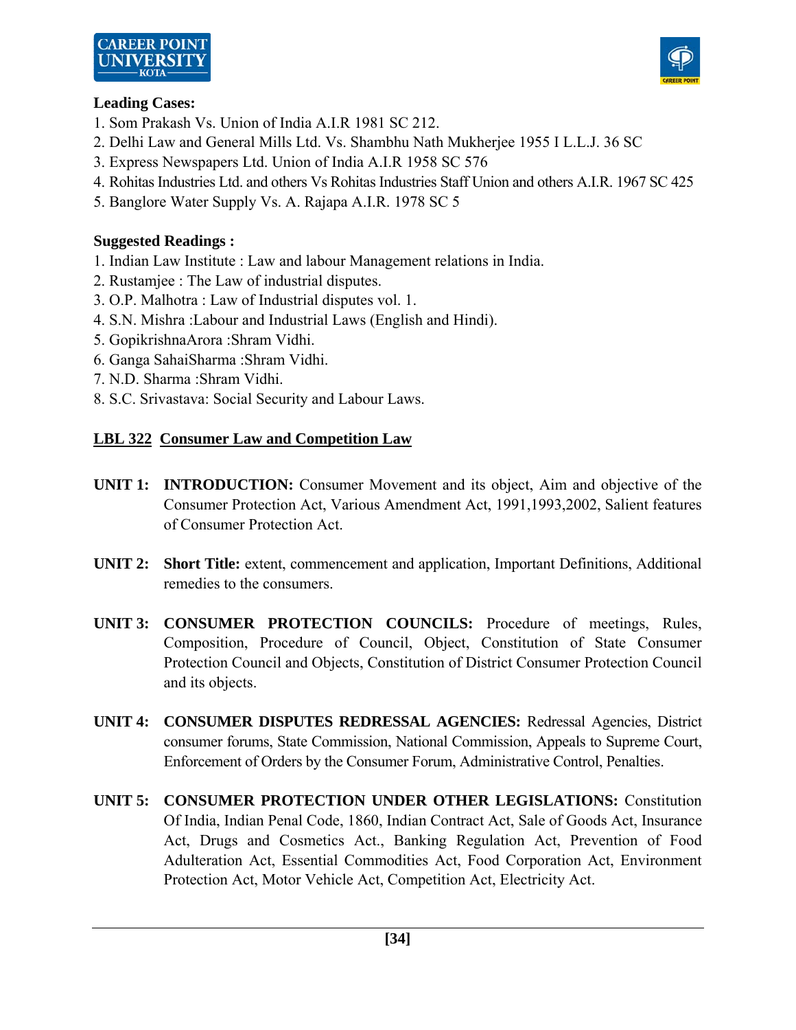**Leading Cases:**

1. Som Prakash Vs. Union of India A.I.R 1981 SC 212.
2. Delhi Law and General Mills Ltd. Vs. Shambhu Nath Mukherjee 1955 I L.L.J. 36 SC
3. Express Newspapers Ltd. Union of India A.I.R 1958 SC 576
4. Rohitas Industries Ltd. and others Vs Rohitas Industries Staff Union and others A.I.R. 1967 SC 425
5. Banglore Water Supply Vs. A. Rajapa A.I.R. 1978 SC 5

**Suggested Readings :**

1. Indian Law Institute : Law and labour Management relations in India.
2. Rustamjee : The Law of industrial disputes.
3. O.P. Malhotra : Law of Industrial disputes vol. 1.
4. S.N. Mishra :Labour and Industrial Laws (English and Hindi).
5. GopikrishnaArora :Shram Vidhi.
6. Ganga SahaiSharma :Shram Vidhi.
7. N.D. Sharma :Shram Vidhi.
8. S.C. Srivastava: Social Security and Labour Laws.

## LBL 322 Consumer Law and Competition Law

**UNIT 1: INTRODUCTION:** Consumer Movement and its object, Aim and objective of the Consumer Protection Act, Various Amendment Act, 1991,1993,2002, Salient features of Consumer Protection Act.

**UNIT 2: Short Title:** extent, commencement and application, Important Definitions, Additional remedies to the consumers.

**UNIT 3: CONSUMER PROTECTION COUNCILS:** Procedure of meetings, Rules, Composition, Procedure of Council, Object, Constitution of State Consumer Protection Council and Objects, Constitution of District Consumer Protection Council and its objects.

**UNIT 4: CONSUMER DISPUTES REDRESSAL AGENCIES:** Redressal Agencies, District consumer forums, State Commission, National Commission, Appeals to Supreme Court, Enforcement of Orders by the Consumer Forum, Administrative Control, Penalties.

**UNIT 5: CONSUMER PROTECTION UNDER OTHER LEGISLATIONS:** Constitution Of India, Indian Penal Code, 1860, Indian Contract Act, Sale of Goods Act, Insurance Act, Drugs and Cosmetics Act., Banking Regulation Act, Prevention of Food Adulteration Act, Essential Commodities Act, Food Corporation Act, Environment Protection Act, Motor Vehicle Act, Competition Act, Electricity Act.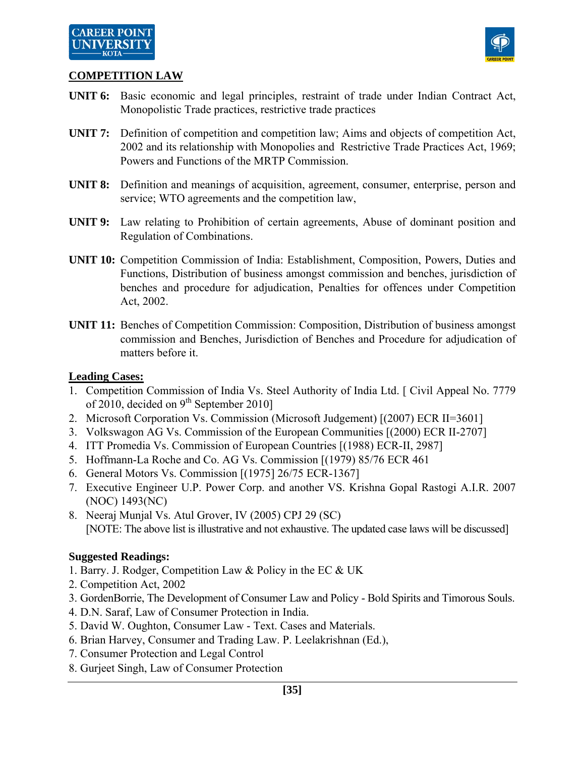## COMPETITION LAW

**UNIT 6:** Basic economic and legal principles, restraint of trade under Indian Contract Act, Monopolistic Trade practices, restrictive trade practices

**UNIT 7:** Definition of competition and competition law; Aims and objects of competition Act, 2002 and its relationship with Monopolies and Restrictive Trade Practices Act, 1969; Powers and Functions of the MRTP Commission.

**UNIT 8:** Definition and meanings of acquisition, agreement, consumer, enterprise, person and service; WTO agreements and the competition law,

**UNIT 9:** Law relating to Prohibition of certain agreements, Abuse of dominant position and Regulation of Combinations.

**UNIT 10:** Competition Commission of India: Establishment, Composition, Powers, Duties and Functions, Distribution of business amongst commission and benches, jurisdiction of benches and procedure for adjudication, Penalties for offences under Competition Act, 2002.

**UNIT 11:** Benches of Competition Commission: Composition, Distribution of business amongst commission and Benches, Jurisdiction of Benches and Procedure for adjudication of matters before it.

### Leading Cases:

1. Competition Commission of India Vs. Steel Authority of India Ltd. [ Civil Appeal No. 7779 of 2010, decided on 9th September 2010]
2. Microsoft Corporation Vs. Commission (Microsoft Judgement) [(2007) ECR II=3601]
3. Volkswagon AG Vs. Commission of the European Communities [(2000) ECR II-2707]
4. ITT Promedia Vs. Commission of European Countries [(1988) ECR-II, 2987]
5. Hoffmann-La Roche and Co. AG Vs. Commission [(1979) 85/76 ECR 461
6. General Motors Vs. Commission [(1975] 26/75 ECR-1367]
7. Executive Engineer U.P. Power Corp. and another VS. Krishna Gopal Rastogi A.I.R. 2007 (NOC) 1493(NC)
8. Neeraj Munjal Vs. Atul Grover, IV (2005) CPJ 29 (SC)
   [NOTE: The above list is illustrative and not exhaustive. The updated case laws will be discussed]

### Suggested Readings:

1. Barry. J. Rodger, Competition Law & Policy in the EC & UK
2. Competition Act, 2002
3. GordenBorrie, The Development of Consumer Law and Policy - Bold Spirits and Timorous Souls.
4. D.N. Saraf, Law of Consumer Protection in India.
5. David W. Oughton, Consumer Law - Text. Cases and Materials.
6. Brian Harvey, Consumer and Trading Law. P. Leelakrishnan (Ed.),
7. Consumer Protection and Legal Control
8. Gurjeet Singh, Law of Consumer Protection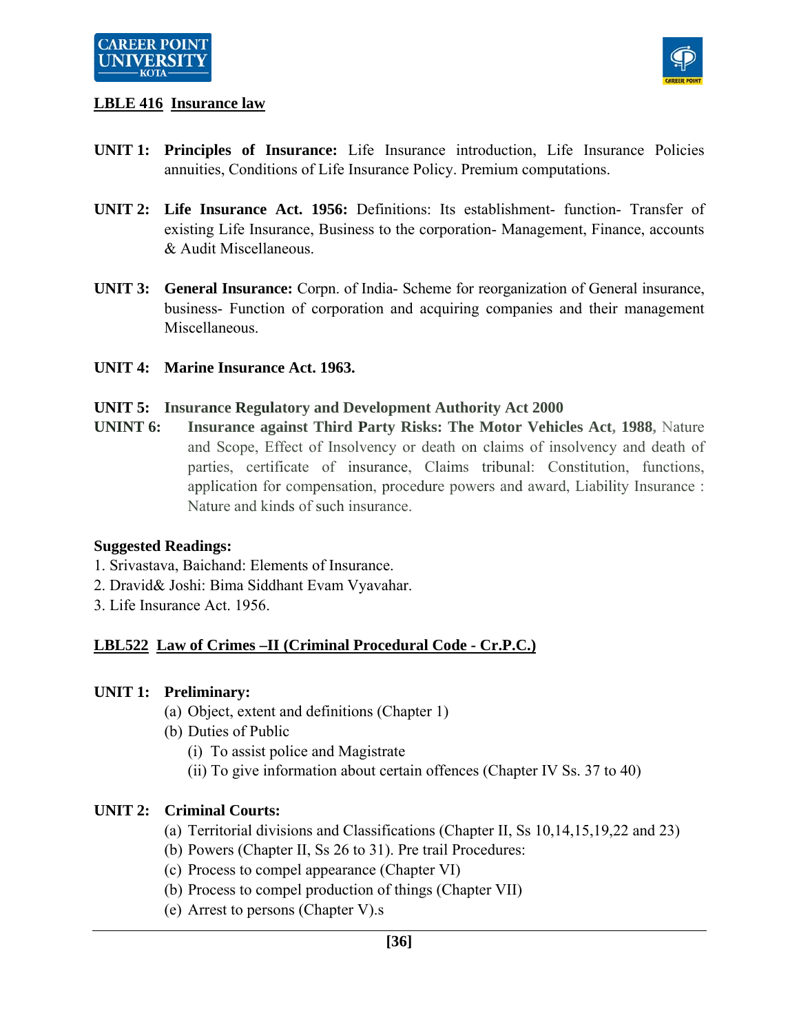**LBLE 416 Insurance law**

**UNIT 1: Principles of Insurance:** Life Insurance introduction, Life Insurance Policies annuities, Conditions of Life Insurance Policy. Premium computations.

**UNIT 2: Life Insurance Act. 1956:** Definitions: Its establishment- function- Transfer of existing Life Insurance, Business to the corporation- Management, Finance, accounts & Audit Miscellaneous.

**UNIT 3: General Insurance:** Corpn. of India- Scheme for reorganization of General insurance, business- Function of corporation and acquiring companies and their management Miscellaneous.

**UNIT 4: Marine Insurance Act. 1963.**

**UNIT 5: Insurance Regulatory and Development Authority Act 2000**

**UNINT 6: Insurance against Third Party Risks: The Motor Vehicles Act, 1988,** Nature and Scope, Effect of Insolvency or death on claims of insolvency and death of parties, certificate of insurance, Claims tribunal: Constitution, functions, application for compensation, procedure powers and award, Liability Insurance : Nature and kinds of such insurance.

**Suggested Readings:**

1. Srivastava, Baichand: Elements of Insurance.
2. Dravid& Joshi: Bima Siddhant Evam Vyavahar.
3. Life Insurance Act. 1956.

**LBL522 Law of Crimes –II (Criminal Procedural Code - Cr.P.C.)**

**UNIT 1: Preliminary:**

(a) Object, extent and definitions (Chapter 1)
(b) Duties of Public
  (i) To assist police and Magistrate
  (ii) To give information about certain offences (Chapter IV Ss. 37 to 40)

**UNIT 2: Criminal Courts:**

(a) Territorial divisions and Classifications (Chapter II, Ss 10,14,15,19,22 and 23)
(b) Powers (Chapter II, Ss 26 to 31). Pre trail Procedures:
(c) Process to compel appearance (Chapter VI)
(b) Process to compel production of things (Chapter VII)
(e) Arrest to persons (Chapter V).s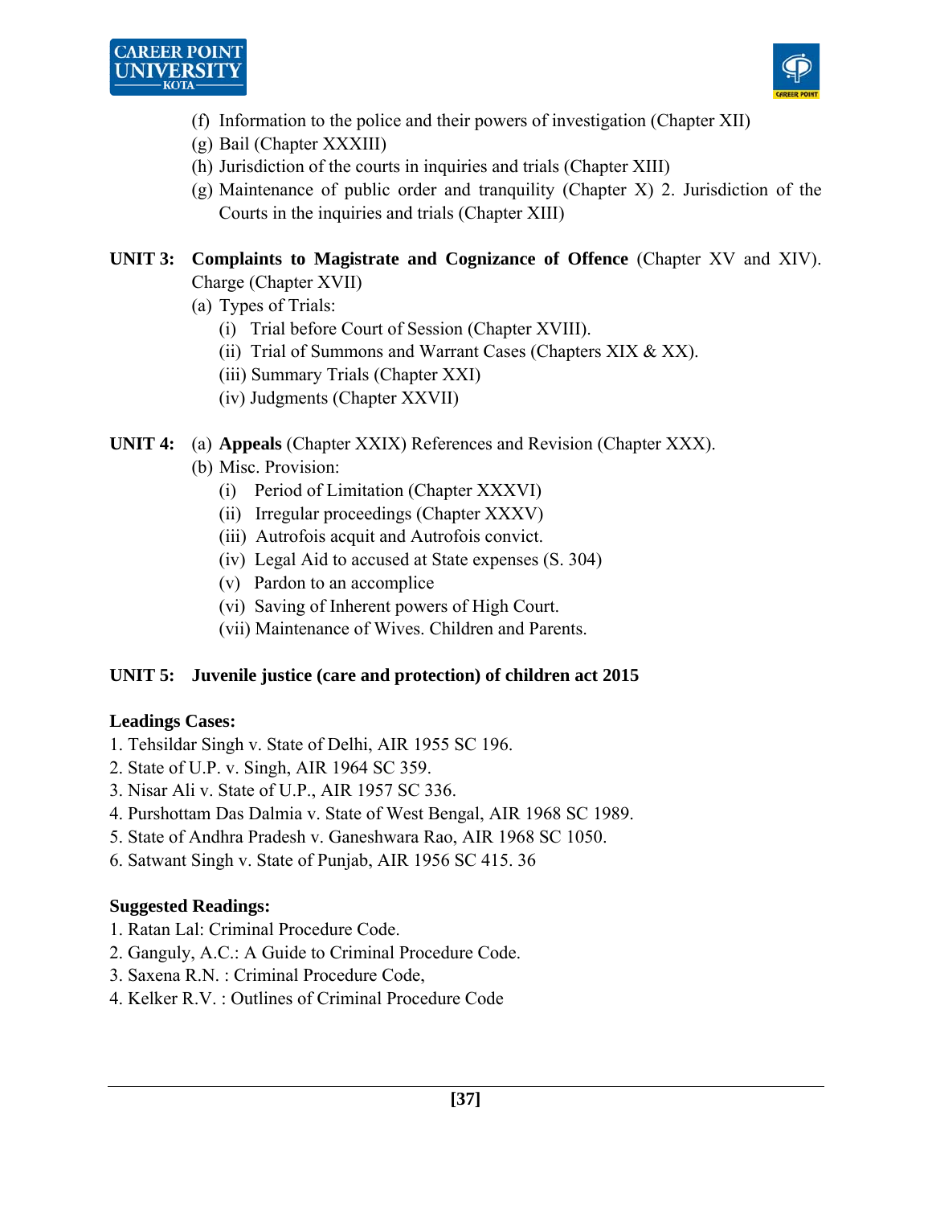(f) Information to the police and their powers of investigation (Chapter XII)
(g) Bail (Chapter XXXIII)
(h) Jurisdiction of the courts in inquiries and trials (Chapter XIII)
(g) Maintenance of public order and tranquility (Chapter X) 2. Jurisdiction of the Courts in the inquiries and trials (Chapter XIII)

**UNIT 3:** **Complaints to Magistrate and Cognizance of Offence** (Chapter XV and XIV). Charge (Chapter XVII)

(a) Types of Trials:
   - (i) Trial before Court of Session (Chapter XVIII).
   - (ii) Trial of Summons and Warrant Cases (Chapters XIX & XX).
   - (iii) Summary Trials (Chapter XXI)
   - (iv) Judgments (Chapter XXVII)

**UNIT 4:** (a) **Appeals** (Chapter XXIX) References and Revision (Chapter XXX).

(b) Misc. Provision:
   - (i) Period of Limitation (Chapter XXXVI)
   - (ii) Irregular proceedings (Chapter XXXV)
   - (iii) Autrofois acquit and Autrofois convict.
   - (iv) Legal Aid to accused at State expenses (S. 304)
   - (v) Pardon to an accomplice
   - (vi) Saving of Inherent powers of High Court.
   - (vii) Maintenance of Wives. Children and Parents.

**UNIT 5:** **Juvenile justice (care and protection) of children act 2015**

**Leadings Cases:**

1. Tehsildar Singh v. State of Delhi, AIR 1955 SC 196.
2. State of U.P. v. Singh, AIR 1964 SC 359.
3. Nisar Ali v. State of U.P., AIR 1957 SC 336.
4. Purshottam Das Dalmia v. State of West Bengal, AIR 1968 SC 1989.
5. State of Andhra Pradesh v. Ganeshwara Rao, AIR 1968 SC 1050.
6. Satwant Singh v. State of Punjab, AIR 1956 SC 415. 36

**Suggested Readings:**

1. Ratan Lal: Criminal Procedure Code.
2. Ganguly, A.C.: A Guide to Criminal Procedure Code.
3. Saxena R.N. : Criminal Procedure Code,
4. Kelker R.V. : Outlines of Criminal Procedure Code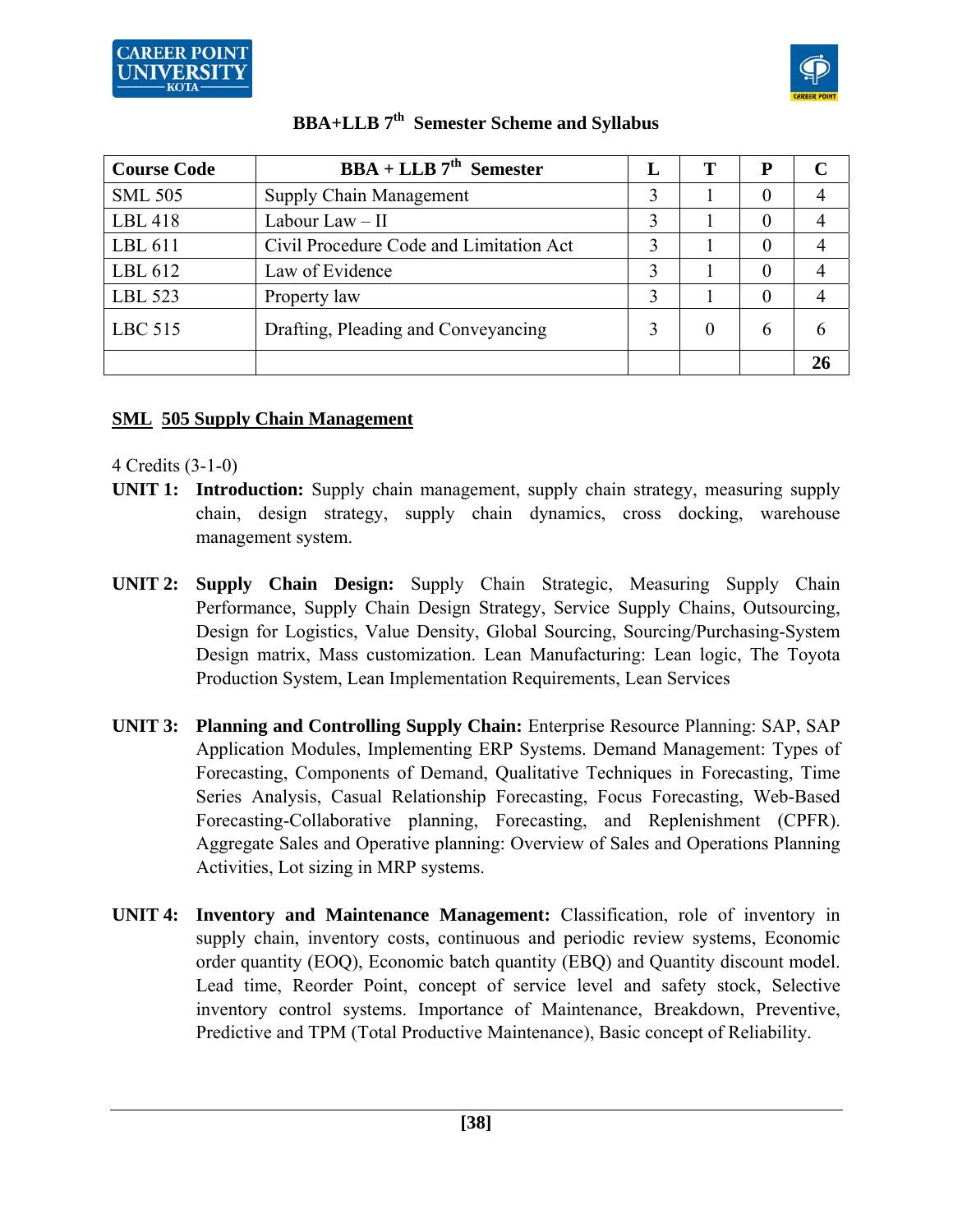## BBA+LLB 7th Semester Scheme and Syllabus

| Course Code | BBA + LLB 7th Semester | L | T | P | C |
|---|---|---|---|---|---|
| SML 505 | Supply Chain Management | 3 | 1 | 0 | 4 |
| LBL 418 | Labour Law – II | 3 | 1 | 0 | 4 |
| LBL 611 | Civil Procedure Code and Limitation Act | 3 | 1 | 0 | 4 |
| LBL 612 | Law of Evidence | 3 | 1 | 0 | 4 |
| LBL 523 | Property law | 3 | 1 | 0 | 4 |
| LBC 515 | Drafting, Pleading and Conveyancing | 3 | 0 | 6 | 6 |
| | | | | | **26** |

### SML 505 Supply Chain Management

4 Credits (3-1-0)

**UNIT 1: Introduction:** Supply chain management, supply chain strategy, measuring supply chain, design strategy, supply chain dynamics, cross docking, warehouse management system.

**UNIT 2: Supply Chain Design:** Supply Chain Strategic, Measuring Supply Chain Performance, Supply Chain Design Strategy, Service Supply Chains, Outsourcing, Design for Logistics, Value Density, Global Sourcing, Sourcing/Purchasing-System Design matrix, Mass customization. Lean Manufacturing: Lean logic, The Toyota Production System, Lean Implementation Requirements, Lean Services

**UNIT 3: Planning and Controlling Supply Chain:** Enterprise Resource Planning: SAP, SAP Application Modules, Implementing ERP Systems. Demand Management: Types of Forecasting, Components of Demand, Qualitative Techniques in Forecasting, Time Series Analysis, Casual Relationship Forecasting, Focus Forecasting, Web-Based Forecasting-Collaborative planning, Forecasting, and Replenishment (CPFR). Aggregate Sales and Operative planning: Overview of Sales and Operations Planning Activities, Lot sizing in MRP systems.

**UNIT 4: Inventory and Maintenance Management:** Classification, role of inventory in supply chain, inventory costs, continuous and periodic review systems, Economic order quantity (EOQ), Economic batch quantity (EBQ) and Quantity discount model. Lead time, Reorder Point, concept of service level and safety stock, Selective inventory control systems. Importance of Maintenance, Breakdown, Preventive, Predictive and TPM (Total Productive Maintenance), Basic concept of Reliability.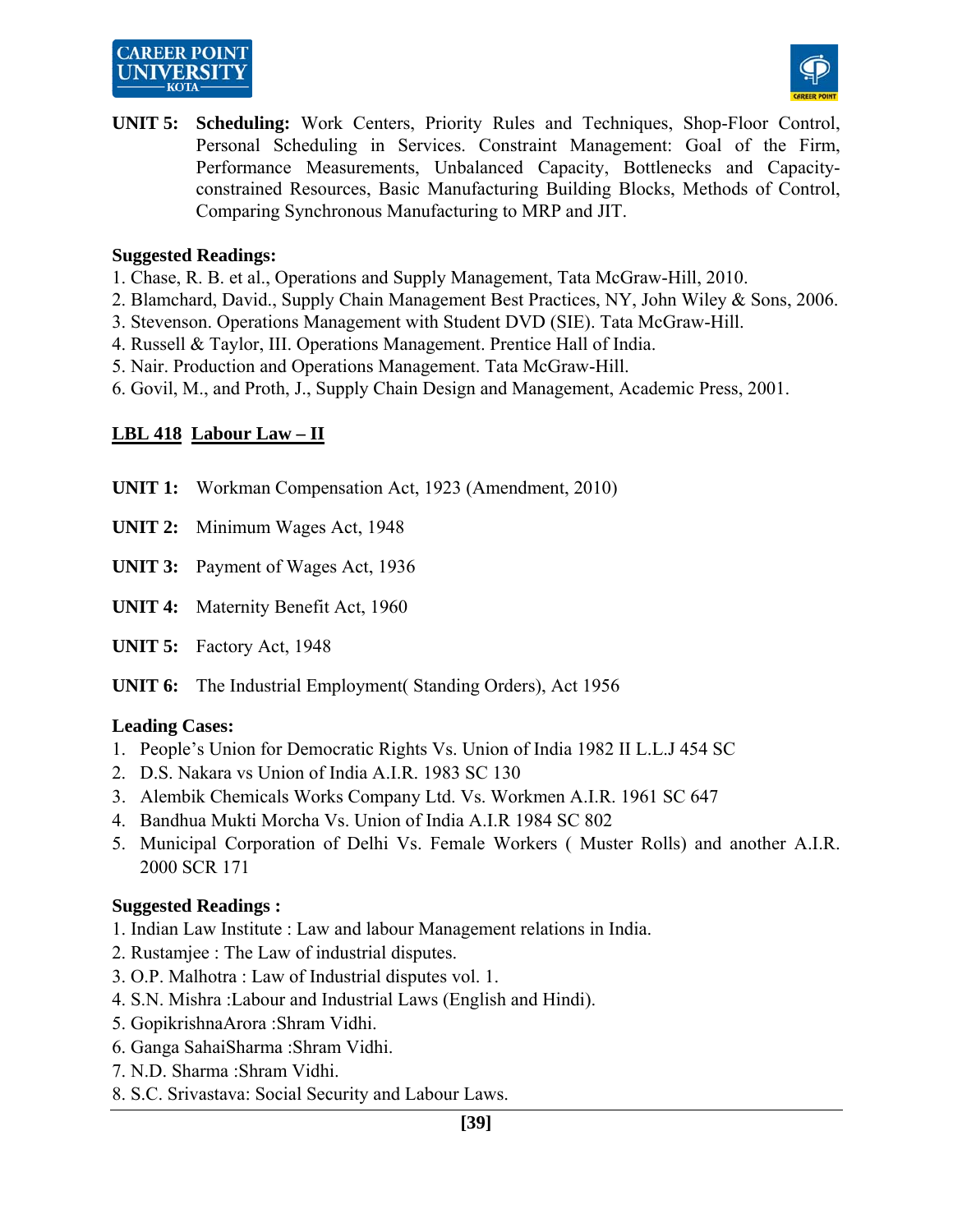**UNIT 5:** **Scheduling:** Work Centers, Priority Rules and Techniques, Shop-Floor Control, Personal Scheduling in Services. Constraint Management: Goal of the Firm, Performance Measurements, Unbalanced Capacity, Bottlenecks and Capacity-constrained Resources, Basic Manufacturing Building Blocks, Methods of Control, Comparing Synchronous Manufacturing to MRP and JIT.

**Suggested Readings:**

1. Chase, R. B. et al., Operations and Supply Management, Tata McGraw-Hill, 2010.
2. Blamchard, David., Supply Chain Management Best Practices, NY, John Wiley & Sons, 2006.
3. Stevenson. Operations Management with Student DVD (SIE). Tata McGraw-Hill.
4. Russell & Taylor, III. Operations Management. Prentice Hall of India.
5. Nair. Production and Operations Management. Tata McGraw-Hill.
6. Govil, M., and Proth, J., Supply Chain Design and Management, Academic Press, 2001.

## LBL 418 Labour Law – II

**UNIT 1:** Workman Compensation Act, 1923 (Amendment, 2010)

**UNIT 2:** Minimum Wages Act, 1948

**UNIT 3:** Payment of Wages Act, 1936

**UNIT 4:** Maternity Benefit Act, 1960

**UNIT 5:** Factory Act, 1948

**UNIT 6:** The Industrial Employment( Standing Orders), Act 1956

**Leading Cases:**

1. People's Union for Democratic Rights Vs. Union of India 1982 II L.L.J 454 SC
2. D.S. Nakara vs Union of India A.I.R. 1983 SC 130
3. Alembik Chemicals Works Company Ltd. Vs. Workmen A.I.R. 1961 SC 647
4. Bandhua Mukti Morcha Vs. Union of India A.I.R 1984 SC 802
5. Municipal Corporation of Delhi Vs. Female Workers ( Muster Rolls) and another A.I.R. 2000 SCR 171

**Suggested Readings :**

1. Indian Law Institute : Law and labour Management relations in India.
2. Rustamjee : The Law of industrial disputes.
3. O.P. Malhotra : Law of Industrial disputes vol. 1.
4. S.N. Mishra :Labour and Industrial Laws (English and Hindi).
5. GopikrishnaArora :Shram Vidhi.
6. Ganga SahaiSharma :Shram Vidhi.
7. N.D. Sharma :Shram Vidhi.
8. S.C. Srivastava: Social Security and Labour Laws.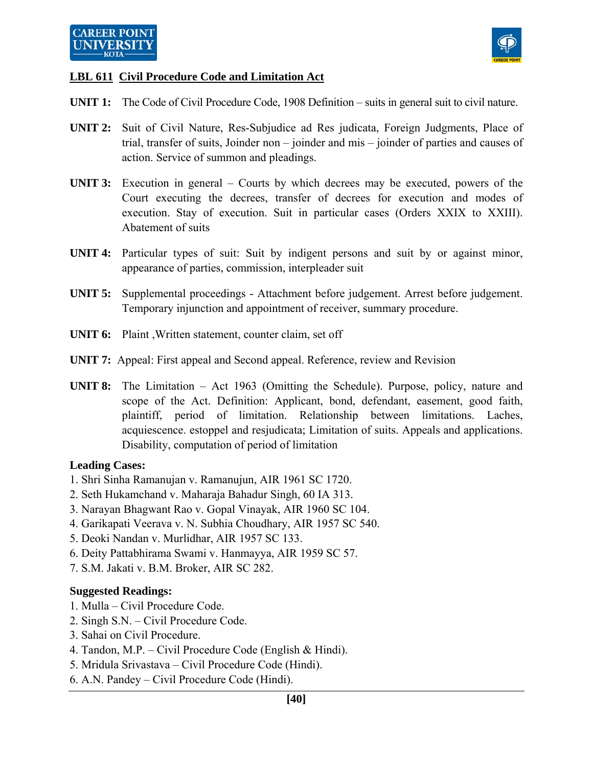**LBL 611 Civil Procedure Code and Limitation Act**

**UNIT 1:** The Code of Civil Procedure Code, 1908 Definition – suits in general suit to civil nature.

**UNIT 2:** Suit of Civil Nature, Res-Subjudice ad Res judicata, Foreign Judgments, Place of trial, transfer of suits, Joinder non – joinder and mis – joinder of parties and causes of action. Service of summon and pleadings.

**UNIT 3:** Execution in general – Courts by which decrees may be executed, powers of the Court executing the decrees, transfer of decrees for execution and modes of execution. Stay of execution. Suit in particular cases (Orders XXIX to XXIII). Abatement of suits

**UNIT 4:** Particular types of suit: Suit by indigent persons and suit by or against minor, appearance of parties, commission, interpleader suit

**UNIT 5:** Supplemental proceedings - Attachment before judgement. Arrest before judgement. Temporary injunction and appointment of receiver, summary procedure.

**UNIT 6:** Plaint ,Written statement, counter claim, set off

**UNIT 7:** Appeal: First appeal and Second appeal. Reference, review and Revision

**UNIT 8:** The Limitation – Act 1963 (Omitting the Schedule). Purpose, policy, nature and scope of the Act. Definition: Applicant, bond, defendant, easement, good faith, plaintiff, period of limitation. Relationship between limitations. Laches, acquiescence. estoppel and resjudicata; Limitation of suits. Appeals and applications. Disability, computation of period of limitation

**Leading Cases:**

1. Shri Sinha Ramanujan v. Ramanujun, AIR 1961 SC 1720.
2. Seth Hukamchand v. Maharaja Bahadur Singh, 60 IA 313.
3. Narayan Bhagwant Rao v. Gopal Vinayak, AIR 1960 SC 104.
4. Garikapati Veerava v. N. Subhia Choudhary, AIR 1957 SC 540.
5. Deoki Nandan v. Murlidhar, AIR 1957 SC 133.
6. Deity Pattabhirama Swami v. Hanmayya, AIR 1959 SC 57.
7. S.M. Jakati v. B.M. Broker, AIR SC 282.

**Suggested Readings:**

1. Mulla – Civil Procedure Code.
2. Singh S.N. – Civil Procedure Code.
3. Sahai on Civil Procedure.
4. Tandon, M.P. – Civil Procedure Code (English & Hindi).
5. Mridula Srivastava – Civil Procedure Code (Hindi).
6. A.N. Pandey – Civil Procedure Code (Hindi).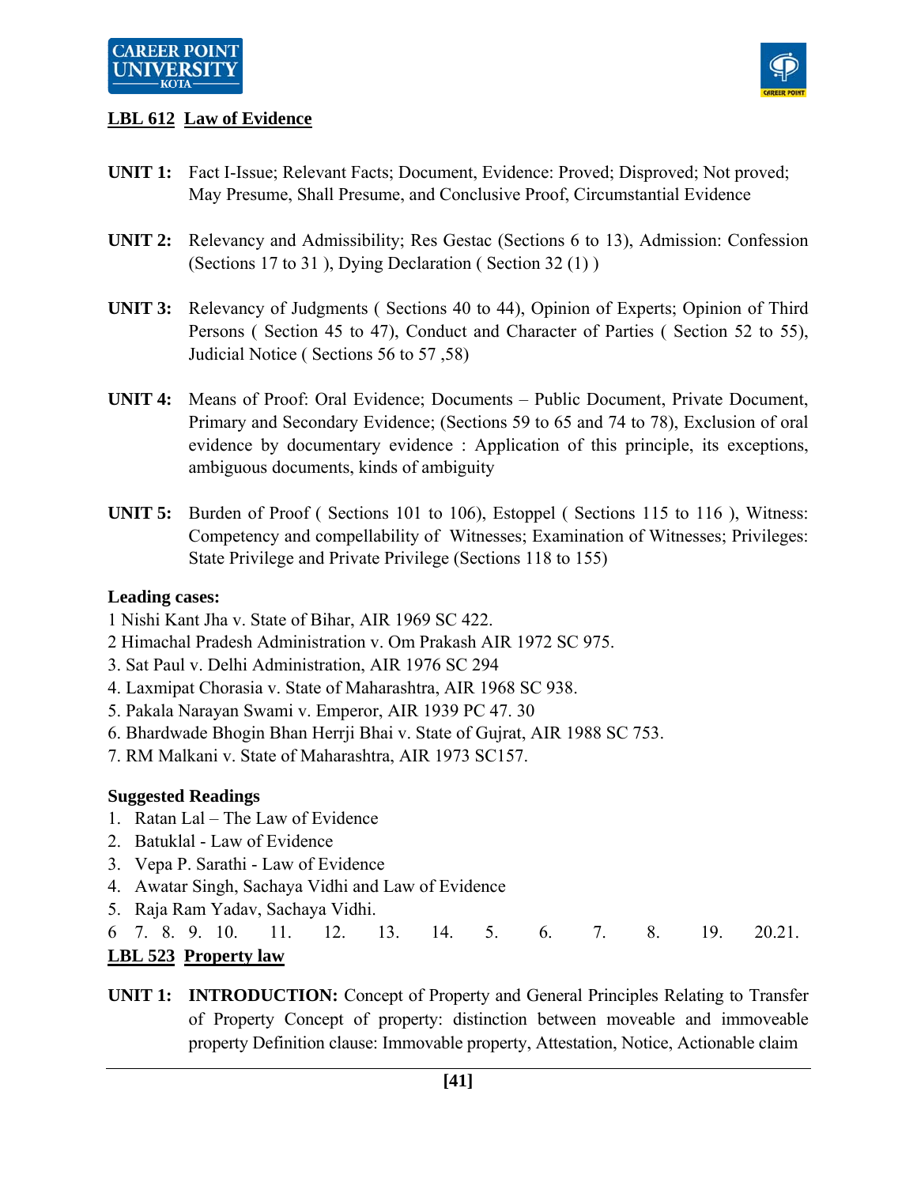**LBL 612 Law of Evidence**

**UNIT 1:** Fact I-Issue; Relevant Facts; Document, Evidence: Proved; Disproved; Not proved; May Presume, Shall Presume, and Conclusive Proof, Circumstantial Evidence

**UNIT 2:** Relevancy and Admissibility; Res Gestac (Sections 6 to 13), Admission: Confession (Sections 17 to 31 ), Dying Declaration ( Section 32 (1) )

**UNIT 3:** Relevancy of Judgments ( Sections 40 to 44), Opinion of Experts; Opinion of Third Persons ( Section 45 to 47), Conduct and Character of Parties ( Section 52 to 55), Judicial Notice ( Sections 56 to 57 ,58)

**UNIT 4:** Means of Proof: Oral Evidence; Documents – Public Document, Private Document, Primary and Secondary Evidence; (Sections 59 to 65 and 74 to 78), Exclusion of oral evidence by documentary evidence : Application of this principle, its exceptions, ambiguous documents, kinds of ambiguity

**UNIT 5:** Burden of Proof ( Sections 101 to 106), Estoppel ( Sections 115 to 116 ), Witness: Competency and compellability of Witnesses; Examination of Witnesses; Privileges: State Privilege and Private Privilege (Sections 118 to 155)

**Leading cases:**

1 Nishi Kant Jha v. State of Bihar, AIR 1969 SC 422.
2 Himachal Pradesh Administration v. Om Prakash AIR 1972 SC 975.
3. Sat Paul v. Delhi Administration, AIR 1976 SC 294
4. Laxmipat Chorasia v. State of Maharashtra, AIR 1968 SC 938.
5. Pakala Narayan Swami v. Emperor, AIR 1939 PC 47. 30
6. Bhardwade Bhogin Bhan Herrji Bhai v. State of Gujrat, AIR 1988 SC 753.
7. RM Malkani v. State of Maharashtra, AIR 1973 SC157.

**Suggested Readings**

1. Ratan Lal – The Law of Evidence
2. Batuklal - Law of Evidence
3. Vepa P. Sarathi - Law of Evidence
4. Awatar Singh, Sachaya Vidhi and Law of Evidence
5. Raja Ram Yadav, Sachaya Vidhi.

6 7. 8. 9. 10. 11. 12. 13. 14. 5. 6. 7. 8. 19. 20.21.

**LBL 523 Property law**

**UNIT 1:** **INTRODUCTION:** Concept of Property and General Principles Relating to Transfer of Property Concept of property: distinction between moveable and immoveable property Definition clause: Immovable property, Attestation, Notice, Actionable claim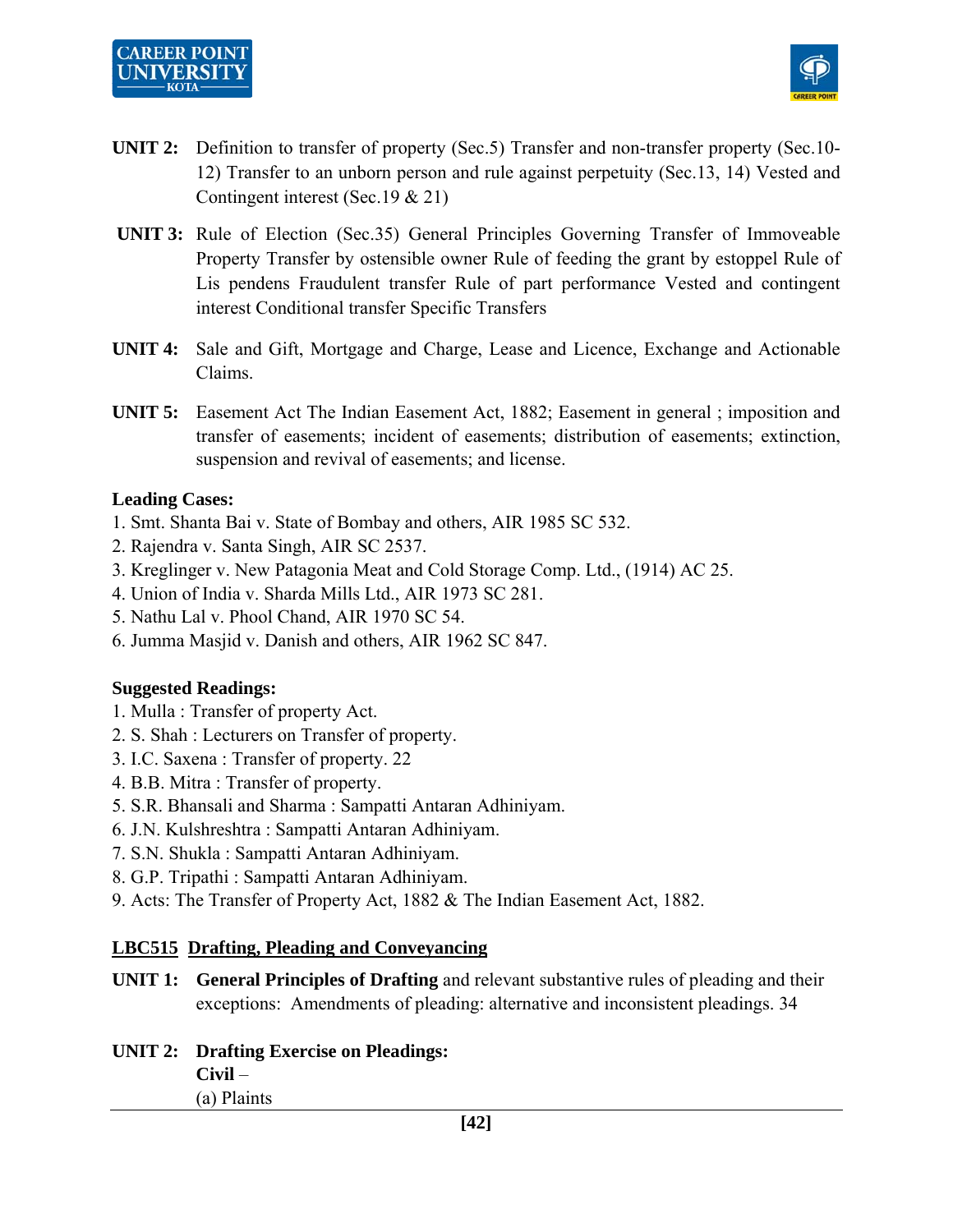**UNIT 2:** Definition to transfer of property (Sec.5) Transfer and non-transfer property (Sec.10-12) Transfer to an unborn person and rule against perpetuity (Sec.13, 14) Vested and Contingent interest (Sec.19 & 21)

**UNIT 3:** Rule of Election (Sec.35) General Principles Governing Transfer of Immoveable Property Transfer by ostensible owner Rule of feeding the grant by estoppel Rule of Lis pendens Fraudulent transfer Rule of part performance Vested and contingent interest Conditional transfer Specific Transfers

**UNIT 4:** Sale and Gift, Mortgage and Charge, Lease and Licence, Exchange and Actionable Claims.

**UNIT 5:** Easement Act The Indian Easement Act, 1882; Easement in general ; imposition and transfer of easements; incident of easements; distribution of easements; extinction, suspension and revival of easements; and license.

**Leading Cases:**

1. Smt. Shanta Bai v. State of Bombay and others, AIR 1985 SC 532.
2. Rajendra v. Santa Singh, AIR SC 2537.
3. Kreglinger v. New Patagonia Meat and Cold Storage Comp. Ltd., (1914) AC 25.
4. Union of India v. Sharda Mills Ltd., AIR 1973 SC 281.
5. Nathu Lal v. Phool Chand, AIR 1970 SC 54.
6. Jumma Masjid v. Danish and others, AIR 1962 SC 847.

**Suggested Readings:**

1. Mulla : Transfer of property Act.
2. S. Shah : Lecturers on Transfer of property.
3. I.C. Saxena : Transfer of property. 22
4. B.B. Mitra : Transfer of property.
5. S.R. Bhansali and Sharma : Sampatti Antaran Adhiniyam.
6. J.N. Kulshreshtra : Sampatti Antaran Adhiniyam.
7. S.N. Shukla : Sampatti Antaran Adhiniyam.
8. G.P. Tripathi : Sampatti Antaran Adhiniyam.
9. Acts: The Transfer of Property Act, 1882 & The Indian Easement Act, 1882.

## LBC515 Drafting, Pleading and Conveyancing

**UNIT 1:** **General Principles of Drafting** and relevant substantive rules of pleading and their exceptions: Amendments of pleading: alternative and inconsistent pleadings. 34

**UNIT 2:** **Drafting Exercise on Pleadings:**

**Civil** –

(a) Plaints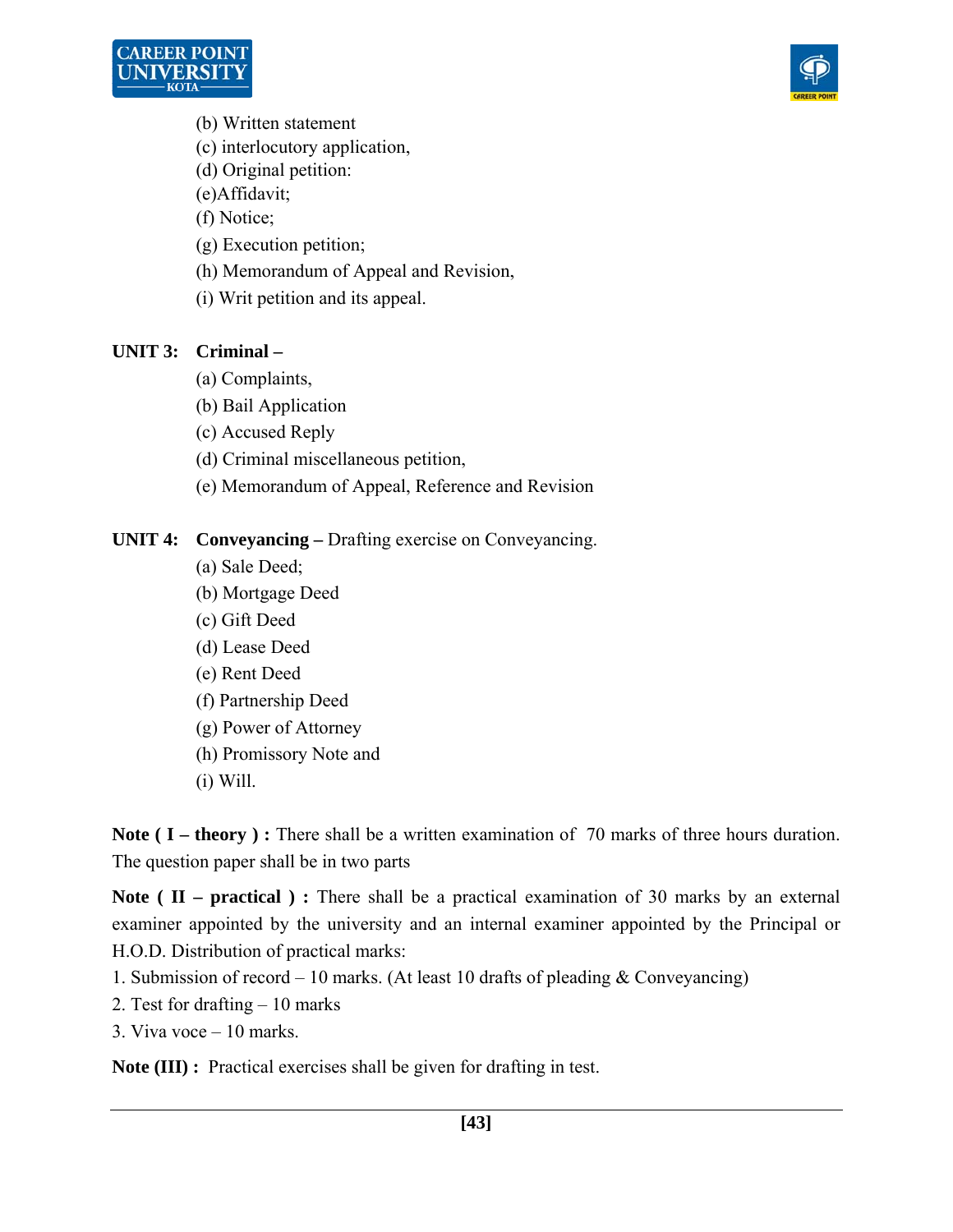(b) Written statement
(c) interlocutory application,
(d) Original petition:
(e)Affidavit;
(f) Notice;
(g) Execution petition;
(h) Memorandum of Appeal and Revision,
(i) Writ petition and its appeal.

**UNIT 3: Criminal –**

(a) Complaints,
(b) Bail Application
(c) Accused Reply
(d) Criminal miscellaneous petition,
(e) Memorandum of Appeal, Reference and Revision

**UNIT 4: Conveyancing –** Drafting exercise on Conveyancing.

(a) Sale Deed;
(b) Mortgage Deed
(c) Gift Deed
(d) Lease Deed
(e) Rent Deed
(f) Partnership Deed
(g) Power of Attorney
(h) Promissory Note and
(i) Will.

**Note ( I – theory ) :** There shall be a written examination of 70 marks of three hours duration. The question paper shall be in two parts

**Note ( II – practical ) :** There shall be a practical examination of 30 marks by an external examiner appointed by the university and an internal examiner appointed by the Principal or H.O.D. Distribution of practical marks:

1. Submission of record – 10 marks. (At least 10 drafts of pleading & Conveyancing)
2. Test for drafting – 10 marks
3. Viva voce – 10 marks.

**Note (III) :** Practical exercises shall be given for drafting in test.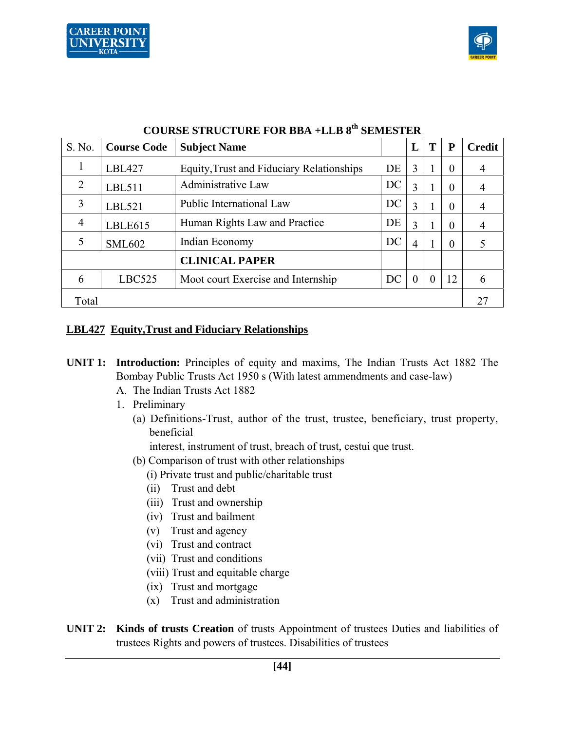## COURSE STRUCTURE FOR BBA +LLB 8th SEMESTER

| S. No. | Course Code | Subject Name | | L | T | P | Credit |
|---|---|---|---|---|---|---|---|
| 1 | LBL427 | Equity,Trust and Fiduciary Relationships | DE | 3 | 1 | 0 | 4 |
| 2 | LBL511 | Administrative Law | DC | 3 | 1 | 0 | 4 |
| 3 | LBL521 | Public International Law | DC | 3 | 1 | 0 | 4 |
| 4 | LBLE615 | Human Rights Law and Practice | DE | 3 | 1 | 0 | 4 |
| 5 | SML602 | Indian Economy | DC | 4 | 1 | 0 | 5 |
| | | **CLINICAL PAPER** | | | | | |
| 6 | LBC525 | Moot court Exercise and Internship | DC | 0 | 0 | 12 | 6 |
| Total | | | | | | | 27 |

### LBL427 Equity,Trust and Fiduciary Relationships

**UNIT 1:** **Introduction:** Principles of equity and maxims, The Indian Trusts Act 1882 The Bombay Public Trusts Act 1950 s (With latest ammendments and case-law)

A. The Indian Trusts Act 1882

1. Preliminary
   - (a) Definitions-Trust, author of the trust, trustee, beneficiary, trust property, beneficial interest, instrument of trust, breach of trust, cestui que trust.
   - (b) Comparison of trust with other relationships
     - (i) Private trust and public/charitable trust
     - (ii) Trust and debt
     - (iii) Trust and ownership
     - (iv) Trust and bailment
     - (v) Trust and agency
     - (vi) Trust and contract
     - (vii) Trust and conditions
     - (viii) Trust and equitable charge
     - (ix) Trust and mortgage
     - (x) Trust and administration

**UNIT 2:** **Kinds of trusts Creation** of trusts Appointment of trustees Duties and liabilities of trustees Rights and powers of trustees. Disabilities of trustees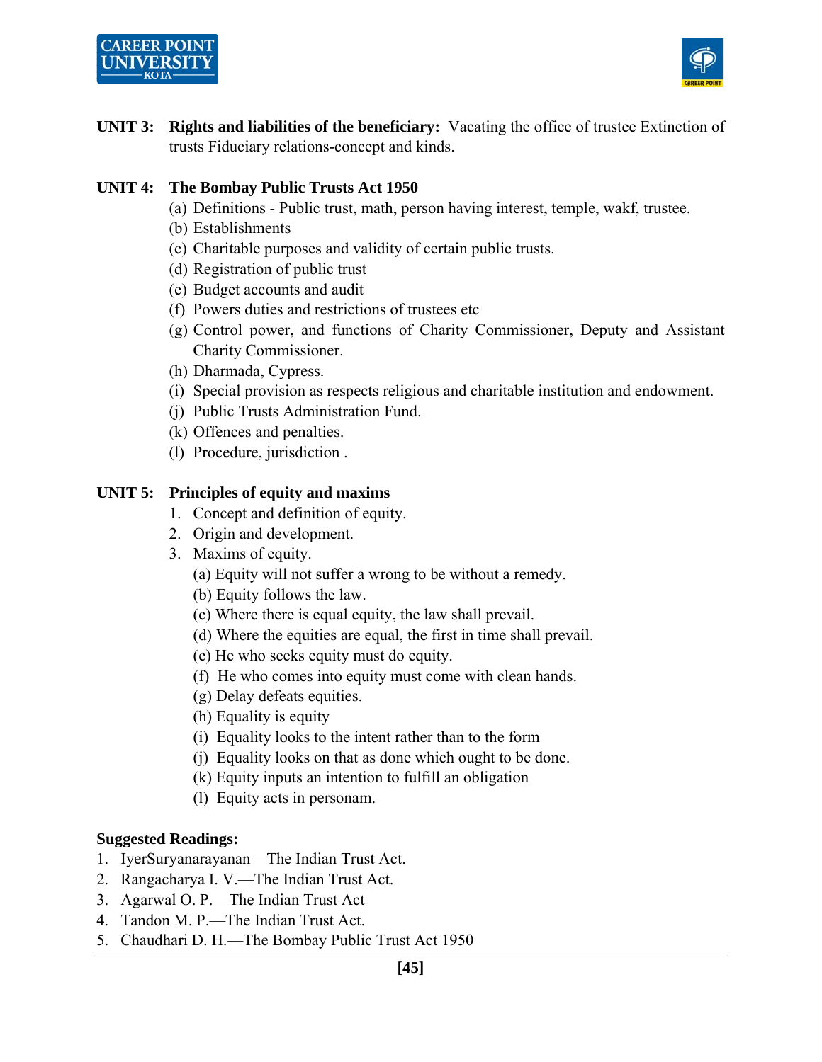**UNIT 3: Rights and liabilities of the beneficiary:** Vacating the office of trustee Extinction of trusts Fiduciary relations-concept and kinds.

**UNIT 4: The Bombay Public Trusts Act 1950**

(a) Definitions - Public trust, math, person having interest, temple, wakf, trustee.
(b) Establishments
(c) Charitable purposes and validity of certain public trusts.
(d) Registration of public trust
(e) Budget accounts and audit
(f) Powers duties and restrictions of trustees etc
(g) Control power, and functions of Charity Commissioner, Deputy and Assistant Charity Commissioner.
(h) Dharmada, Cypress.
(i) Special provision as respects religious and charitable institution and endowment.
(j) Public Trusts Administration Fund.
(k) Offences and penalties.
(l) Procedure, jurisdiction .

**UNIT 5: Principles of equity and maxims**

1. Concept and definition of equity.
2. Origin and development.
3. Maxims of equity.
   (a) Equity will not suffer a wrong to be without a remedy.
   (b) Equity follows the law.
   (c) Where there is equal equity, the law shall prevail.
   (d) Where the equities are equal, the first in time shall prevail.
   (e) He who seeks equity must do equity.
   (f) He who comes into equity must come with clean hands.
   (g) Delay defeats equities.
   (h) Equality is equity
   (i) Equality looks to the intent rather than to the form
   (j) Equality looks on that as done which ought to be done.
   (k) Equity inputs an intention to fulfill an obligation
   (l) Equity acts in personam.

**Suggested Readings:**

1. IyerSuryanarayanan—The Indian Trust Act.
2. Rangacharya I. V.—The Indian Trust Act.
3. Agarwal O. P.—The Indian Trust Act
4. Tandon M. P.—The Indian Trust Act.
5. Chaudhari D. H.—The Bombay Public Trust Act 1950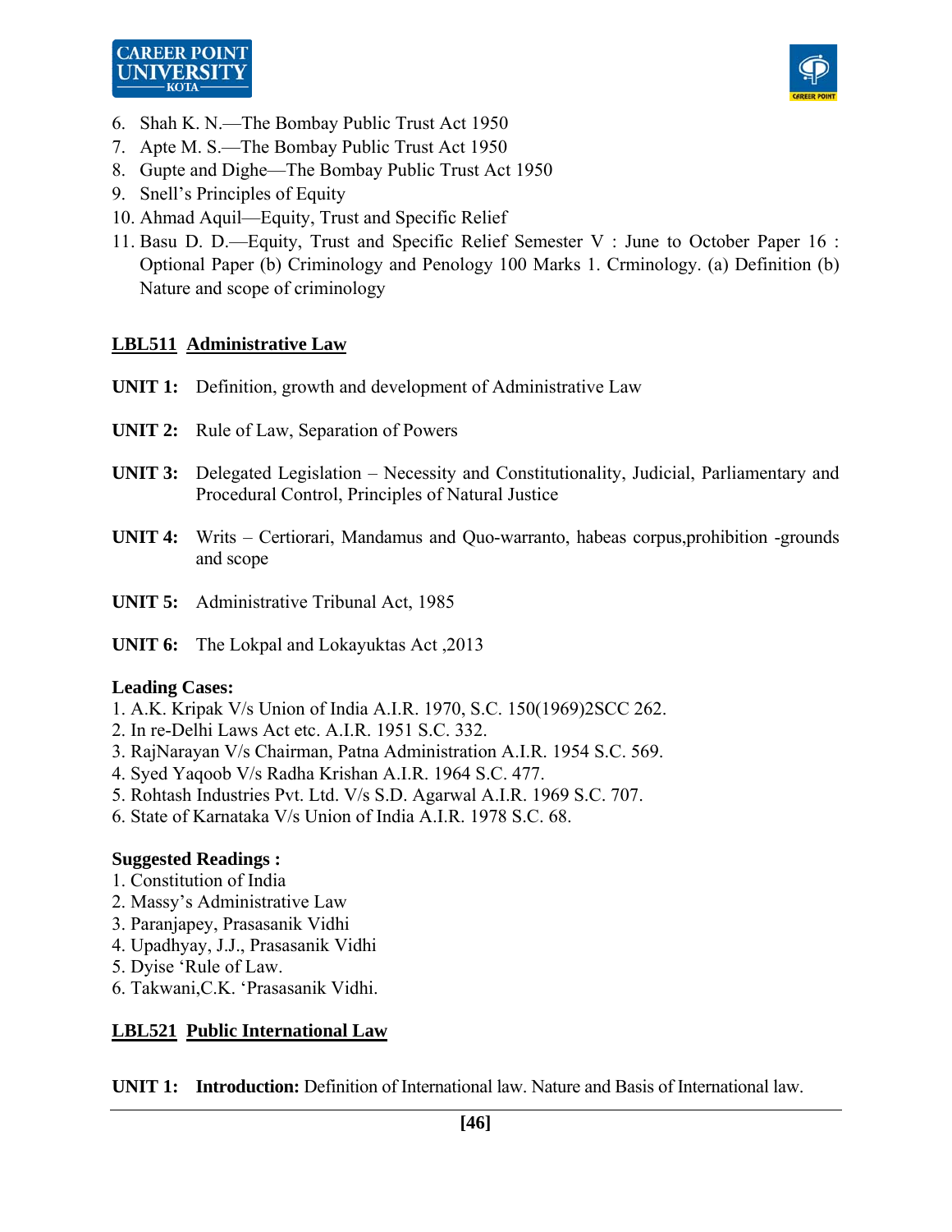6. Shah K. N.—The Bombay Public Trust Act 1950
7. Apte M. S.—The Bombay Public Trust Act 1950
8. Gupte and Dighe—The Bombay Public Trust Act 1950
9. Snell's Principles of Equity
10. Ahmad Aquil—Equity, Trust and Specific Relief
11. Basu D. D.—Equity, Trust and Specific Relief Semester V : June to October Paper 16 : Optional Paper (b) Criminology and Penology 100 Marks 1. Crminology. (a) Definition (b) Nature and scope of criminology

## **LBL511 Administrative Law**

**UNIT 1:** Definition, growth and development of Administrative Law

**UNIT 2:** Rule of Law, Separation of Powers

**UNIT 3:** Delegated Legislation – Necessity and Constitutionality, Judicial, Parliamentary and Procedural Control, Principles of Natural Justice

**UNIT 4:** Writs – Certiorari, Mandamus and Quo-warranto, habeas corpus,prohibition -grounds and scope

**UNIT 5:** Administrative Tribunal Act, 1985

**UNIT 6:** The Lokpal and Lokayuktas Act ,2013

**Leading Cases:**

1. A.K. Kripak V/s Union of India A.I.R. 1970, S.C. 150(1969)2SCC 262.
2. In re-Delhi Laws Act etc. A.I.R. 1951 S.C. 332.
3. RajNarayan V/s Chairman, Patna Administration A.I.R. 1954 S.C. 569.
4. Syed Yaqoob V/s Radha Krishan A.I.R. 1964 S.C. 477.
5. Rohtash Industries Pvt. Ltd. V/s S.D. Agarwal A.I.R. 1969 S.C. 707.
6. State of Karnataka V/s Union of India A.I.R. 1978 S.C. 68.

**Suggested Readings :**

1. Constitution of India
2. Massy's Administrative Law
3. Paranjapey, Prasasanik Vidhi
4. Upadhyay, J.J., Prasasanik Vidhi
5. Dyise 'Rule of Law.
6. Takwani,C.K. 'Prasasanik Vidhi.

## **LBL521 Public International Law**

**UNIT 1:** **Introduction:** Definition of International law. Nature and Basis of International law.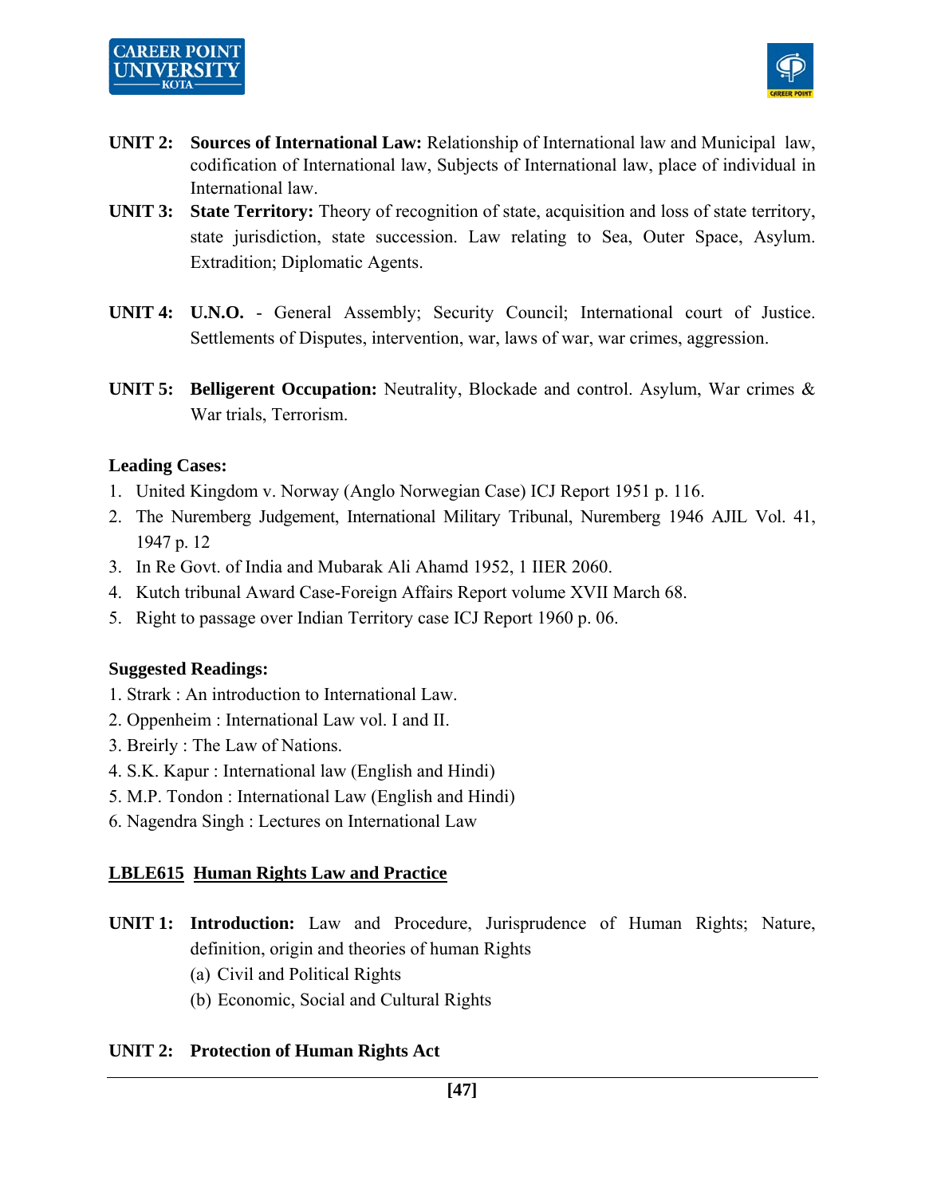**UNIT 2:** **Sources of International Law:** Relationship of International law and Municipal law, codification of International law, Subjects of International law, place of individual in International law.

**UNIT 3:** **State Territory:** Theory of recognition of state, acquisition and loss of state territory, state jurisdiction, state succession. Law relating to Sea, Outer Space, Asylum. Extradition; Diplomatic Agents.

**UNIT 4:** **U.N.O.** - General Assembly; Security Council; International court of Justice. Settlements of Disputes, intervention, war, laws of war, war crimes, aggression.

**UNIT 5:** **Belligerent Occupation:** Neutrality, Blockade and control. Asylum, War crimes & War trials, Terrorism.

**Leading Cases:**

1. United Kingdom v. Norway (Anglo Norwegian Case) ICJ Report 1951 p. 116.
2. The Nuremberg Judgement, International Military Tribunal, Nuremberg 1946 AJIL Vol. 41, 1947 p. 12
3. In Re Govt. of India and Mubarak Ali Ahamd 1952, 1 IIER 2060.
4. Kutch tribunal Award Case-Foreign Affairs Report volume XVII March 68.
5. Right to passage over Indian Territory case ICJ Report 1960 p. 06.

**Suggested Readings:**

1. Strark : An introduction to International Law.
2. Oppenheim : International Law vol. I and II.
3. Breirly : The Law of Nations.
4. S.K. Kapur : International law (English and Hindi)
5. M.P. Tondon : International Law (English and Hindi)
6. Nagendra Singh : Lectures on International Law

## LBLE615 Human Rights Law and Practice

**UNIT 1:** **Introduction:** Law and Procedure, Jurisprudence of Human Rights; Nature, definition, origin and theories of human Rights

(a) Civil and Political Rights
(b) Economic, Social and Cultural Rights

**UNIT 2:** **Protection of Human Rights Act**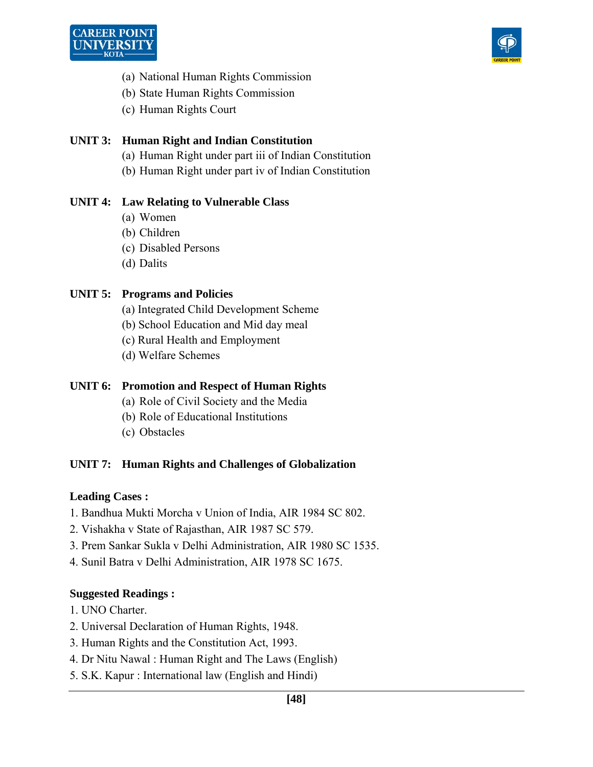(a) National Human Rights Commission
(b) State Human Rights Commission
(c) Human Rights Court

**UNIT 3: Human Right and Indian Constitution**

(a) Human Right under part iii of Indian Constitution
(b) Human Right under part iv of Indian Constitution

**UNIT 4: Law Relating to Vulnerable Class**

(a) Women
(b) Children
(c) Disabled Persons
(d) Dalits

**UNIT 5: Programs and Policies**

(a) Integrated Child Development Scheme
(b) School Education and Mid day meal
(c) Rural Health and Employment
(d) Welfare Schemes

**UNIT 6: Promotion and Respect of Human Rights**

(a) Role of Civil Society and the Media
(b) Role of Educational Institutions
(c) Obstacles

**UNIT 7: Human Rights and Challenges of Globalization**

**Leading Cases :**

1. Bandhua Mukti Morcha v Union of India, AIR 1984 SC 802.
2. Vishakha v State of Rajasthan, AIR 1987 SC 579.
3. Prem Sankar Sukla v Delhi Administration, AIR 1980 SC 1535.
4. Sunil Batra v Delhi Administration, AIR 1978 SC 1675.

**Suggested Readings :**

1. UNO Charter.
2. Universal Declaration of Human Rights, 1948.
3. Human Rights and the Constitution Act, 1993.
4. Dr Nitu Nawal : Human Right and The Laws (English)
5. S.K. Kapur : International law (English and Hindi)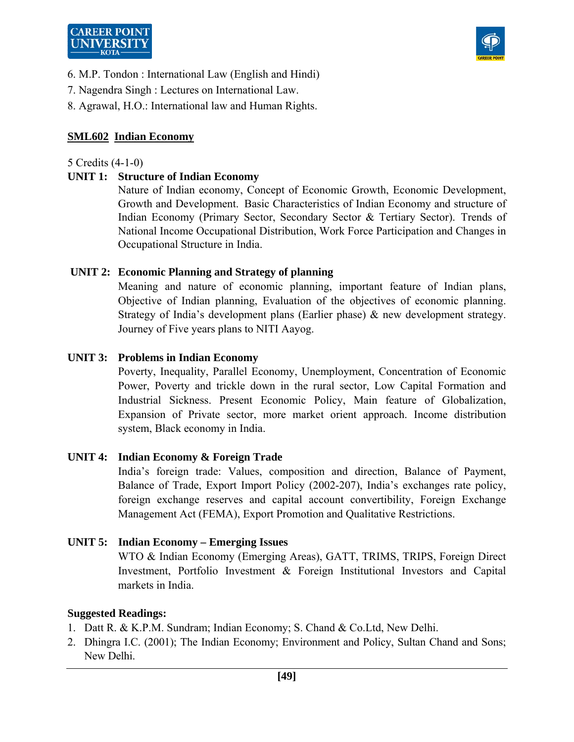6. M.P. Tondon : International Law (English and Hindi)
7. Nagendra Singh : Lectures on International Law.
8. Agrawal, H.O.: International law and Human Rights.

## SML602 Indian Economy

5 Credits (4-1-0)

**UNIT 1: Structure of Indian Economy**

Nature of Indian economy, Concept of Economic Growth, Economic Development, Growth and Development. Basic Characteristics of Indian Economy and structure of Indian Economy (Primary Sector, Secondary Sector & Tertiary Sector). Trends of National Income Occupational Distribution, Work Force Participation and Changes in Occupational Structure in India.

**UNIT 2: Economic Planning and Strategy of planning**

Meaning and nature of economic planning, important feature of Indian plans, Objective of Indian planning, Evaluation of the objectives of economic planning. Strategy of India's development plans (Earlier phase) & new development strategy. Journey of Five years plans to NITI Aayog.

**UNIT 3: Problems in Indian Economy**

Poverty, Inequality, Parallel Economy, Unemployment, Concentration of Economic Power, Poverty and trickle down in the rural sector, Low Capital Formation and Industrial Sickness. Present Economic Policy, Main feature of Globalization, Expansion of Private sector, more market orient approach. Income distribution system, Black economy in India.

**UNIT 4: Indian Economy & Foreign Trade**

India's foreign trade: Values, composition and direction, Balance of Payment, Balance of Trade, Export Import Policy (2002-207), India's exchanges rate policy, foreign exchange reserves and capital account convertibility, Foreign Exchange Management Act (FEMA), Export Promotion and Qualitative Restrictions.

**UNIT 5: Indian Economy – Emerging Issues**

WTO & Indian Economy (Emerging Areas), GATT, TRIMS, TRIPS, Foreign Direct Investment, Portfolio Investment & Foreign Institutional Investors and Capital markets in India.

**Suggested Readings:**

1. Datt R. & K.P.M. Sundram; Indian Economy; S. Chand & Co.Ltd, New Delhi.
2. Dhingra I.C. (2001); The Indian Economy; Environment and Policy, Sultan Chand and Sons; New Delhi.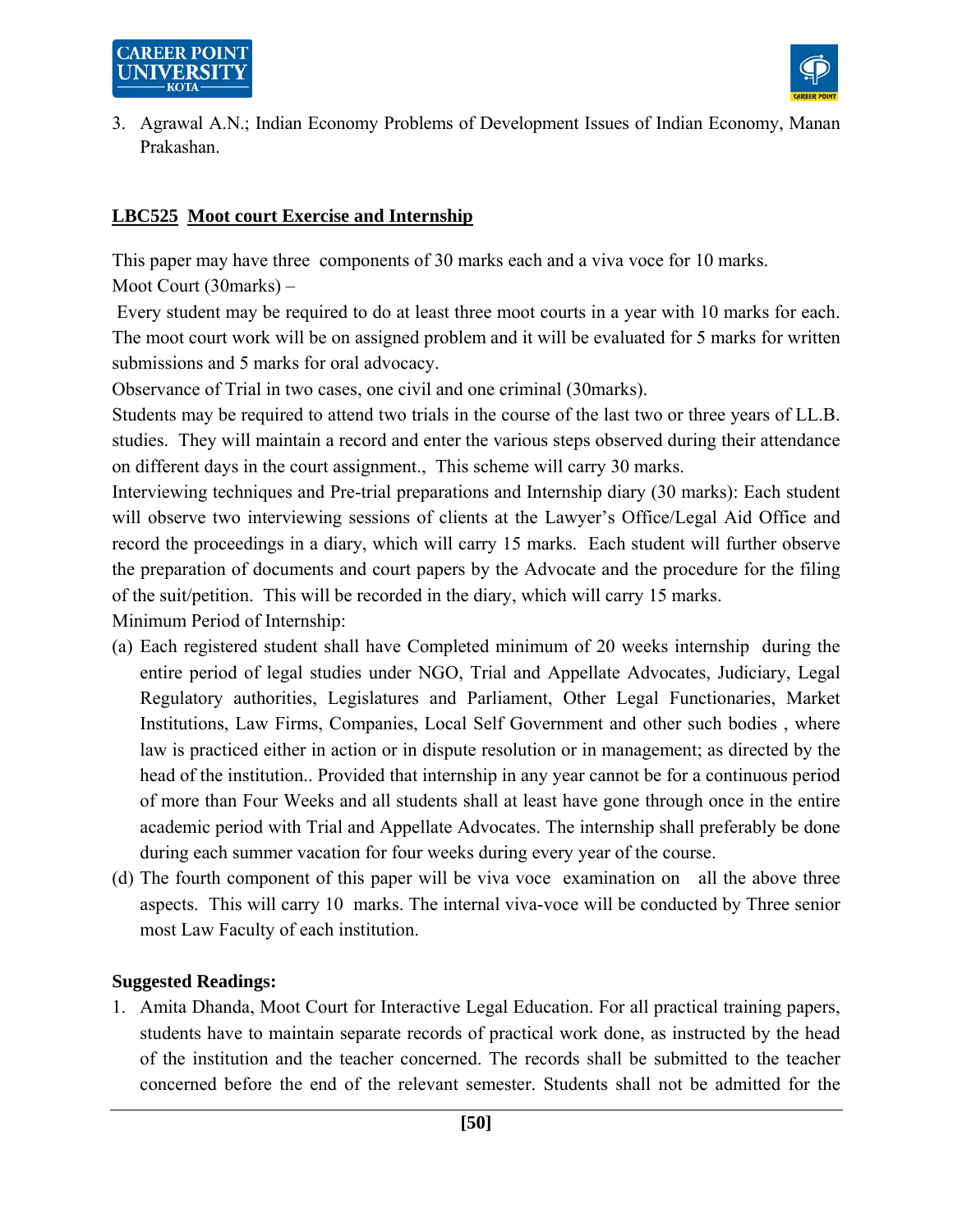3. Agrawal A.N.; Indian Economy Problems of Development Issues of Indian Economy, Manan Prakashan.

## LBC525 Moot court Exercise and Internship

This paper may have three components of 30 marks each and a viva voce for 10 marks.

Moot Court (30marks) –

Every student may be required to do at least three moot courts in a year with 10 marks for each. The moot court work will be on assigned problem and it will be evaluated for 5 marks for written submissions and 5 marks for oral advocacy.

Observance of Trial in two cases, one civil and one criminal (30marks).

Students may be required to attend two trials in the course of the last two or three years of LL.B. studies. They will maintain a record and enter the various steps observed during their attendance on different days in the court assignment., This scheme will carry 30 marks.

Interviewing techniques and Pre-trial preparations and Internship diary (30 marks): Each student will observe two interviewing sessions of clients at the Lawyer's Office/Legal Aid Office and record the proceedings in a diary, which will carry 15 marks. Each student will further observe the preparation of documents and court papers by the Advocate and the procedure for the filing of the suit/petition. This will be recorded in the diary, which will carry 15 marks.

Minimum Period of Internship:

(a) Each registered student shall have Completed minimum of 20 weeks internship during the entire period of legal studies under NGO, Trial and Appellate Advocates, Judiciary, Legal Regulatory authorities, Legislatures and Parliament, Other Legal Functionaries, Market Institutions, Law Firms, Companies, Local Self Government and other such bodies , where law is practiced either in action or in dispute resolution or in management; as directed by the head of the institution.. Provided that internship in any year cannot be for a continuous period of more than Four Weeks and all students shall at least have gone through once in the entire academic period with Trial and Appellate Advocates. The internship shall preferably be done during each summer vacation for four weeks during every year of the course.

(d) The fourth component of this paper will be viva voce examination on all the above three aspects. This will carry 10 marks. The internal viva-voce will be conducted by Three senior most Law Faculty of each institution.

**Suggested Readings:**

1. Amita Dhanda, Moot Court for Interactive Legal Education. For all practical training papers, students have to maintain separate records of practical work done, as instructed by the head of the institution and the teacher concerned. The records shall be submitted to the teacher concerned before the end of the relevant semester. Students shall not be admitted for the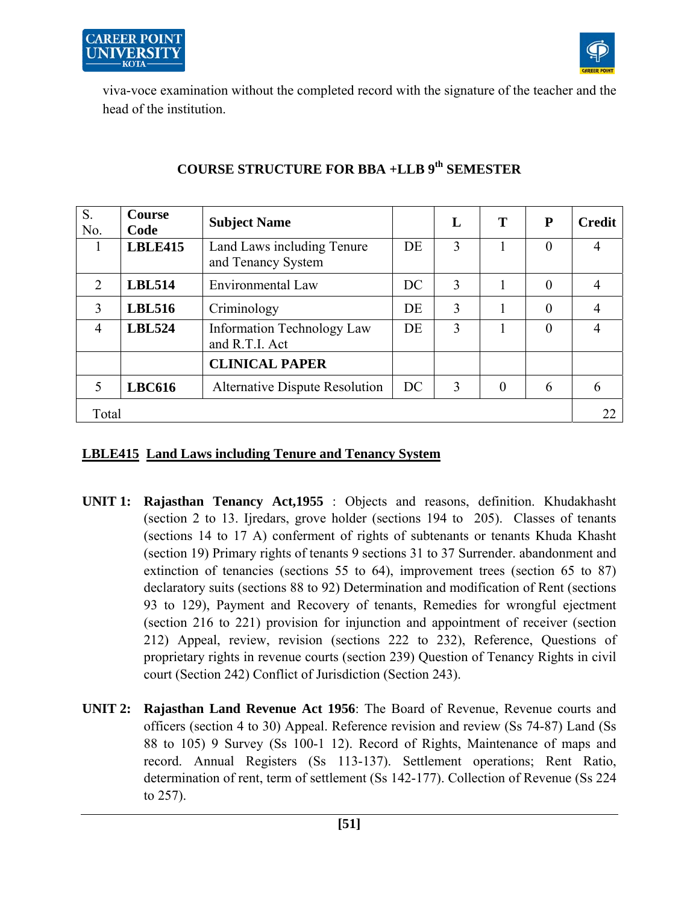viva-voce examination without the completed record with the signature of the teacher and the head of the institution.

## COURSE STRUCTURE FOR BBA +LLB 9th SEMESTER

| S. No. | Course Code | Subject Name | | L | T | P | Credit |
|---|---|---|---|---|---|---|---|
| 1 | **LBLE415** | Land Laws including Tenure and Tenancy System | DE | 3 | 1 | 0 | 4 |
| 2 | **LBL514** | Environmental Law | DC | 3 | 1 | 0 | 4 |
| 3 | **LBL516** | Criminology | DE | 3 | 1 | 0 | 4 |
| 4 | **LBL524** | Information Technology Law and R.T.I. Act | DE | 3 | 1 | 0 | 4 |
| | | **CLINICAL PAPER** | | | | | |
| 5 | **LBC616** | Alternative Dispute Resolution | DC | 3 | 0 | 6 | 6 |
| Total | | | | | | | 22 |

### LBLE415 Land Laws including Tenure and Tenancy System

**UNIT 1:** **Rajasthan Tenancy Act,1955** : Objects and reasons, definition. Khudakhasht (section 2 to 13. Ijredars, grove holder (sections 194 to 205). Classes of tenants (sections 14 to 17 A) conferment of rights of subtenants or tenants Khuda Khasht (section 19) Primary rights of tenants 9 sections 31 to 37 Surrender. abandonment and extinction of tenancies (sections 55 to 64), improvement trees (section 65 to 87) declaratory suits (sections 88 to 92) Determination and modification of Rent (sections 93 to 129), Payment and Recovery of tenants, Remedies for wrongful ejectment (section 216 to 221) provision for injunction and appointment of receiver (section 212) Appeal, review, revision (sections 222 to 232), Reference, Questions of proprietary rights in revenue courts (section 239) Question of Tenancy Rights in civil court (Section 242) Conflict of Jurisdiction (Section 243).

**UNIT 2:** **Rajasthan Land Revenue Act 1956**: The Board of Revenue, Revenue courts and officers (section 4 to 30) Appeal. Reference revision and review (Ss 74-87) Land (Ss 88 to 105) 9 Survey (Ss 100-1 12). Record of Rights, Maintenance of maps and record. Annual Registers (Ss 113-137). Settlement operations; Rent Ratio, determination of rent, term of settlement (Ss 142-177). Collection of Revenue (Ss 224 to 257).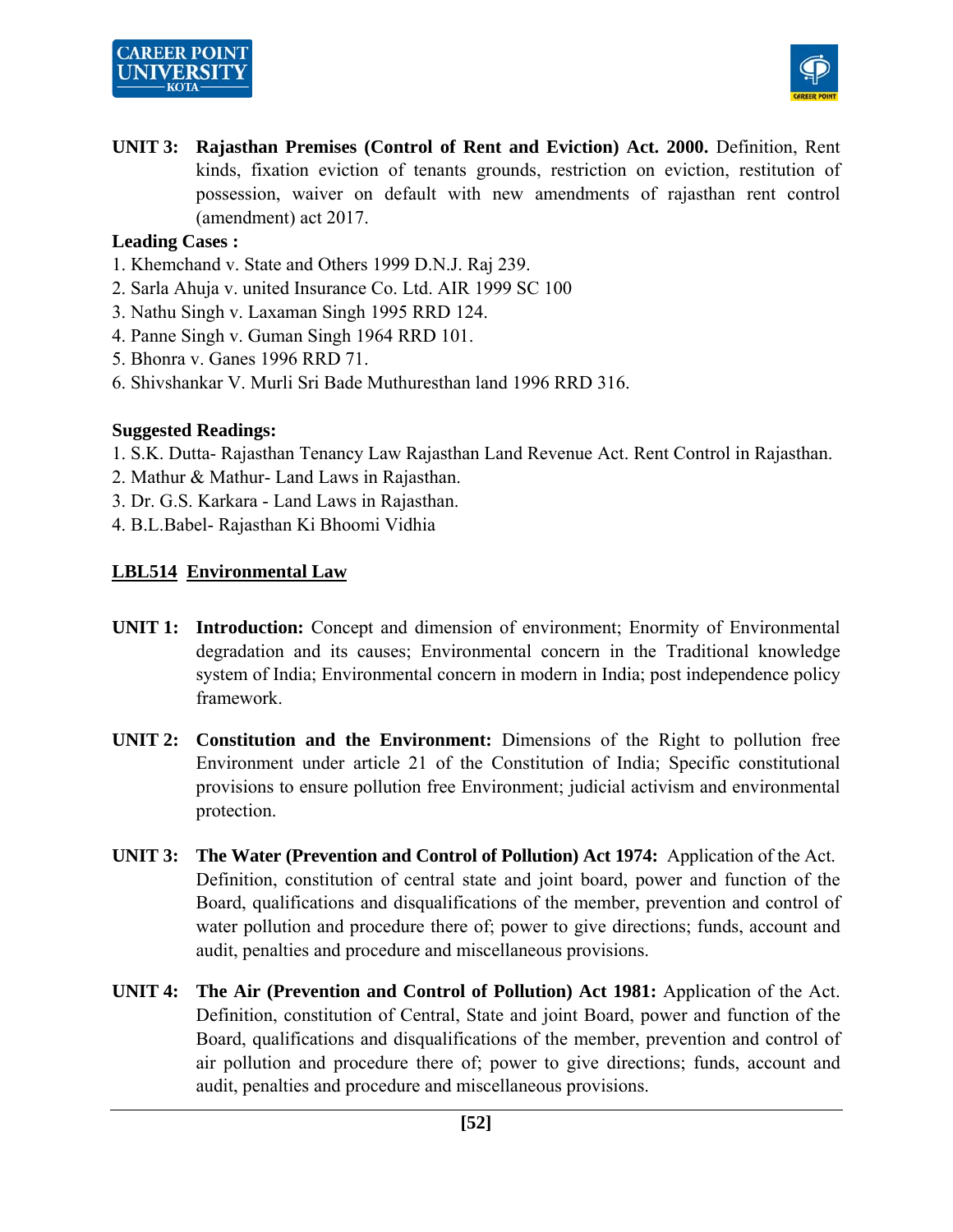**UNIT 3: Rajasthan Premises (Control of Rent and Eviction) Act. 2000.** Definition, Rent kinds, fixation eviction of tenants grounds, restriction on eviction, restitution of possession, waiver on default with new amendments of rajasthan rent control (amendment) act 2017.

**Leading Cases :**

1. Khemchand v. State and Others 1999 D.N.J. Raj 239.
2. Sarla Ahuja v. united Insurance Co. Ltd. AIR 1999 SC 100
3. Nathu Singh v. Laxaman Singh 1995 RRD 124.
4. Panne Singh v. Guman Singh 1964 RRD 101.
5. Bhonra v. Ganes 1996 RRD 71.
6. Shivshankar V. Murli Sri Bade Muthuresthan land 1996 RRD 316.

**Suggested Readings:**

1. S.K. Dutta- Rajasthan Tenancy Law Rajasthan Land Revenue Act. Rent Control in Rajasthan.
2. Mathur & Mathur- Land Laws in Rajasthan.
3. Dr. G.S. Karkara - Land Laws in Rajasthan.
4. B.L.Babel- Rajasthan Ki Bhoomi Vidhia

## LBL514 Environmental Law

**UNIT 1: Introduction:** Concept and dimension of environment; Enormity of Environmental degradation and its causes; Environmental concern in the Traditional knowledge system of India; Environmental concern in modern in India; post independence policy framework.

**UNIT 2: Constitution and the Environment:** Dimensions of the Right to pollution free Environment under article 21 of the Constitution of India; Specific constitutional provisions to ensure pollution free Environment; judicial activism and environmental protection.

**UNIT 3: The Water (Prevention and Control of Pollution) Act 1974:** Application of the Act. Definition, constitution of central state and joint board, power and function of the Board, qualifications and disqualifications of the member, prevention and control of water pollution and procedure there of; power to give directions; funds, account and audit, penalties and procedure and miscellaneous provisions.

**UNIT 4: The Air (Prevention and Control of Pollution) Act 1981:** Application of the Act. Definition, constitution of Central, State and joint Board, power and function of the Board, qualifications and disqualifications of the member, prevention and control of air pollution and procedure there of; power to give directions; funds, account and audit, penalties and procedure and miscellaneous provisions.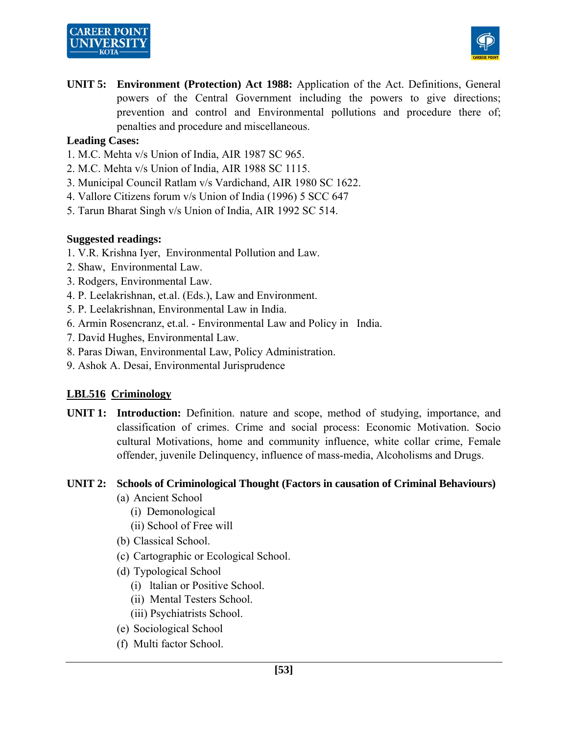**UNIT 5:** **Environment (Protection) Act 1988:** Application of the Act. Definitions, General powers of the Central Government including the powers to give directions; prevention and control and Environmental pollutions and procedure there of; penalties and procedure and miscellaneous.

**Leading Cases:**

1. M.C. Mehta v/s Union of India, AIR 1987 SC 965.
2. M.C. Mehta v/s Union of India, AIR 1988 SC 1115.
3. Municipal Council Ratlam v/s Vardichand, AIR 1980 SC 1622.
4. Vallore Citizens forum v/s Union of India (1996) 5 SCC 647
5. Tarun Bharat Singh v/s Union of India, AIR 1992 SC 514.

**Suggested readings:**

1. V.R. Krishna Iyer, Environmental Pollution and Law.
2. Shaw, Environmental Law.
3. Rodgers, Environmental Law.
4. P. Leelakrishnan, et.al. (Eds.), Law and Environment.
5. P. Leelakrishnan, Environmental Law in India.
6. Armin Rosencranz, et.al. - Environmental Law and Policy in India.
7. David Hughes, Environmental Law.
8. Paras Diwan, Environmental Law, Policy Administration.
9. Ashok A. Desai, Environmental Jurisprudence

## LBL516 Criminology

**UNIT 1:** **Introduction:** Definition. nature and scope, method of studying, importance, and classification of crimes. Crime and social process: Economic Motivation. Socio cultural Motivations, home and community influence, white collar crime, Female offender, juvenile Delinquency, influence of mass-media, Alcoholisms and Drugs.

**UNIT 2:** **Schools of Criminological Thought (Factors in causation of Criminal Behaviours)**

- (a) Ancient School
  - (i) Demonological
  - (ii) School of Free will
- (b) Classical School.
- (c) Cartographic or Ecological School.
- (d) Typological School
  - (i) Italian or Positive School.
  - (ii) Mental Testers School.
  - (iii) Psychiatrists School.
- (e) Sociological School
- (f) Multi factor School.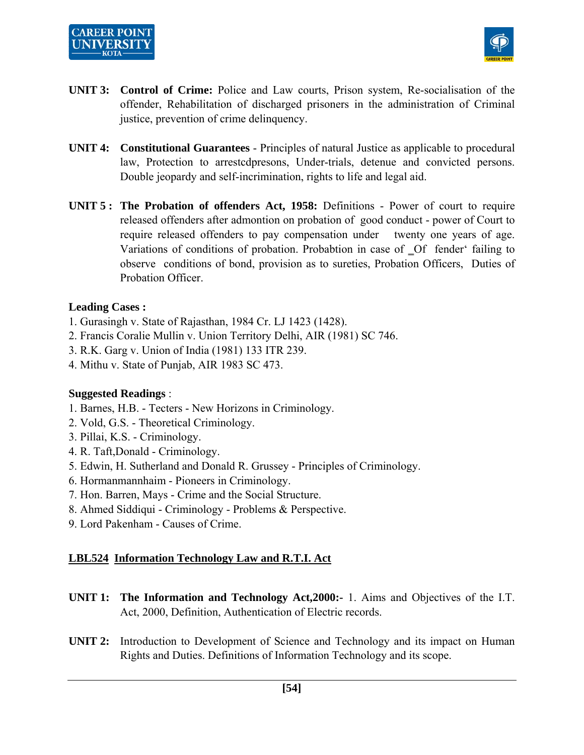**UNIT 3:** **Control of Crime:** Police and Law courts, Prison system, Re-socialisation of the offender, Rehabilitation of discharged prisoners in the administration of Criminal justice, prevention of crime delinquency.

**UNIT 4:** **Constitutional Guarantees** - Principles of natural Justice as applicable to procedural law, Protection to arrestcdpresons, Under-trials, detenue and convicted persons. Double jeopardy and self-incrimination, rights to life and legal aid.

**UNIT 5 :** **The Probation of offenders Act, 1958:** Definitions - Power of court to require released offenders after admontion on probation of good conduct - power of Court to require released offenders to pay compensation under twenty one years of age. Variations of conditions of probation. Probabtion in case of ‗Of fender' failing to observe conditions of bond, provision as to sureties, Probation Officers, Duties of Probation Officer.

**Leading Cases :**

1. Gurasingh v. State of Rajasthan, 1984 Cr. LJ 1423 (1428).
2. Francis Coralie Mullin v. Union Territory Delhi, AIR (1981) SC 746.
3. R.K. Garg v. Union of India (1981) 133 ITR 239.
4. Mithu v. State of Punjab, AIR 1983 SC 473.

**Suggested Readings** :

1. Barnes, H.B. - Tecters - New Horizons in Criminology.
2. Vold, G.S. - Theoretical Criminology.
3. Pillai, K.S. - Criminology.
4. R. Taft,Donald - Criminology.
5. Edwin, H. Sutherland and Donald R. Grussey - Principles of Criminology.
6. Hormanmannhaim - Pioneers in Criminology.
7. Hon. Barren, Mays - Crime and the Social Structure.
8. Ahmed Siddiqui - Criminology - Problems & Perspective.
9. Lord Pakenham - Causes of Crime.

## LBL524 Information Technology Law and R.T.I. Act

**UNIT 1:** **The Information and Technology Act,2000:-** 1. Aims and Objectives of the I.T. Act, 2000, Definition, Authentication of Electric records.

**UNIT 2:** Introduction to Development of Science and Technology and its impact on Human Rights and Duties. Definitions of Information Technology and its scope.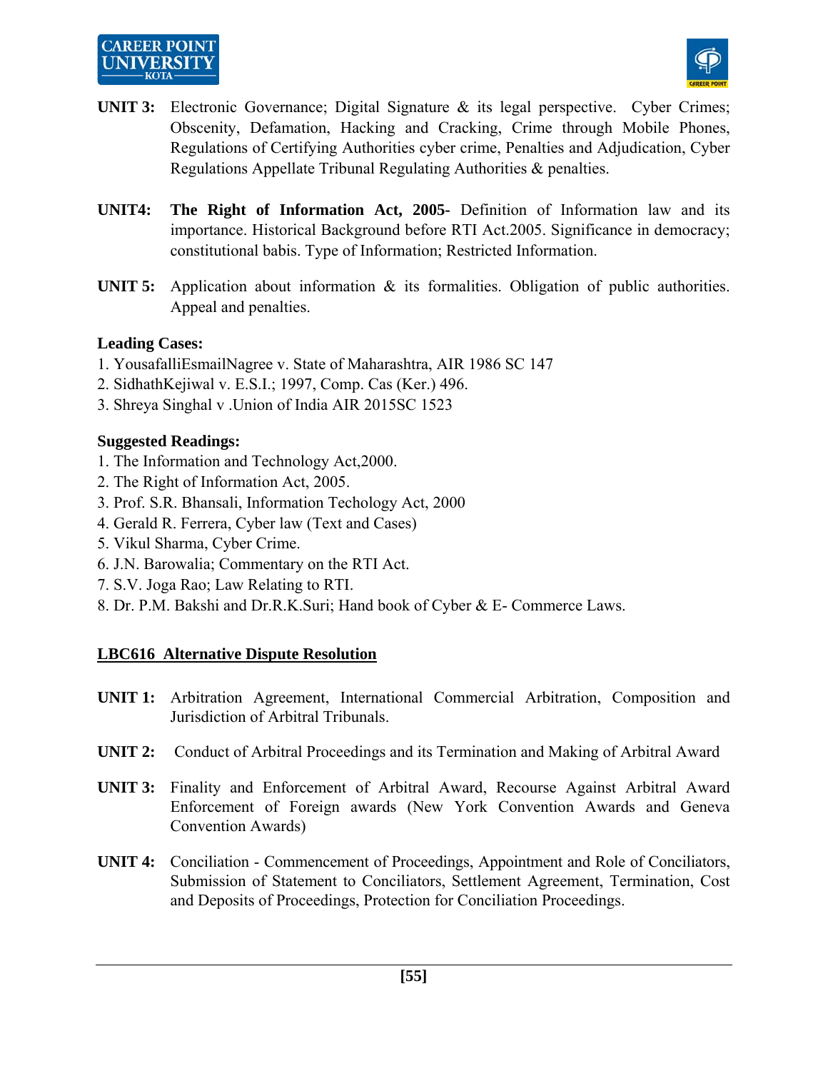**UNIT 3:** Electronic Governance; Digital Signature & its legal perspective. Cyber Crimes; Obscenity, Defamation, Hacking and Cracking, Crime through Mobile Phones, Regulations of Certifying Authorities cyber crime, Penalties and Adjudication, Cyber Regulations Appellate Tribunal Regulating Authorities & penalties.

**UNIT4:** **The Right of Information Act, 2005-** Definition of Information law and its importance. Historical Background before RTI Act.2005. Significance in democracy; constitutional babis. Type of Information; Restricted Information.

**UNIT 5:** Application about information & its formalities. Obligation of public authorities. Appeal and penalties.

**Leading Cases:**

1. YousafalliEsmailNagree v. State of Maharashtra, AIR 1986 SC 147
2. SidhathKejiwal v. E.S.I.; 1997, Comp. Cas (Ker.) 496.
3. Shreya Singhal v .Union of India AIR 2015SC 1523

**Suggested Readings:**

1. The Information and Technology Act,2000.
2. The Right of Information Act, 2005.
3. Prof. S.R. Bhansali, Information Techology Act, 2000
4. Gerald R. Ferrera, Cyber law (Text and Cases)
5. Vikul Sharma, Cyber Crime.
6. J.N. Barowalia; Commentary on the RTI Act.
7. S.V. Joga Rao; Law Relating to RTI.
8. Dr. P.M. Bakshi and Dr.R.K.Suri; Hand book of Cyber & E- Commerce Laws.

## LBC616 Alternative Dispute Resolution

**UNIT 1:** Arbitration Agreement, International Commercial Arbitration, Composition and Jurisdiction of Arbitral Tribunals.

**UNIT 2:** Conduct of Arbitral Proceedings and its Termination and Making of Arbitral Award

**UNIT 3:** Finality and Enforcement of Arbitral Award, Recourse Against Arbitral Award Enforcement of Foreign awards (New York Convention Awards and Geneva Convention Awards)

**UNIT 4:** Conciliation - Commencement of Proceedings, Appointment and Role of Conciliators, Submission of Statement to Conciliators, Settlement Agreement, Termination, Cost and Deposits of Proceedings, Protection for Conciliation Proceedings.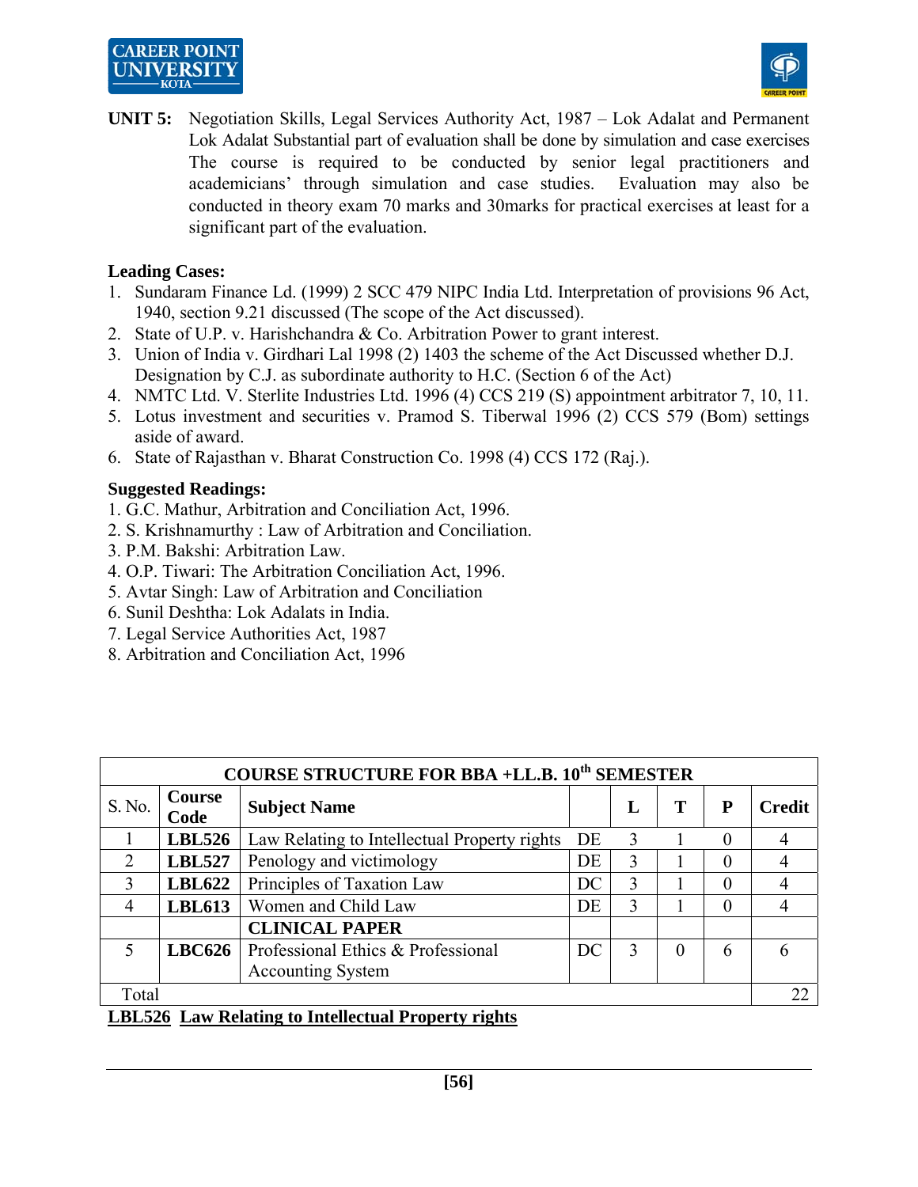**UNIT 5:** Negotiation Skills, Legal Services Authority Act, 1987 – Lok Adalat and Permanent Lok Adalat Substantial part of evaluation shall be done by simulation and case exercises The course is required to be conducted by senior legal practitioners and academicians' through simulation and case studies. Evaluation may also be conducted in theory exam 70 marks and 30marks for practical exercises at least for a significant part of the evaluation.

**Leading Cases:**

1. Sundaram Finance Ld. (1999) 2 SCC 479 NIPC India Ltd. Interpretation of provisions 96 Act, 1940, section 9.21 discussed (The scope of the Act discussed).
2. State of U.P. v. Harishchandra & Co. Arbitration Power to grant interest.
3. Union of India v. Girdhari Lal 1998 (2) 1403 the scheme of the Act Discussed whether D.J. Designation by C.J. as subordinate authority to H.C. (Section 6 of the Act)
4. NMTC Ltd. V. Sterlite Industries Ltd. 1996 (4) CCS 219 (S) appointment arbitrator 7, 10, 11.
5. Lotus investment and securities v. Pramod S. Tiberwal 1996 (2) CCS 579 (Bom) settings aside of award.
6. State of Rajasthan v. Bharat Construction Co. 1998 (4) CCS 172 (Raj.).

**Suggested Readings:**

1. G.C. Mathur, Arbitration and Conciliation Act, 1996.
2. S. Krishnamurthy : Law of Arbitration and Conciliation.
3. P.M. Bakshi: Arbitration Law.
4. O.P. Tiwari: The Arbitration Conciliation Act, 1996.
5. Avtar Singh: Law of Arbitration and Conciliation
6. Sunil Deshtha: Lok Adalats in India.
7. Legal Service Authorities Act, 1987
8. Arbitration and Conciliation Act, 1996

**COURSE STRUCTURE FOR BBA +LL.B. 10th SEMESTER**

| S. No. | Course Code | Subject Name | | L | T | P | Credit |
|---|---|---|---|---|---|---|---|
| 1 | **LBL526** | Law Relating to Intellectual Property rights | DE | 3 | 1 | 0 | 4 |
| 2 | **LBL527** | Penology and victimology | DE | 3 | 1 | 0 | 4 |
| 3 | **LBL622** | Principles of Taxation Law | DC | 3 | 1 | 0 | 4 |
| 4 | **LBL613** | Women and Child Law | DE | 3 | 1 | 0 | 4 |
| | | **CLINICAL PAPER** | | | | | |
| 5 | **LBC626** | Professional Ethics & Professional Accounting System | DC | 3 | 0 | 6 | 6 |
| Total | | | | | | | 22 |

**LBL526 Law Relating to Intellectual Property rights**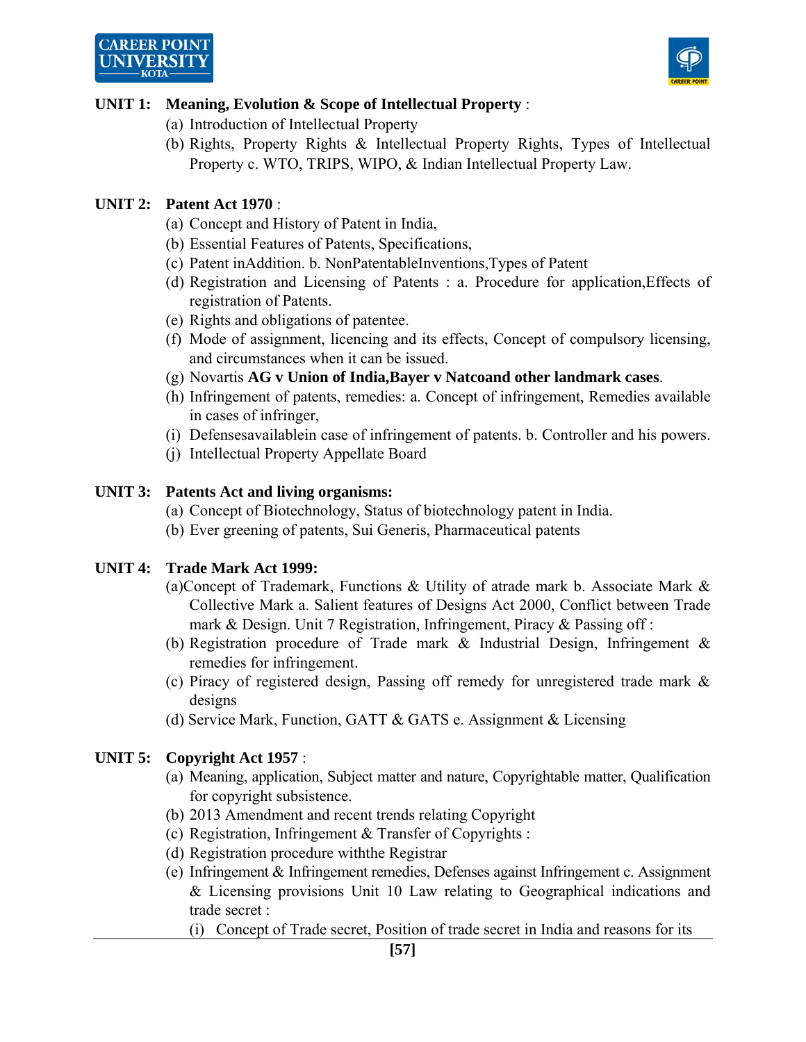**UNIT 1: Meaning, Evolution & Scope of Intellectual Property** :

(a) Introduction of Intellectual Property

(b) Rights, Property Rights & Intellectual Property Rights, Types of Intellectual Property c. WTO, TRIPS, WIPO, & Indian Intellectual Property Law.

**UNIT 2: Patent Act 1970** :

(a) Concept and History of Patent in India,

(b) Essential Features of Patents, Specifications,

(c) Patent inAddition. b. NonPatentableInventions,Types of Patent

(d) Registration and Licensing of Patents : a. Procedure for application,Effects of registration of Patents.

(e) Rights and obligations of patentee.

(f) Mode of assignment, licencing and its effects, Concept of compulsory licensing, and circumstances when it can be issued.

(g) Novartis **AG v Union of India,Bayer v Natcoand other landmark cases**.

(h) Infringement of patents, remedies: a. Concept of infringement, Remedies available in cases of infringer,

(i) Defensesavailablein case of infringement of patents. b. Controller and his powers.

(j) Intellectual Property Appellate Board

**UNIT 3: Patents Act and living organisms:**

(a) Concept of Biotechnology, Status of biotechnology patent in India.

(b) Ever greening of patents, Sui Generis, Pharmaceutical patents

**UNIT 4: Trade Mark Act 1999:**

(a)Concept of Trademark, Functions & Utility of atrade mark b. Associate Mark & Collective Mark a. Salient features of Designs Act 2000, Conflict between Trade mark & Design. Unit 7 Registration, Infringement, Piracy & Passing off :

(b) Registration procedure of Trade mark & Industrial Design, Infringement & remedies for infringement.

(c) Piracy of registered design, Passing off remedy for unregistered trade mark & designs

(d) Service Mark, Function, GATT & GATS e. Assignment & Licensing

**UNIT 5: Copyright Act 1957** :

(a) Meaning, application, Subject matter and nature, Copyrightable matter, Qualification for copyright subsistence.

(b) 2013 Amendment and recent trends relating Copyright

(c) Registration, Infringement & Transfer of Copyrights :

(d) Registration procedure withthe Registrar

(e) Infringement & Infringement remedies, Defenses against Infringement c. Assignment & Licensing provisions Unit 10 Law relating to Geographical indications and trade secret :

  (i) Concept of Trade secret, Position of trade secret in India and reasons for its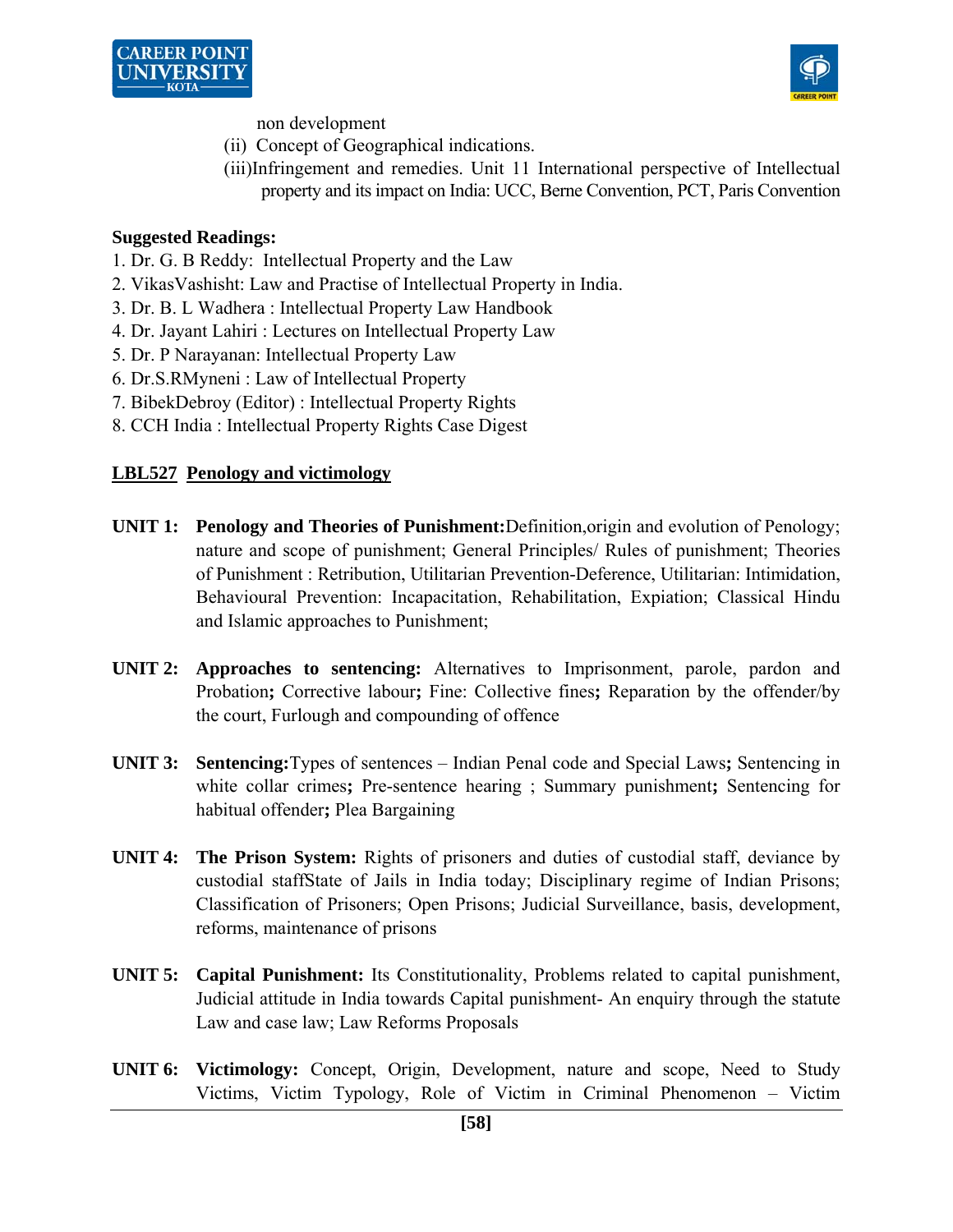non development

(ii) Concept of Geographical indications.

(iii)Infringement and remedies. Unit 11 International perspective of Intellectual property and its impact on India: UCC, Berne Convention, PCT, Paris Convention

**Suggested Readings:**

1. Dr. G. B Reddy: Intellectual Property and the Law
2. VikasVashisht: Law and Practise of Intellectual Property in India.
3. Dr. B. L Wadhera : Intellectual Property Law Handbook
4. Dr. Jayant Lahiri : Lectures on Intellectual Property Law
5. Dr. P Narayanan: Intellectual Property Law
6. Dr.S.RMyneni : Law of Intellectual Property
7. BibekDebroy (Editor) : Intellectual Property Rights
8. CCH India : Intellectual Property Rights Case Digest

**<u>LBL527</u> <u>Penology and victimology</u>**

**UNIT 1: Penology and Theories of Punishment:**Definition,origin and evolution of Penology; nature and scope of punishment; General Principles/ Rules of punishment; Theories of Punishment : Retribution, Utilitarian Prevention-Deference, Utilitarian: Intimidation, Behavioural Prevention: Incapacitation, Rehabilitation, Expiation; Classical Hindu and Islamic approaches to Punishment;

**UNIT 2: Approaches to sentencing:** Alternatives to Imprisonment, parole, pardon and Probation**;** Corrective labour**;** Fine: Collective fines**;** Reparation by the offender/by the court, Furlough and compounding of offence

**UNIT 3: Sentencing:**Types of sentences – Indian Penal code and Special Laws**;** Sentencing in white collar crimes**;** Pre-sentence hearing ; Summary punishment**;** Sentencing for habitual offender**;** Plea Bargaining

**UNIT 4: The Prison System:** Rights of prisoners and duties of custodial staff, deviance by custodial staffState of Jails in India today; Disciplinary regime of Indian Prisons; Classification of Prisoners; Open Prisons; Judicial Surveillance, basis, development, reforms, maintenance of prisons

**UNIT 5: Capital Punishment:** Its Constitutionality, Problems related to capital punishment, Judicial attitude in India towards Capital punishment- An enquiry through the statute Law and case law; Law Reforms Proposals

**UNIT 6: Victimology:** Concept, Origin, Development, nature and scope, Need to Study Victims, Victim Typology, Role of Victim in Criminal Phenomenon – Victim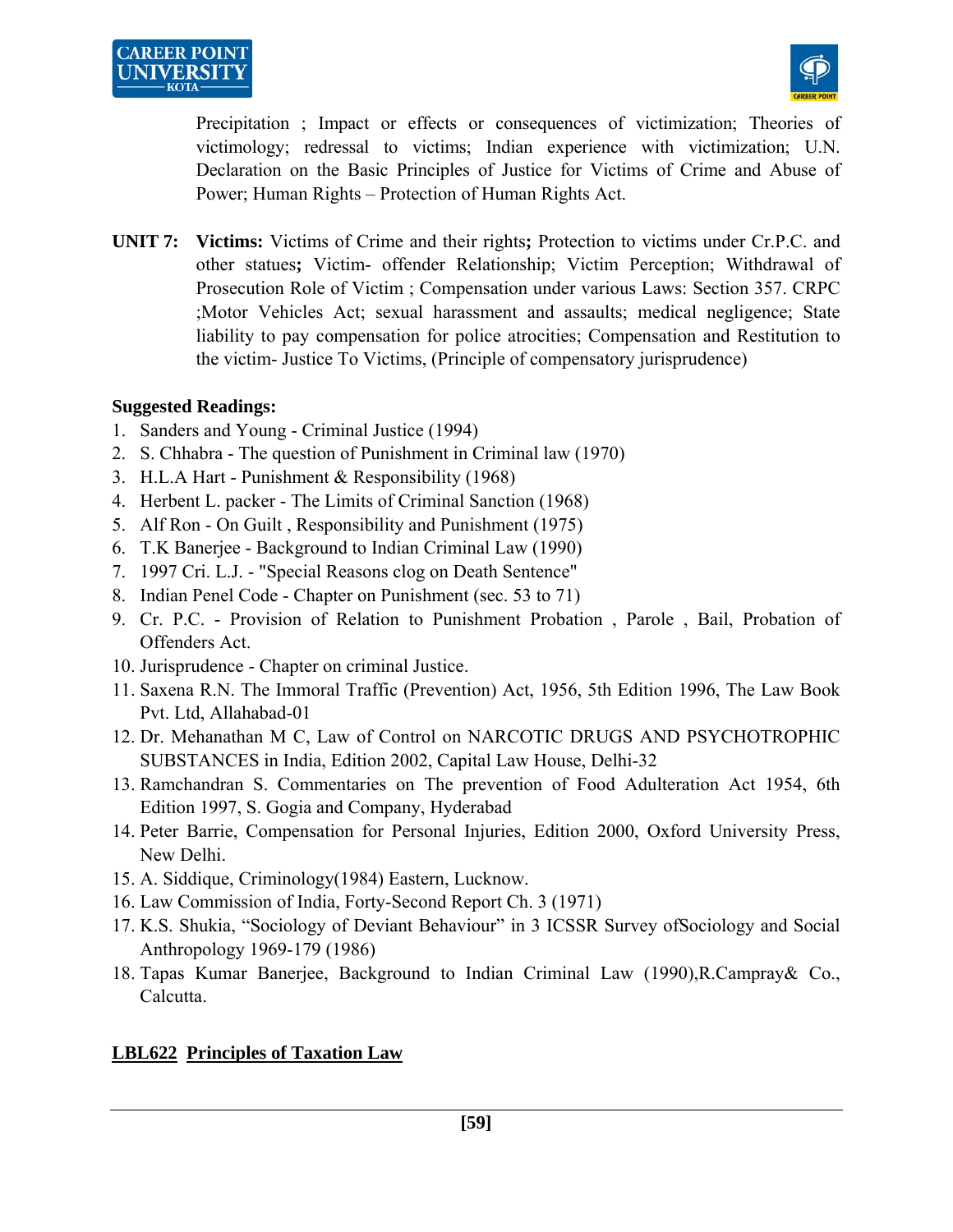Precipitation ; Impact or effects or consequences of victimization; Theories of victimology; redressal to victims; Indian experience with victimization; U.N. Declaration on the Basic Principles of Justice for Victims of Crime and Abuse of Power; Human Rights – Protection of Human Rights Act.

**UNIT 7:** **Victims:** Victims of Crime and their rights**;** Protection to victims under Cr.P.C. and other statues**;** Victim- offender Relationship; Victim Perception; Withdrawal of Prosecution Role of Victim ; Compensation under various Laws: Section 357. CRPC ;Motor Vehicles Act; sexual harassment and assaults; medical negligence; State liability to pay compensation for police atrocities; Compensation and Restitution to the victim- Justice To Victims, (Principle of compensatory jurisprudence)

**Suggested Readings:**

1. Sanders and Young - Criminal Justice (1994)
2. S. Chhabra - The question of Punishment in Criminal law (1970)
3. H.L.A Hart - Punishment & Responsibility (1968)
4. Herbent L. packer - The Limits of Criminal Sanction (1968)
5. Alf Ron - On Guilt , Responsibility and Punishment (1975)
6. T.K Banerjee - Background to Indian Criminal Law (1990)
7. 1997 Cri. L.J. - "Special Reasons clog on Death Sentence"
8. Indian Penel Code - Chapter on Punishment (sec. 53 to 71)
9. Cr. P.C. - Provision of Relation to Punishment Probation , Parole , Bail, Probation of Offenders Act.
10. Jurisprudence - Chapter on criminal Justice.
11. Saxena R.N. The Immoral Traffic (Prevention) Act, 1956, 5th Edition 1996, The Law Book Pvt. Ltd, Allahabad-01
12. Dr. Mehanathan M C, Law of Control on NARCOTIC DRUGS AND PSYCHOTROPHIC SUBSTANCES in India, Edition 2002, Capital Law House, Delhi-32
13. Ramchandran S. Commentaries on The prevention of Food Adulteration Act 1954, 6th Edition 1997, S. Gogia and Company, Hyderabad
14. Peter Barrie, Compensation for Personal Injuries, Edition 2000, Oxford University Press, New Delhi.
15. A. Siddique, Criminology(1984) Eastern, Lucknow.
16. Law Commission of India, Forty-Second Report Ch. 3 (1971)
17. K.S. Shukia, "Sociology of Deviant Behaviour" in 3 ICSSR Survey ofSociology and Social Anthropology 1969-179 (1986)
18. Tapas Kumar Banerjee, Background to Indian Criminal Law (1990),R.Campray& Co., Calcutta.

## <u>LBL622</u> <u>Principles of Taxation Law</u>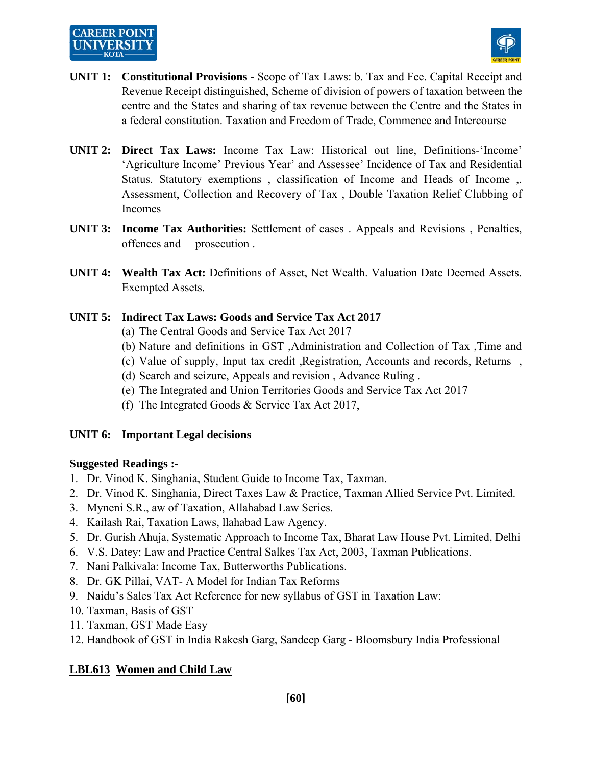**UNIT 1: Constitutional Provisions** - Scope of Tax Laws: b. Tax and Fee. Capital Receipt and Revenue Receipt distinguished, Scheme of division of powers of taxation between the centre and the States and sharing of tax revenue between the Centre and the States in a federal constitution. Taxation and Freedom of Trade, Commence and Intercourse

**UNIT 2: Direct Tax Laws:** Income Tax Law: Historical out line, Definitions-'Income' 'Agriculture Income' Previous Year' and Assessee' Incidence of Tax and Residential Status. Statutory exemptions , classification of Income and Heads of Income ,. Assessment, Collection and Recovery of Tax , Double Taxation Relief Clubbing of Incomes

**UNIT 3: Income Tax Authorities:** Settlement of cases . Appeals and Revisions , Penalties, offences and prosecution .

**UNIT 4: Wealth Tax Act:** Definitions of Asset, Net Wealth. Valuation Date Deemed Assets. Exempted Assets.

**UNIT 5: Indirect Tax Laws: Goods and Service Tax Act 2017**

(a) The Central Goods and Service Tax Act 2017
(b) Nature and definitions in GST ,Administration and Collection of Tax ,Time and
(c) Value of supply, Input tax credit ,Registration, Accounts and records, Returns ,
(d) Search and seizure, Appeals and revision , Advance Ruling .
(e) The Integrated and Union Territories Goods and Service Tax Act 2017
(f) The Integrated Goods & Service Tax Act 2017,

**UNIT 6: Important Legal decisions**

**Suggested Readings :-**

1. Dr. Vinod K. Singhania, Student Guide to Income Tax, Taxman.
2. Dr. Vinod K. Singhania, Direct Taxes Law & Practice, Taxman Allied Service Pvt. Limited.
3. Myneni S.R., aw of Taxation, Allahabad Law Series.
4. Kailash Rai, Taxation Laws, llahabad Law Agency.
5. Dr. Gurish Ahuja, Systematic Approach to Income Tax, Bharat Law House Pvt. Limited, Delhi
6. V.S. Datey: Law and Practice Central Salkes Tax Act, 2003, Taxman Publications.
7. Nani Palkivala: Income Tax, Butterworths Publications.
8. Dr. GK Pillai, VAT- A Model for Indian Tax Reforms
9. Naidu's Sales Tax Act Reference for new syllabus of GST in Taxation Law:
10. Taxman, Basis of GST
11. Taxman, GST Made Easy
12. Handbook of GST in India Rakesh Garg, Sandeep Garg - Bloomsbury India Professional

## LBL613 Women and Child Law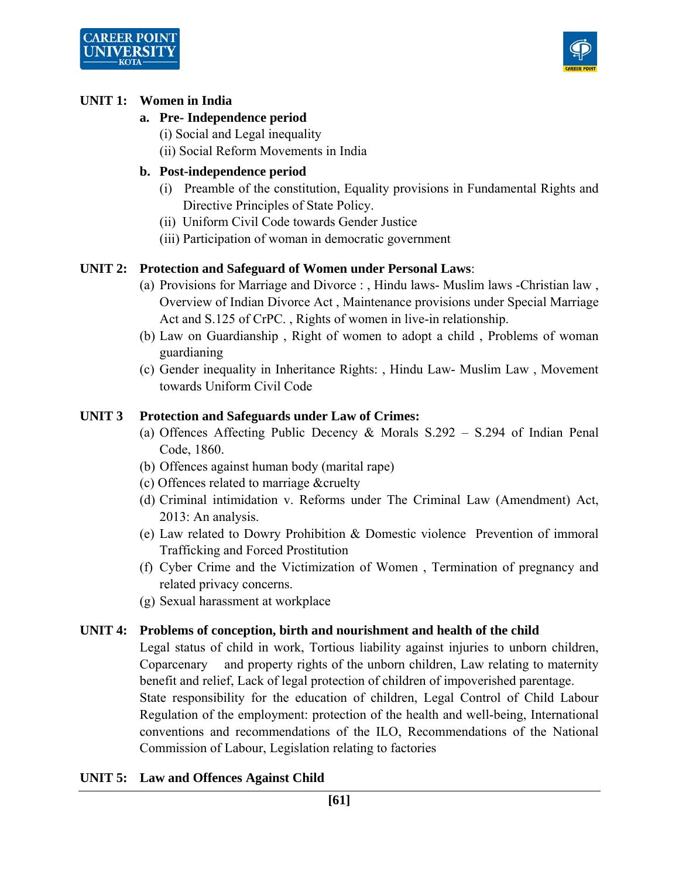**UNIT 1: Women in India**

**a. Pre- Independence period**

(i) Social and Legal inequality

(ii) Social Reform Movements in India

**b. Post-independence period**

(i) Preamble of the constitution, Equality provisions in Fundamental Rights and Directive Principles of State Policy.

(ii) Uniform Civil Code towards Gender Justice

(iii) Participation of woman in democratic government

**UNIT 2: Protection and Safeguard of Women under Personal Laws**:

(a) Provisions for Marriage and Divorce : , Hindu laws- Muslim laws -Christian law , Overview of Indian Divorce Act , Maintenance provisions under Special Marriage Act and S.125 of CrPC. , Rights of women in live-in relationship.

(b) Law on Guardianship , Right of women to adopt a child , Problems of woman guardianing

(c) Gender inequality in Inheritance Rights: , Hindu Law- Muslim Law , Movement towards Uniform Civil Code

**UNIT 3 Protection and Safeguards under Law of Crimes:**

(a) Offences Affecting Public Decency & Morals S.292 – S.294 of Indian Penal Code, 1860.

(b) Offences against human body (marital rape)

(c) Offences related to marriage &cruelty

(d) Criminal intimidation v. Reforms under The Criminal Law (Amendment) Act, 2013: An analysis.

(e) Law related to Dowry Prohibition & Domestic violence Prevention of immoral Trafficking and Forced Prostitution

(f) Cyber Crime and the Victimization of Women , Termination of pregnancy and related privacy concerns.

(g) Sexual harassment at workplace

**UNIT 4: Problems of conception, birth and nourishment and health of the child**

Legal status of child in work, Tortious liability against injuries to unborn children, Coparcenary and property rights of the unborn children, Law relating to maternity benefit and relief, Lack of legal protection of children of impoverished parentage.

State responsibility for the education of children, Legal Control of Child Labour Regulation of the employment: protection of the health and well-being, International conventions and recommendations of the ILO, Recommendations of the National Commission of Labour, Legislation relating to factories

**UNIT 5: Law and Offences Against Child**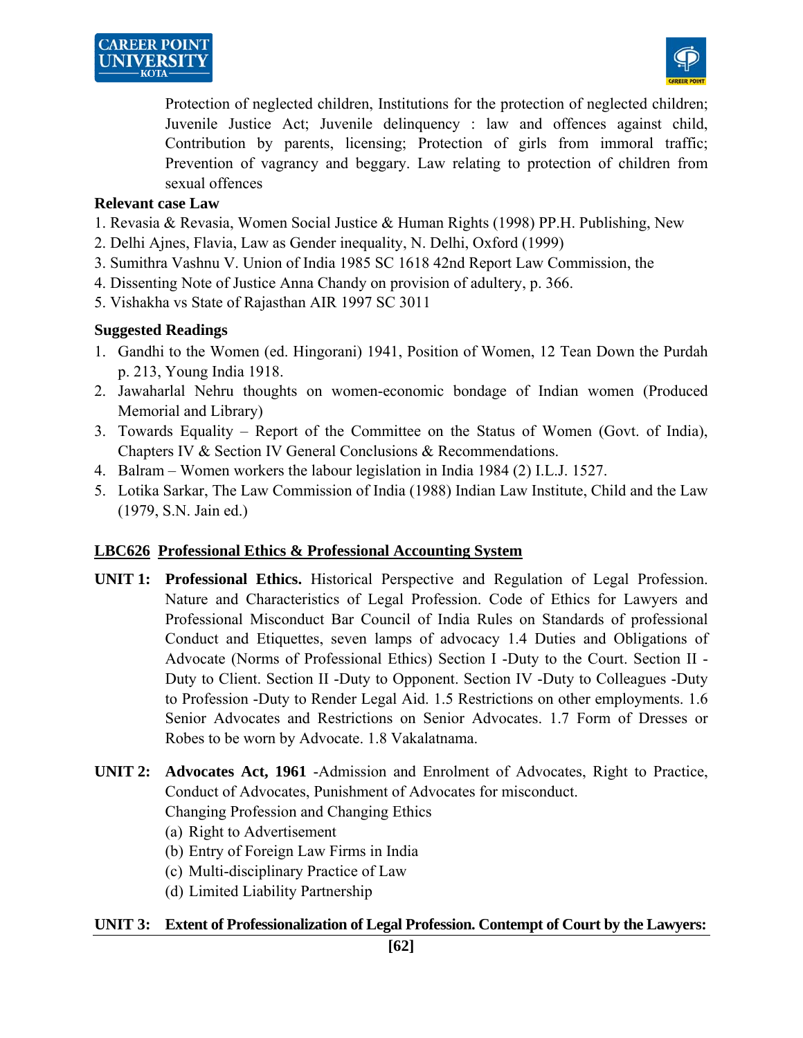Protection of neglected children, Institutions for the protection of neglected children; Juvenile Justice Act; Juvenile delinquency : law and offences against child, Contribution by parents, licensing; Protection of girls from immoral traffic; Prevention of vagrancy and beggary. Law relating to protection of children from sexual offences

**Relevant case Law**

1. Revasia & Revasia, Women Social Justice & Human Rights (1998) PP.H. Publishing, New
2. Delhi Ajnes, Flavia, Law as Gender inequality, N. Delhi, Oxford (1999)
3. Sumithra Vashnu V. Union of India 1985 SC 1618 42nd Report Law Commission, the
4. Dissenting Note of Justice Anna Chandy on provision of adultery, p. 366.
5. Vishakha vs State of Rajasthan AIR 1997 SC 3011

**Suggested Readings**

1. Gandhi to the Women (ed. Hingorani) 1941, Position of Women, 12 Tean Down the Purdah p. 213, Young India 1918.
2. Jawaharlal Nehru thoughts on women-economic bondage of Indian women (Produced Memorial and Library)
3. Towards Equality – Report of the Committee on the Status of Women (Govt. of India), Chapters IV & Section IV General Conclusions & Recommendations.
4. Balram – Women workers the labour legislation in India 1984 (2) I.L.J. 1527.
5. Lotika Sarkar, The Law Commission of India (1988) Indian Law Institute, Child and the Law (1979, S.N. Jain ed.)

## LBC626 Professional Ethics & Professional Accounting System

**UNIT 1:** **Professional Ethics.** Historical Perspective and Regulation of Legal Profession. Nature and Characteristics of Legal Profession. Code of Ethics for Lawyers and Professional Misconduct Bar Council of India Rules on Standards of professional Conduct and Etiquettes, seven lamps of advocacy 1.4 Duties and Obligations of Advocate (Norms of Professional Ethics) Section I -Duty to the Court. Section II - Duty to Client. Section II -Duty to Opponent. Section IV -Duty to Colleagues -Duty to Profession -Duty to Render Legal Aid. 1.5 Restrictions on other employments. 1.6 Senior Advocates and Restrictions on Senior Advocates. 1.7 Form of Dresses or Robes to be worn by Advocate. 1.8 Vakalatnama.

**UNIT 2:** **Advocates Act, 1961** -Admission and Enrolment of Advocates, Right to Practice, Conduct of Advocates, Punishment of Advocates for misconduct.
Changing Profession and Changing Ethics
(a) Right to Advertisement
(b) Entry of Foreign Law Firms in India
(c) Multi-disciplinary Practice of Law
(d) Limited Liability Partnership

**UNIT 3:** **Extent of Professionalization of Legal Profession. Contempt of Court by the Lawyers:**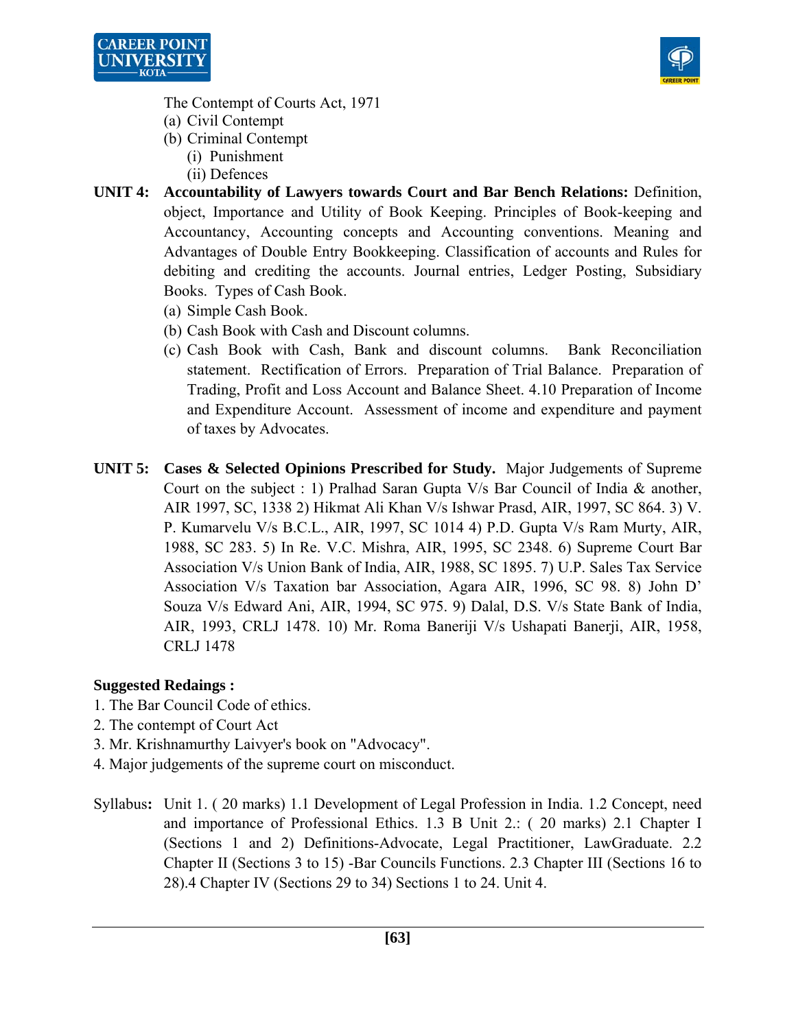The Contempt of Courts Act, 1971

(a) Civil Contempt
(b) Criminal Contempt
   (i) Punishment
   (ii) Defences

**UNIT 4: Accountability of Lawyers towards Court and Bar Bench Relations:** Definition, object, Importance and Utility of Book Keeping. Principles of Book-keeping and Accountancy, Accounting concepts and Accounting conventions. Meaning and Advantages of Double Entry Bookkeeping. Classification of accounts and Rules for debiting and crediting the accounts. Journal entries, Ledger Posting, Subsidiary Books. Types of Cash Book.

(a) Simple Cash Book.
(b) Cash Book with Cash and Discount columns.
(c) Cash Book with Cash, Bank and discount columns. Bank Reconciliation statement. Rectification of Errors. Preparation of Trial Balance. Preparation of Trading, Profit and Loss Account and Balance Sheet. 4.10 Preparation of Income and Expenditure Account. Assessment of income and expenditure and payment of taxes by Advocates.

**UNIT 5: Cases & Selected Opinions Prescribed for Study.** Major Judgements of Supreme Court on the subject : 1) Pralhad Saran Gupta V/s Bar Council of India & another, AIR 1997, SC, 1338 2) Hikmat Ali Khan V/s Ishwar Prasd, AIR, 1997, SC 864. 3) V. P. Kumarvelu V/s B.C.L., AIR, 1997, SC 1014 4) P.D. Gupta V/s Ram Murty, AIR, 1988, SC 283. 5) In Re. V.C. Mishra, AIR, 1995, SC 2348. 6) Supreme Court Bar Association V/s Union Bank of India, AIR, 1988, SC 1895. 7) U.P. Sales Tax Service Association V/s Taxation bar Association, Agara AIR, 1996, SC 98. 8) John D' Souza V/s Edward Ani, AIR, 1994, SC 975. 9) Dalal, D.S. V/s State Bank of India, AIR, 1993, CRLJ 1478. 10) Mr. Roma Baneriji V/s Ushapati Banerji, AIR, 1958, CRLJ 1478

**Suggested Redaings :**

1. The Bar Council Code of ethics.
2. The contempt of Court Act
3. Mr. Krishnamurthy Laivyer's book on "Advocacy".
4. Major judgements of the supreme court on misconduct.

Syllabus**:** Unit 1. ( 20 marks) 1.1 Development of Legal Profession in India. 1.2 Concept, need and importance of Professional Ethics. 1.3 B Unit 2.: ( 20 marks) 2.1 Chapter I (Sections 1 and 2) Definitions-Advocate, Legal Practitioner, LawGraduate. 2.2 Chapter II (Sections 3 to 15) -Bar Councils Functions. 2.3 Chapter III (Sections 16 to 28).4 Chapter IV (Sections 29 to 34) Sections 1 to 24. Unit 4.